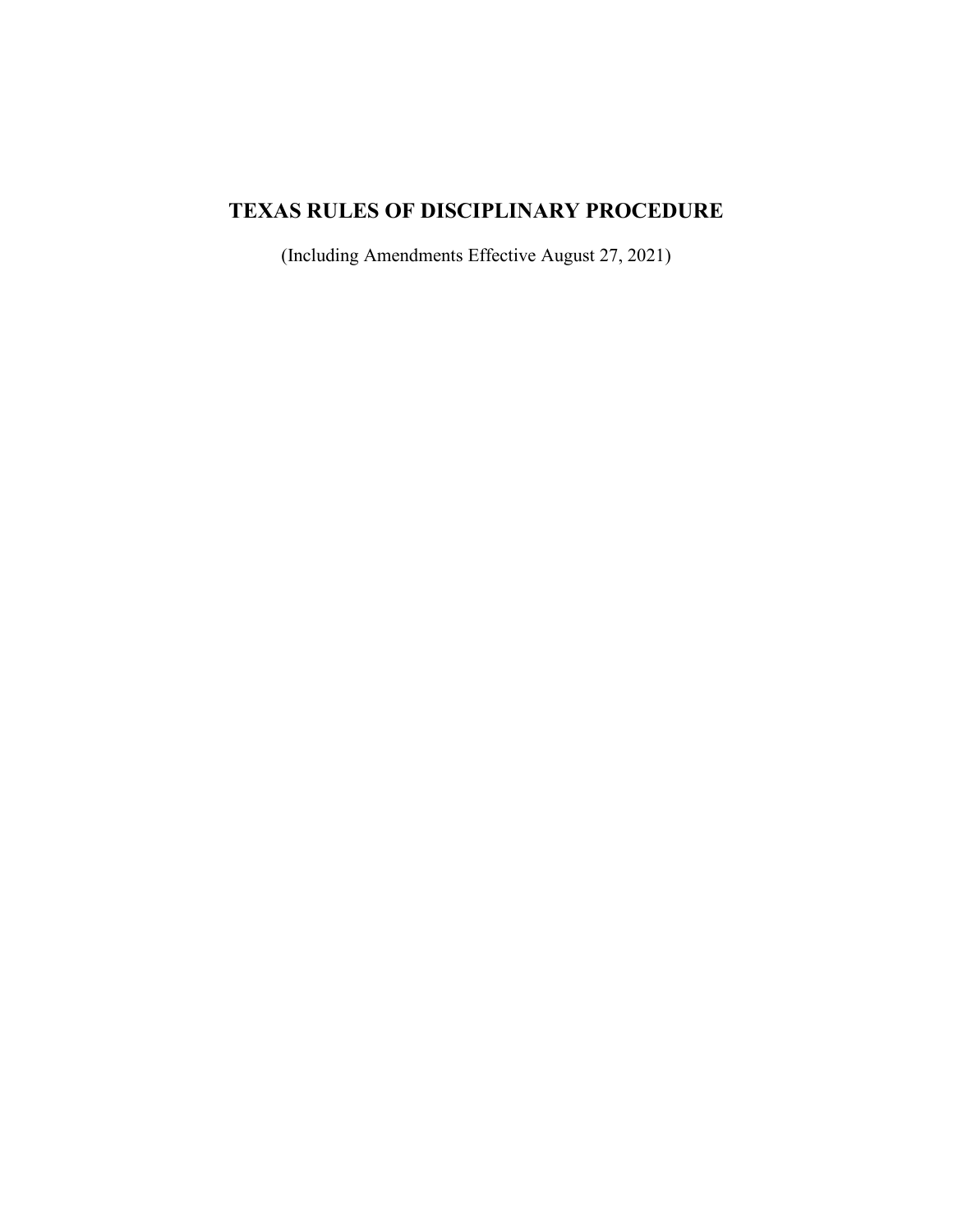# TEXAS RULES OF DISCIPLINARY PROCEDURE

(Including Amendments Effective August 27, 2021)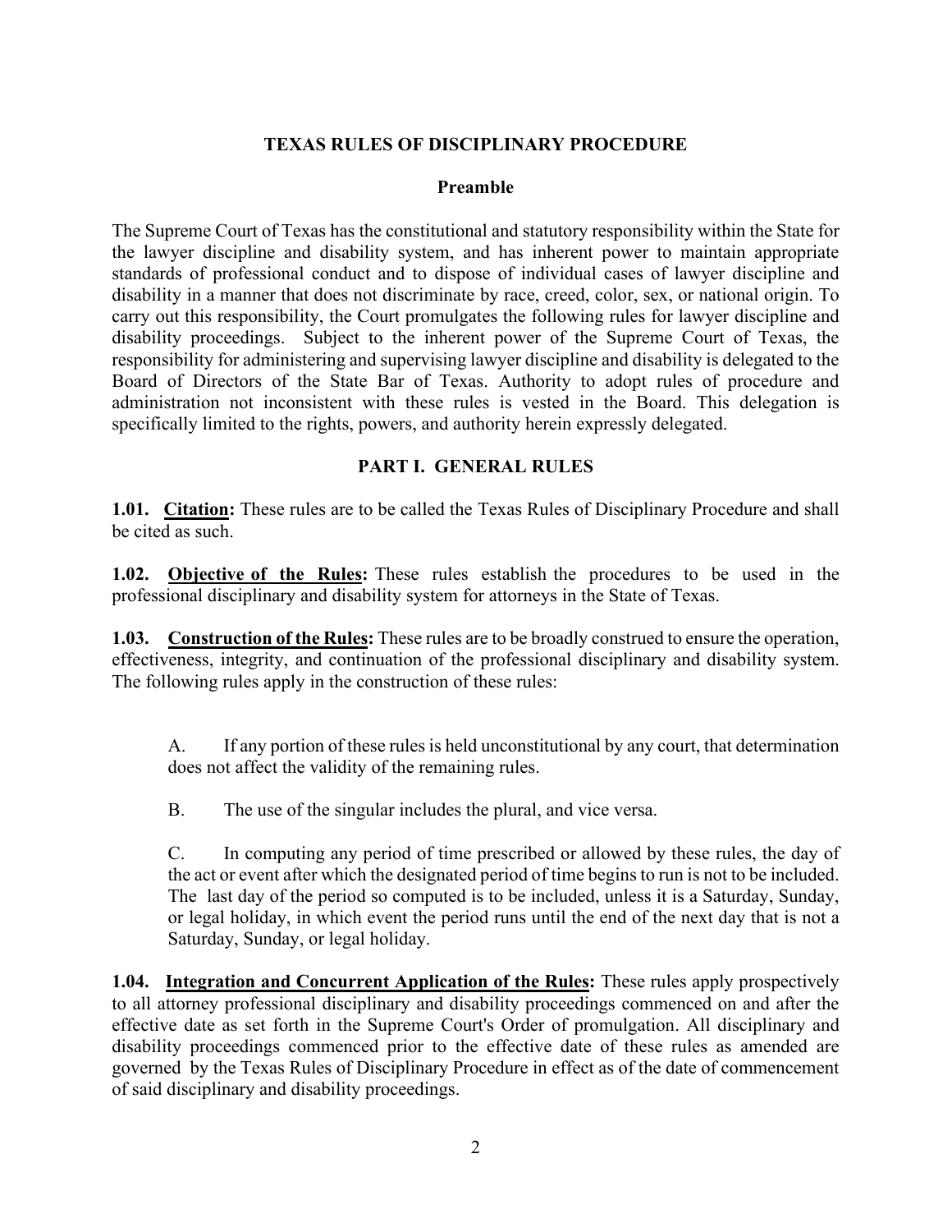## TEXAS RULES OF DISCIPLINARY PROCEDURE

### Preamble

The Supreme Court of Texas has the constitutional and statutory responsibility within the State for the lawyer discipline and disability system, and has inherent power to maintain appropriate standards of professional conduct and to dispose of individual cases of lawyer discipline and disability in a manner that does not discriminate by race, creed, color, sex, or national origin. To carry out this responsibility, the Court promulgates the following rules for lawyer discipline and disability proceedings. Subject to the inherent power of the Supreme Court of Texas, the responsibility for administering and supervising lawyer discipline and disability is delegated to the Board of Directors of the State Bar of Texas. Authority to adopt rules of procedure and administration not inconsistent with these rules is vested in the Board. This delegation is specifically limited to the rights, powers, and authority herein expressly delegated.

### PART I. GENERAL RULES

**1.01. Citation:** These rules are to be called the Texas Rules of Disciplinary Procedure and shall be cited as such.

**1.02. Objective of the Rules:** These rules establish the procedures to be used in the professional disciplinary and disability system for attorneys in the State of Texas.

**1.03. Construction of the Rules:** These rules are to be broadly construed to ensure the operation, effectiveness, integrity, and continuation of the professional disciplinary and disability system. The following rules apply in the construction of these rules:

A. If any portion of these rules is held unconstitutional by any court, that determination does not affect the validity of the remaining rules.

B. The use of the singular includes the plural, and vice versa.

C. In computing any period of time prescribed or allowed by these rules, the day of the act or event after which the designated period of time begins to run is not to be included. The last day of the period so computed is to be included, unless it is a Saturday, Sunday, or legal holiday, in which event the period runs until the end of the next day that is not a Saturday, Sunday, or legal holiday.

**1.04. Integration and Concurrent Application of the Rules:** These rules apply prospectively to all attorney professional disciplinary and disability proceedings commenced on and after the effective date as set forth in the Supreme Court's Order of promulgation. All disciplinary and disability proceedings commenced prior to the effective date of these rules as amended are governed by the Texas Rules of Disciplinary Procedure in effect as of the date of commencement of said disciplinary and disability proceedings.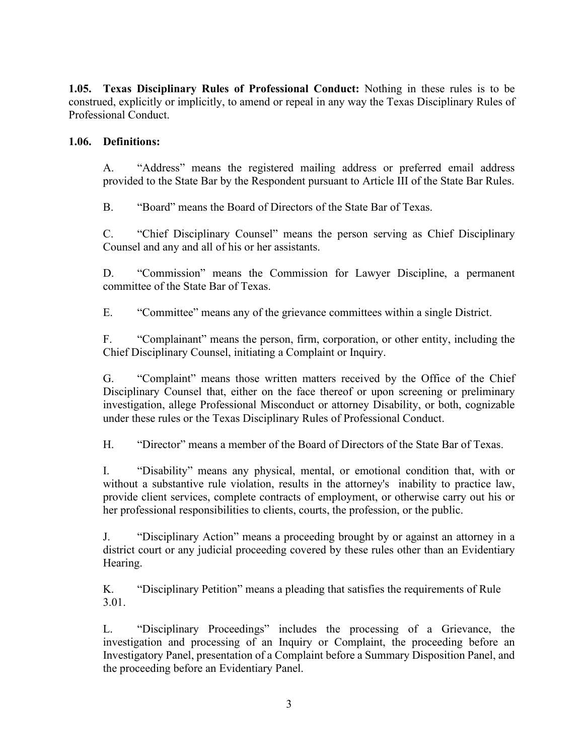**1.05. Texas Disciplinary Rules of Professional Conduct:** Nothing in these rules is to be construed, explicitly or implicitly, to amend or repeal in any way the Texas Disciplinary Rules of Professional Conduct.

**1.06. Definitions:**

A. "Address" means the registered mailing address or preferred email address provided to the State Bar by the Respondent pursuant to Article III of the State Bar Rules.

B. "Board" means the Board of Directors of the State Bar of Texas.

C. "Chief Disciplinary Counsel" means the person serving as Chief Disciplinary Counsel and any and all of his or her assistants.

D. "Commission" means the Commission for Lawyer Discipline, a permanent committee of the State Bar of Texas.

E. "Committee" means any of the grievance committees within a single District.

F. "Complainant" means the person, firm, corporation, or other entity, including the Chief Disciplinary Counsel, initiating a Complaint or Inquiry.

G. "Complaint" means those written matters received by the Office of the Chief Disciplinary Counsel that, either on the face thereof or upon screening or preliminary investigation, allege Professional Misconduct or attorney Disability, or both, cognizable under these rules or the Texas Disciplinary Rules of Professional Conduct.

H. "Director" means a member of the Board of Directors of the State Bar of Texas.

I. "Disability" means any physical, mental, or emotional condition that, with or without a substantive rule violation, results in the attorney's inability to practice law, provide client services, complete contracts of employment, or otherwise carry out his or her professional responsibilities to clients, courts, the profession, or the public.

J. "Disciplinary Action" means a proceeding brought by or against an attorney in a district court or any judicial proceeding covered by these rules other than an Evidentiary Hearing.

K. "Disciplinary Petition" means a pleading that satisfies the requirements of Rule 3.01.

L. "Disciplinary Proceedings" includes the processing of a Grievance, the investigation and processing of an Inquiry or Complaint, the proceeding before an Investigatory Panel, presentation of a Complaint before a Summary Disposition Panel, and the proceeding before an Evidentiary Panel.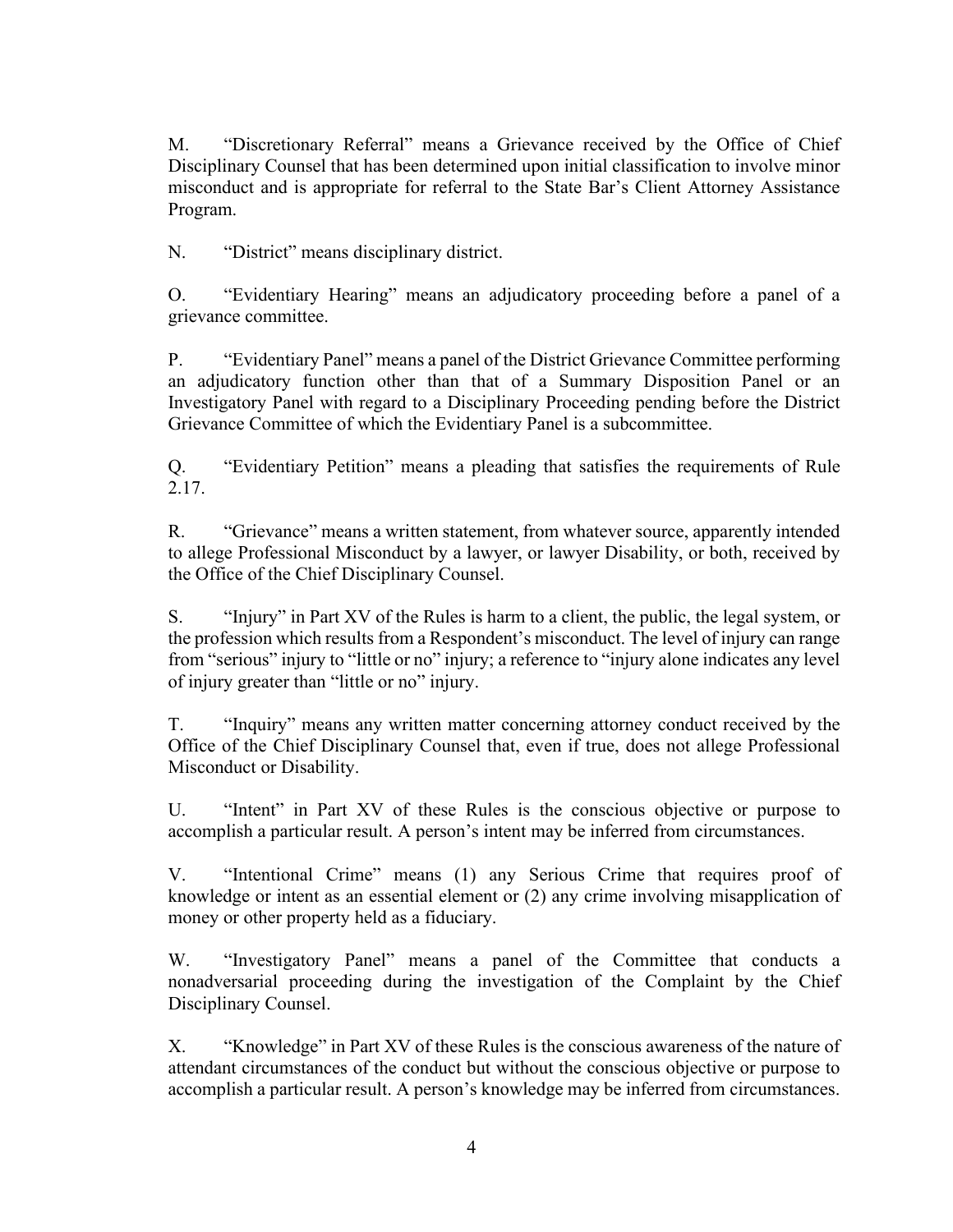M. "Discretionary Referral" means a Grievance received by the Office of Chief Disciplinary Counsel that has been determined upon initial classification to involve minor misconduct and is appropriate for referral to the State Bar's Client Attorney Assistance Program.

N. "District" means disciplinary district.

O. "Evidentiary Hearing" means an adjudicatory proceeding before a panel of a grievance committee.

P. "Evidentiary Panel" means a panel of the District Grievance Committee performing an adjudicatory function other than that of a Summary Disposition Panel or an Investigatory Panel with regard to a Disciplinary Proceeding pending before the District Grievance Committee of which the Evidentiary Panel is a subcommittee.

Q. "Evidentiary Petition" means a pleading that satisfies the requirements of Rule 2.17.

R. "Grievance" means a written statement, from whatever source, apparently intended to allege Professional Misconduct by a lawyer, or lawyer Disability, or both, received by the Office of the Chief Disciplinary Counsel.

S. "Injury" in Part XV of the Rules is harm to a client, the public, the legal system, or the profession which results from a Respondent's misconduct. The level of injury can range from "serious" injury to "little or no" injury; a reference to "injury alone indicates any level of injury greater than "little or no" injury.

T. "Inquiry" means any written matter concerning attorney conduct received by the Office of the Chief Disciplinary Counsel that, even if true, does not allege Professional Misconduct or Disability.

U. "Intent" in Part XV of these Rules is the conscious objective or purpose to accomplish a particular result. A person's intent may be inferred from circumstances.

V. "Intentional Crime" means (1) any Serious Crime that requires proof of knowledge or intent as an essential element or (2) any crime involving misapplication of money or other property held as a fiduciary.

W. "Investigatory Panel" means a panel of the Committee that conducts a nonadversarial proceeding during the investigation of the Complaint by the Chief Disciplinary Counsel.

X. "Knowledge" in Part XV of these Rules is the conscious awareness of the nature of attendant circumstances of the conduct but without the conscious objective or purpose to accomplish a particular result. A person's knowledge may be inferred from circumstances.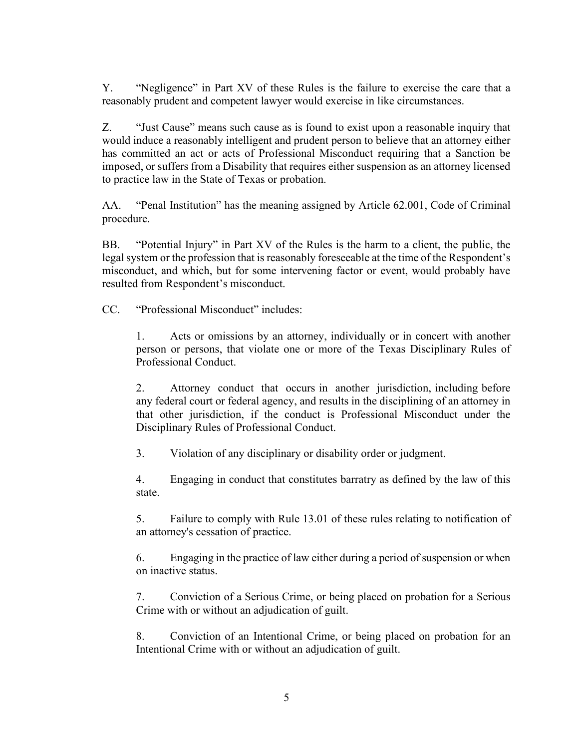Y. "Negligence" in Part XV of these Rules is the failure to exercise the care that a reasonably prudent and competent lawyer would exercise in like circumstances.

Z. "Just Cause" means such cause as is found to exist upon a reasonable inquiry that would induce a reasonably intelligent and prudent person to believe that an attorney either has committed an act or acts of Professional Misconduct requiring that a Sanction be imposed, or suffers from a Disability that requires either suspension as an attorney licensed to practice law in the State of Texas or probation.

AA. "Penal Institution" has the meaning assigned by Article 62.001, Code of Criminal procedure.

BB. "Potential Injury" in Part XV of the Rules is the harm to a client, the public, the legal system or the profession that is reasonably foreseeable at the time of the Respondent's misconduct, and which, but for some intervening factor or event, would probably have resulted from Respondent's misconduct.

CC. "Professional Misconduct" includes:

1. Acts or omissions by an attorney, individually or in concert with another person or persons, that violate one or more of the Texas Disciplinary Rules of Professional Conduct.

2. Attorney conduct that occurs in another jurisdiction, including before any federal court or federal agency, and results in the disciplining of an attorney in that other jurisdiction, if the conduct is Professional Misconduct under the Disciplinary Rules of Professional Conduct.

3. Violation of any disciplinary or disability order or judgment.

4. Engaging in conduct that constitutes barratry as defined by the law of this state.

5. Failure to comply with Rule 13.01 of these rules relating to notification of an attorney's cessation of practice.

6. Engaging in the practice of law either during a period of suspension or when on inactive status.

7. Conviction of a Serious Crime, or being placed on probation for a Serious Crime with or without an adjudication of guilt.

8. Conviction of an Intentional Crime, or being placed on probation for an Intentional Crime with or without an adjudication of guilt.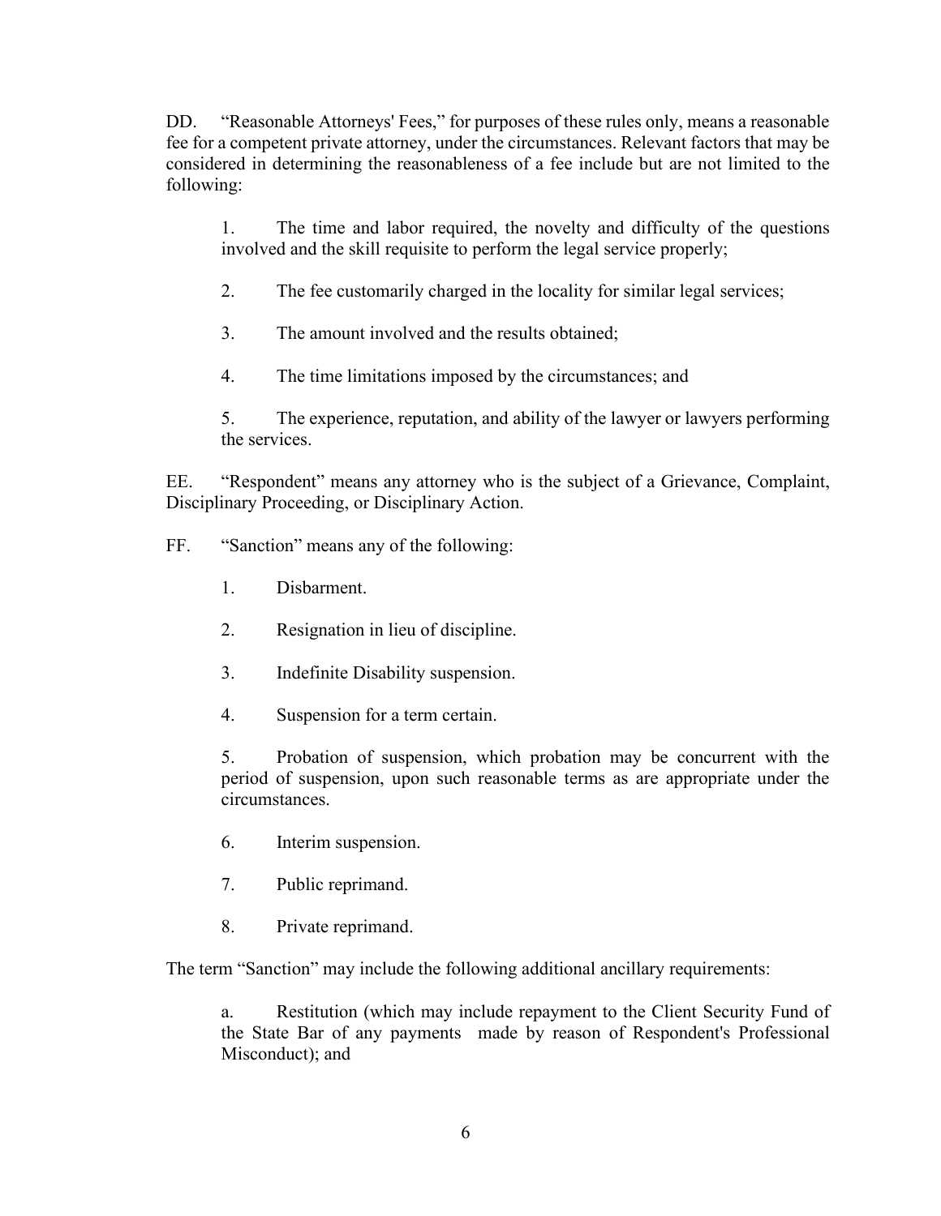DD. "Reasonable Attorneys' Fees," for purposes of these rules only, means a reasonable fee for a competent private attorney, under the circumstances. Relevant factors that may be considered in determining the reasonableness of a fee include but are not limited to the following:

1. The time and labor required, the novelty and difficulty of the questions involved and the skill requisite to perform the legal service properly;

2. The fee customarily charged in the locality for similar legal services;

3. The amount involved and the results obtained;

4. The time limitations imposed by the circumstances; and

5. The experience, reputation, and ability of the lawyer or lawyers performing the services.

EE. "Respondent" means any attorney who is the subject of a Grievance, Complaint, Disciplinary Proceeding, or Disciplinary Action.

FF. "Sanction" means any of the following:

1. Disbarment.

2. Resignation in lieu of discipline.

3. Indefinite Disability suspension.

4. Suspension for a term certain.

5. Probation of suspension, which probation may be concurrent with the period of suspension, upon such reasonable terms as are appropriate under the circumstances.

6. Interim suspension.

7. Public reprimand.

8. Private reprimand.

The term "Sanction" may include the following additional ancillary requirements:

a. Restitution (which may include repayment to the Client Security Fund of the State Bar of any payments made by reason of Respondent's Professional Misconduct); and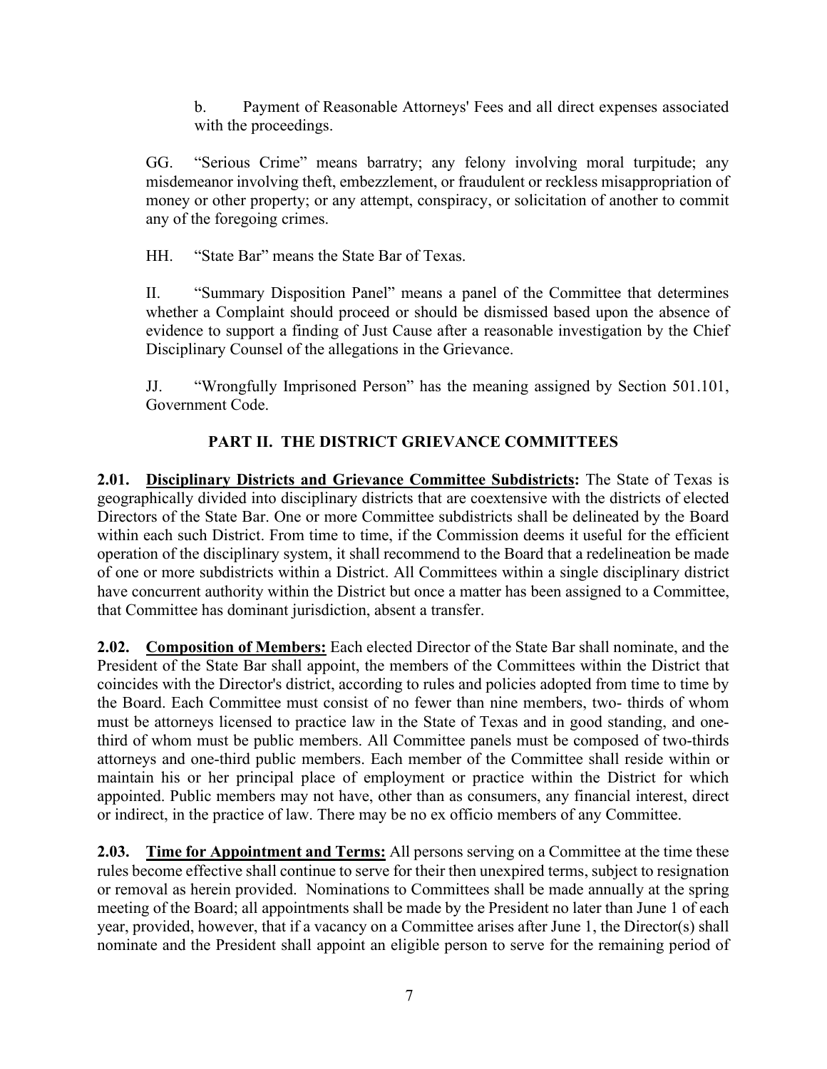b. Payment of Reasonable Attorneys' Fees and all direct expenses associated with the proceedings.

GG. "Serious Crime" means barratry; any felony involving moral turpitude; any misdemeanor involving theft, embezzlement, or fraudulent or reckless misappropriation of money or other property; or any attempt, conspiracy, or solicitation of another to commit any of the foregoing crimes.

HH. "State Bar" means the State Bar of Texas.

II. "Summary Disposition Panel" means a panel of the Committee that determines whether a Complaint should proceed or should be dismissed based upon the absence of evidence to support a finding of Just Cause after a reasonable investigation by the Chief Disciplinary Counsel of the allegations in the Grievance.

JJ. "Wrongfully Imprisoned Person" has the meaning assigned by Section 501.101, Government Code.

## PART II. THE DISTRICT GRIEVANCE COMMITTEES

**2.01. Disciplinary Districts and Grievance Committee Subdistricts:** The State of Texas is geographically divided into disciplinary districts that are coextensive with the districts of elected Directors of the State Bar. One or more Committee subdistricts shall be delineated by the Board within each such District. From time to time, if the Commission deems it useful for the efficient operation of the disciplinary system, it shall recommend to the Board that a redelineation be made of one or more subdistricts within a District. All Committees within a single disciplinary district have concurrent authority within the District but once a matter has been assigned to a Committee, that Committee has dominant jurisdiction, absent a transfer.

**2.02. Composition of Members:** Each elected Director of the State Bar shall nominate, and the President of the State Bar shall appoint, the members of the Committees within the District that coincides with the Director's district, according to rules and policies adopted from time to time by the Board. Each Committee must consist of no fewer than nine members, two- thirds of whom must be attorneys licensed to practice law in the State of Texas and in good standing, and one-third of whom must be public members. All Committee panels must be composed of two-thirds attorneys and one-third public members. Each member of the Committee shall reside within or maintain his or her principal place of employment or practice within the District for which appointed. Public members may not have, other than as consumers, any financial interest, direct or indirect, in the practice of law. There may be no ex officio members of any Committee.

**2.03. Time for Appointment and Terms:** All persons serving on a Committee at the time these rules become effective shall continue to serve for their then unexpired terms, subject to resignation or removal as herein provided. Nominations to Committees shall be made annually at the spring meeting of the Board; all appointments shall be made by the President no later than June 1 of each year, provided, however, that if a vacancy on a Committee arises after June 1, the Director(s) shall nominate and the President shall appoint an eligible person to serve for the remaining period of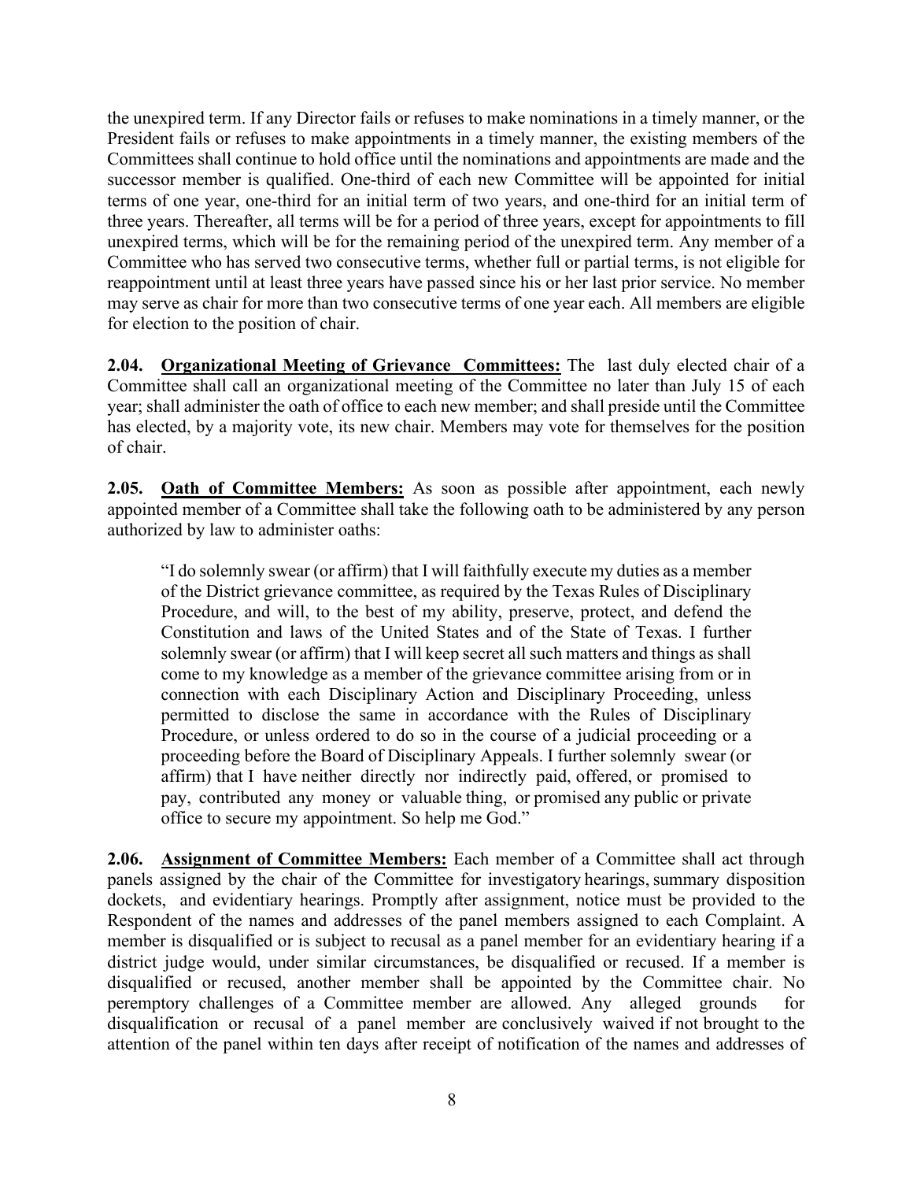the unexpired term. If any Director fails or refuses to make nominations in a timely manner, or the President fails or refuses to make appointments in a timely manner, the existing members of the Committees shall continue to hold office until the nominations and appointments are made and the successor member is qualified. One-third of each new Committee will be appointed for initial terms of one year, one-third for an initial term of two years, and one-third for an initial term of three years. Thereafter, all terms will be for a period of three years, except for appointments to fill unexpired terms, which will be for the remaining period of the unexpired term. Any member of a Committee who has served two consecutive terms, whether full or partial terms, is not eligible for reappointment until at least three years have passed since his or her last prior service. No member may serve as chair for more than two consecutive terms of one year each. All members are eligible for election to the position of chair.

**2.04. Organizational Meeting of Grievance Committees:** The last duly elected chair of a Committee shall call an organizational meeting of the Committee no later than July 15 of each year; shall administer the oath of office to each new member; and shall preside until the Committee has elected, by a majority vote, its new chair. Members may vote for themselves for the position of chair.

**2.05. Oath of Committee Members:** As soon as possible after appointment, each newly appointed member of a Committee shall take the following oath to be administered by any person authorized by law to administer oaths:

> "I do solemnly swear (or affirm) that I will faithfully execute my duties as a member of the District grievance committee, as required by the Texas Rules of Disciplinary Procedure, and will, to the best of my ability, preserve, protect, and defend the Constitution and laws of the United States and of the State of Texas. I further solemnly swear (or affirm) that I will keep secret all such matters and things as shall come to my knowledge as a member of the grievance committee arising from or in connection with each Disciplinary Action and Disciplinary Proceeding, unless permitted to disclose the same in accordance with the Rules of Disciplinary Procedure, or unless ordered to do so in the course of a judicial proceeding or a proceeding before the Board of Disciplinary Appeals. I further solemnly swear (or affirm) that I have neither directly nor indirectly paid, offered, or promised to pay, contributed any money or valuable thing, or promised any public or private office to secure my appointment. So help me God."

**2.06. Assignment of Committee Members:** Each member of a Committee shall act through panels assigned by the chair of the Committee for investigatory hearings, summary disposition dockets, and evidentiary hearings. Promptly after assignment, notice must be provided to the Respondent of the names and addresses of the panel members assigned to each Complaint. A member is disqualified or is subject to recusal as a panel member for an evidentiary hearing if a district judge would, under similar circumstances, be disqualified or recused. If a member is disqualified or recused, another member shall be appointed by the Committee chair. No peremptory challenges of a Committee member are allowed. Any alleged grounds for disqualification or recusal of a panel member are conclusively waived if not brought to the attention of the panel within ten days after receipt of notification of the names and addresses of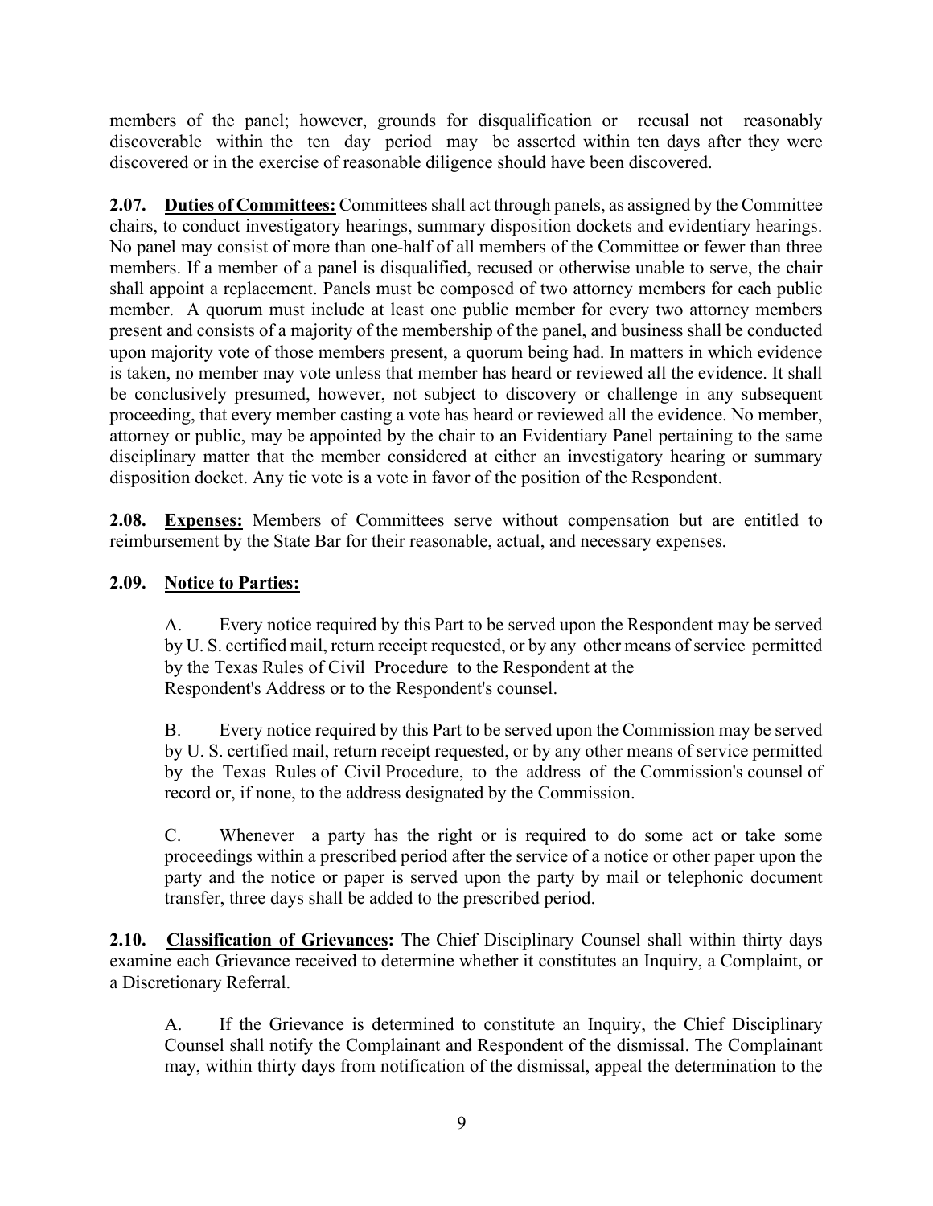members of the panel; however, grounds for disqualification or recusal not reasonably discoverable within the ten day period may be asserted within ten days after they were discovered or in the exercise of reasonable diligence should have been discovered.

**2.07. Duties of Committees:** Committees shall act through panels, as assigned by the Committee chairs, to conduct investigatory hearings, summary disposition dockets and evidentiary hearings. No panel may consist of more than one-half of all members of the Committee or fewer than three members. If a member of a panel is disqualified, recused or otherwise unable to serve, the chair shall appoint a replacement. Panels must be composed of two attorney members for each public member. A quorum must include at least one public member for every two attorney members present and consists of a majority of the membership of the panel, and business shall be conducted upon majority vote of those members present, a quorum being had. In matters in which evidence is taken, no member may vote unless that member has heard or reviewed all the evidence. It shall be conclusively presumed, however, not subject to discovery or challenge in any subsequent proceeding, that every member casting a vote has heard or reviewed all the evidence. No member, attorney or public, may be appointed by the chair to an Evidentiary Panel pertaining to the same disciplinary matter that the member considered at either an investigatory hearing or summary disposition docket. Any tie vote is a vote in favor of the position of the Respondent.

**2.08. Expenses:** Members of Committees serve without compensation but are entitled to reimbursement by the State Bar for their reasonable, actual, and necessary expenses.

**2.09. Notice to Parties:**

A. Every notice required by this Part to be served upon the Respondent may be served by U. S. certified mail, return receipt requested, or by any other means of service permitted by the Texas Rules of Civil Procedure to the Respondent at the Respondent's Address or to the Respondent's counsel.

B. Every notice required by this Part to be served upon the Commission may be served by U. S. certified mail, return receipt requested, or by any other means of service permitted by the Texas Rules of Civil Procedure, to the address of the Commission's counsel of record or, if none, to the address designated by the Commission.

C. Whenever a party has the right or is required to do some act or take some proceedings within a prescribed period after the service of a notice or other paper upon the party and the notice or paper is served upon the party by mail or telephonic document transfer, three days shall be added to the prescribed period.

**2.10. Classification of Grievances:** The Chief Disciplinary Counsel shall within thirty days examine each Grievance received to determine whether it constitutes an Inquiry, a Complaint, or a Discretionary Referral.

A. If the Grievance is determined to constitute an Inquiry, the Chief Disciplinary Counsel shall notify the Complainant and Respondent of the dismissal. The Complainant may, within thirty days from notification of the dismissal, appeal the determination to the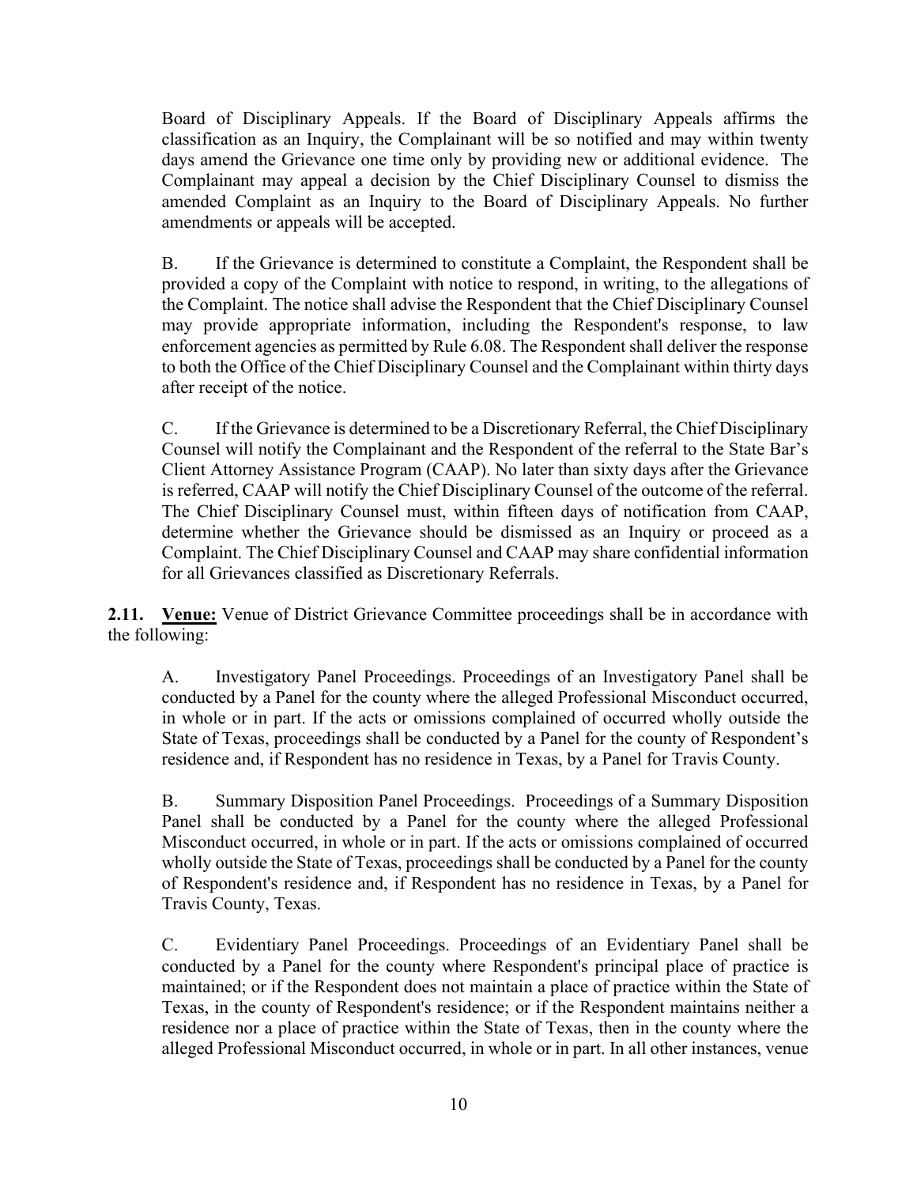Board of Disciplinary Appeals. If the Board of Disciplinary Appeals affirms the classification as an Inquiry, the Complainant will be so notified and may within twenty days amend the Grievance one time only by providing new or additional evidence. The Complainant may appeal a decision by the Chief Disciplinary Counsel to dismiss the amended Complaint as an Inquiry to the Board of Disciplinary Appeals. No further amendments or appeals will be accepted.

B. If the Grievance is determined to constitute a Complaint, the Respondent shall be provided a copy of the Complaint with notice to respond, in writing, to the allegations of the Complaint. The notice shall advise the Respondent that the Chief Disciplinary Counsel may provide appropriate information, including the Respondent's response, to law enforcement agencies as permitted by Rule 6.08. The Respondent shall deliver the response to both the Office of the Chief Disciplinary Counsel and the Complainant within thirty days after receipt of the notice.

C. If the Grievance is determined to be a Discretionary Referral, the Chief Disciplinary Counsel will notify the Complainant and the Respondent of the referral to the State Bar's Client Attorney Assistance Program (CAAP). No later than sixty days after the Grievance is referred, CAAP will notify the Chief Disciplinary Counsel of the outcome of the referral. The Chief Disciplinary Counsel must, within fifteen days of notification from CAAP, determine whether the Grievance should be dismissed as an Inquiry or proceed as a Complaint. The Chief Disciplinary Counsel and CAAP may share confidential information for all Grievances classified as Discretionary Referrals.

**2.11. <u>Venue:</u>** Venue of District Grievance Committee proceedings shall be in accordance with the following:

A. Investigatory Panel Proceedings. Proceedings of an Investigatory Panel shall be conducted by a Panel for the county where the alleged Professional Misconduct occurred, in whole or in part. If the acts or omissions complained of occurred wholly outside the State of Texas, proceedings shall be conducted by a Panel for the county of Respondent's residence and, if Respondent has no residence in Texas, by a Panel for Travis County.

B. Summary Disposition Panel Proceedings. Proceedings of a Summary Disposition Panel shall be conducted by a Panel for the county where the alleged Professional Misconduct occurred, in whole or in part. If the acts or omissions complained of occurred wholly outside the State of Texas, proceedings shall be conducted by a Panel for the county of Respondent's residence and, if Respondent has no residence in Texas, by a Panel for Travis County, Texas.

C. Evidentiary Panel Proceedings. Proceedings of an Evidentiary Panel shall be conducted by a Panel for the county where Respondent's principal place of practice is maintained; or if the Respondent does not maintain a place of practice within the State of Texas, in the county of Respondent's residence; or if the Respondent maintains neither a residence nor a place of practice within the State of Texas, then in the county where the alleged Professional Misconduct occurred, in whole or in part. In all other instances, venue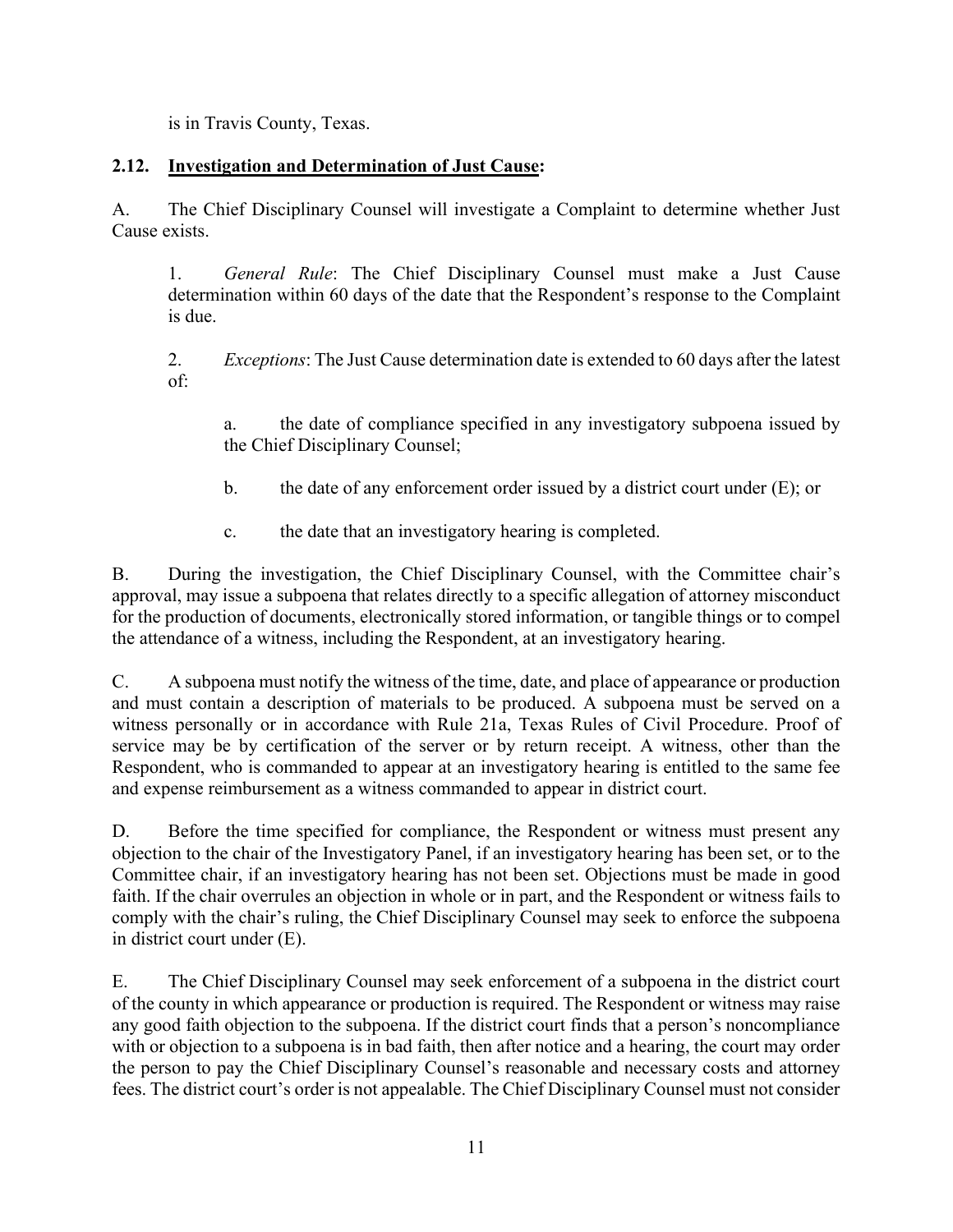is in Travis County, Texas.

**2.12. <u>Investigation and Determination of Just Cause</u>:**

A. The Chief Disciplinary Counsel will investigate a Complaint to determine whether Just Cause exists.

1. *General Rule*: The Chief Disciplinary Counsel must make a Just Cause determination within 60 days of the date that the Respondent's response to the Complaint is due.

2. *Exceptions*: The Just Cause determination date is extended to 60 days after the latest of:

a. the date of compliance specified in any investigatory subpoena issued by the Chief Disciplinary Counsel;

b. the date of any enforcement order issued by a district court under (E); or

c. the date that an investigatory hearing is completed.

B. During the investigation, the Chief Disciplinary Counsel, with the Committee chair's approval, may issue a subpoena that relates directly to a specific allegation of attorney misconduct for the production of documents, electronically stored information, or tangible things or to compel the attendance of a witness, including the Respondent, at an investigatory hearing.

C. A subpoena must notify the witness of the time, date, and place of appearance or production and must contain a description of materials to be produced. A subpoena must be served on a witness personally or in accordance with Rule 21a, Texas Rules of Civil Procedure. Proof of service may be by certification of the server or by return receipt. A witness, other than the Respondent, who is commanded to appear at an investigatory hearing is entitled to the same fee and expense reimbursement as a witness commanded to appear in district court.

D. Before the time specified for compliance, the Respondent or witness must present any objection to the chair of the Investigatory Panel, if an investigatory hearing has been set, or to the Committee chair, if an investigatory hearing has not been set. Objections must be made in good faith. If the chair overrules an objection in whole or in part, and the Respondent or witness fails to comply with the chair's ruling, the Chief Disciplinary Counsel may seek to enforce the subpoena in district court under (E).

E. The Chief Disciplinary Counsel may seek enforcement of a subpoena in the district court of the county in which appearance or production is required. The Respondent or witness may raise any good faith objection to the subpoena. If the district court finds that a person's noncompliance with or objection to a subpoena is in bad faith, then after notice and a hearing, the court may order the person to pay the Chief Disciplinary Counsel's reasonable and necessary costs and attorney fees. The district court's order is not appealable. The Chief Disciplinary Counsel must not consider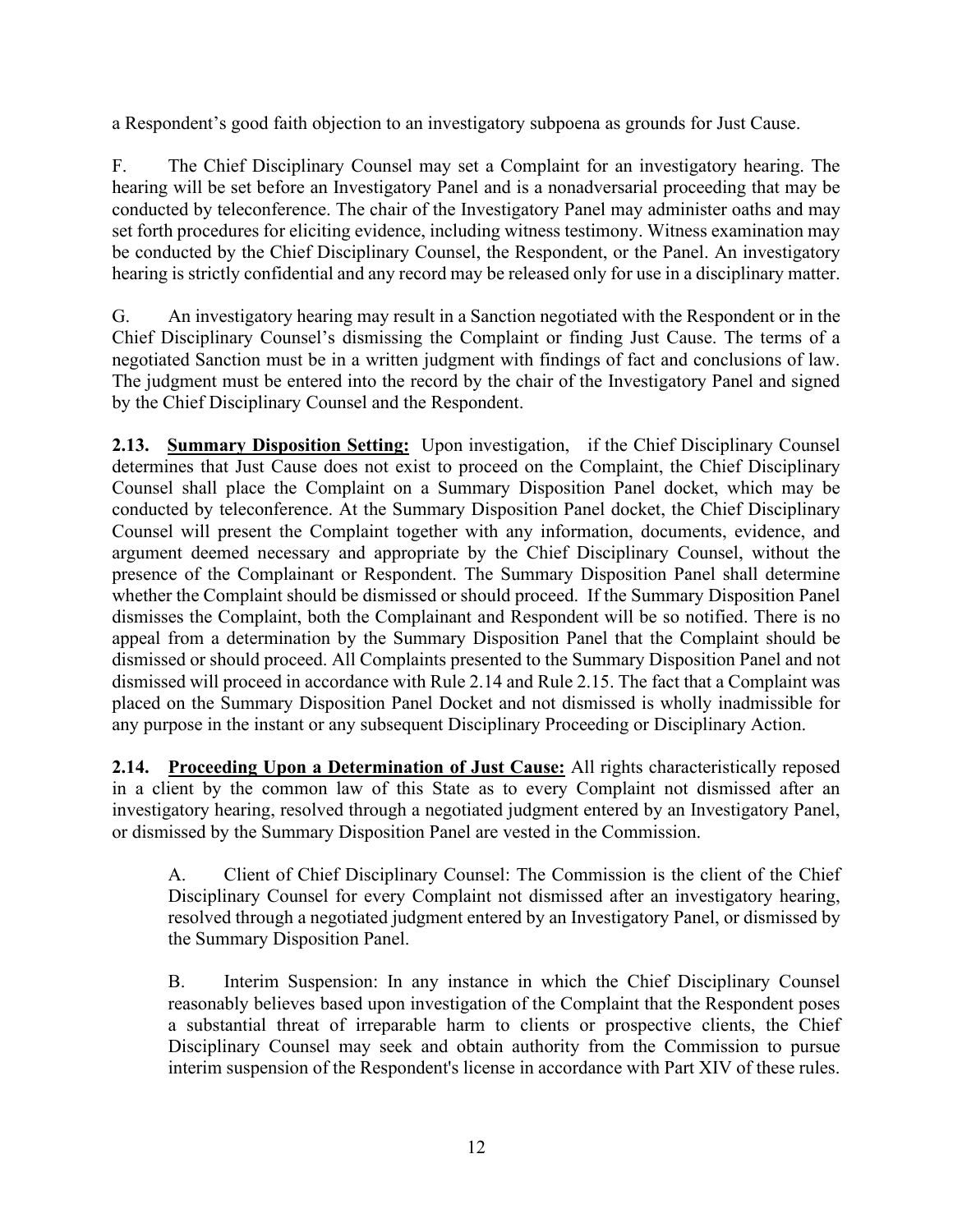a Respondent's good faith objection to an investigatory subpoena as grounds for Just Cause.

F. The Chief Disciplinary Counsel may set a Complaint for an investigatory hearing. The hearing will be set before an Investigatory Panel and is a nonadversarial proceeding that may be conducted by teleconference. The chair of the Investigatory Panel may administer oaths and may set forth procedures for eliciting evidence, including witness testimony. Witness examination may be conducted by the Chief Disciplinary Counsel, the Respondent, or the Panel. An investigatory hearing is strictly confidential and any record may be released only for use in a disciplinary matter.

G. An investigatory hearing may result in a Sanction negotiated with the Respondent or in the Chief Disciplinary Counsel's dismissing the Complaint or finding Just Cause. The terms of a negotiated Sanction must be in a written judgment with findings of fact and conclusions of law. The judgment must be entered into the record by the chair of the Investigatory Panel and signed by the Chief Disciplinary Counsel and the Respondent.

**2.13. Summary Disposition Setting:** Upon investigation, if the Chief Disciplinary Counsel determines that Just Cause does not exist to proceed on the Complaint, the Chief Disciplinary Counsel shall place the Complaint on a Summary Disposition Panel docket, which may be conducted by teleconference. At the Summary Disposition Panel docket, the Chief Disciplinary Counsel will present the Complaint together with any information, documents, evidence, and argument deemed necessary and appropriate by the Chief Disciplinary Counsel, without the presence of the Complainant or Respondent. The Summary Disposition Panel shall determine whether the Complaint should be dismissed or should proceed. If the Summary Disposition Panel dismisses the Complaint, both the Complainant and Respondent will be so notified. There is no appeal from a determination by the Summary Disposition Panel that the Complaint should be dismissed or should proceed. All Complaints presented to the Summary Disposition Panel and not dismissed will proceed in accordance with Rule 2.14 and Rule 2.15. The fact that a Complaint was placed on the Summary Disposition Panel Docket and not dismissed is wholly inadmissible for any purpose in the instant or any subsequent Disciplinary Proceeding or Disciplinary Action.

**2.14. Proceeding Upon a Determination of Just Cause:** All rights characteristically reposed in a client by the common law of this State as to every Complaint not dismissed after an investigatory hearing, resolved through a negotiated judgment entered by an Investigatory Panel, or dismissed by the Summary Disposition Panel are vested in the Commission.

A. Client of Chief Disciplinary Counsel: The Commission is the client of the Chief Disciplinary Counsel for every Complaint not dismissed after an investigatory hearing, resolved through a negotiated judgment entered by an Investigatory Panel, or dismissed by the Summary Disposition Panel.

B. Interim Suspension: In any instance in which the Chief Disciplinary Counsel reasonably believes based upon investigation of the Complaint that the Respondent poses a substantial threat of irreparable harm to clients or prospective clients, the Chief Disciplinary Counsel may seek and obtain authority from the Commission to pursue interim suspension of the Respondent's license in accordance with Part XIV of these rules.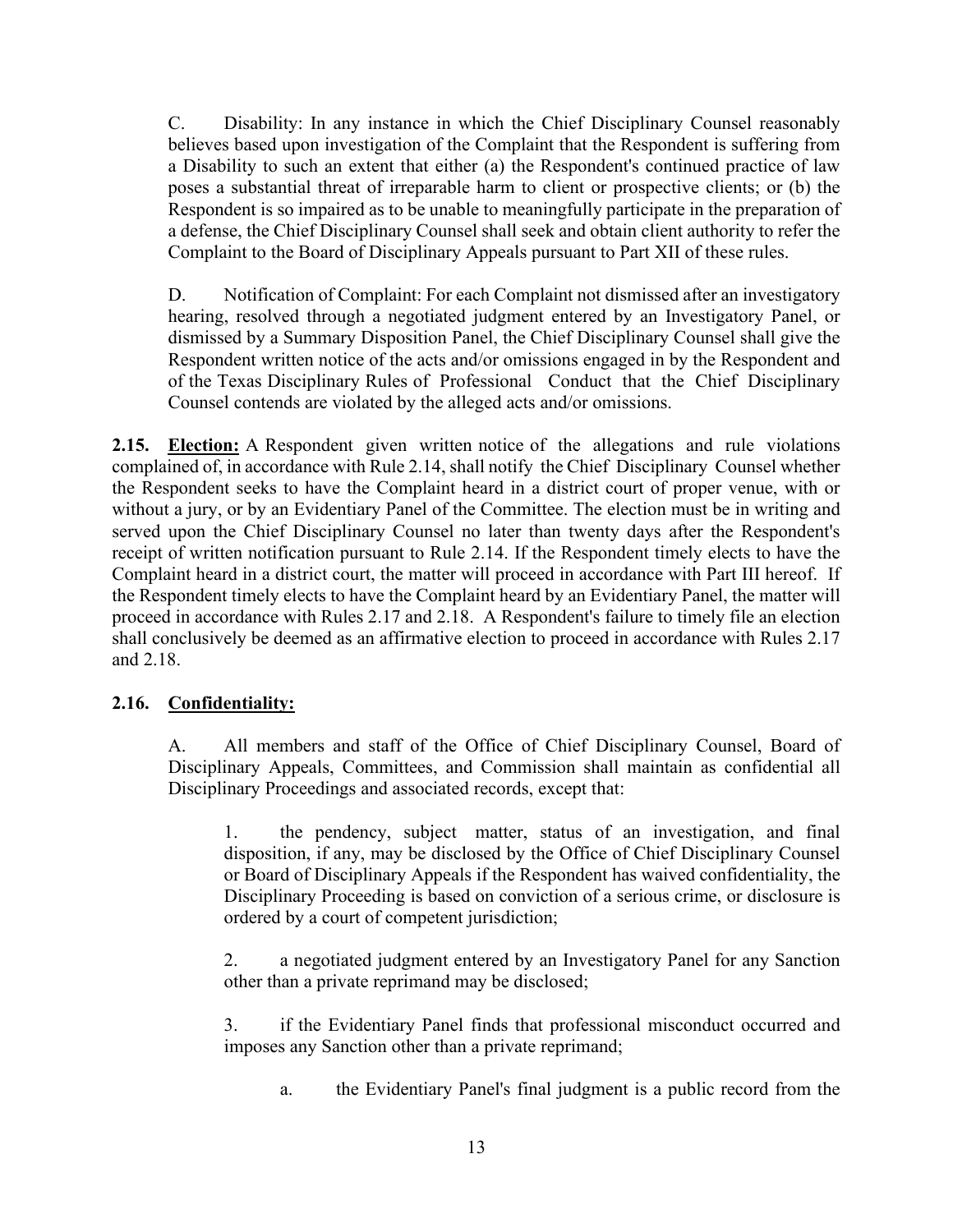C. Disability: In any instance in which the Chief Disciplinary Counsel reasonably believes based upon investigation of the Complaint that the Respondent is suffering from a Disability to such an extent that either (a) the Respondent's continued practice of law poses a substantial threat of irreparable harm to client or prospective clients; or (b) the Respondent is so impaired as to be unable to meaningfully participate in the preparation of a defense, the Chief Disciplinary Counsel shall seek and obtain client authority to refer the Complaint to the Board of Disciplinary Appeals pursuant to Part XII of these rules.

D. Notification of Complaint: For each Complaint not dismissed after an investigatory hearing, resolved through a negotiated judgment entered by an Investigatory Panel, or dismissed by a Summary Disposition Panel, the Chief Disciplinary Counsel shall give the Respondent written notice of the acts and/or omissions engaged in by the Respondent and of the Texas Disciplinary Rules of Professional Conduct that the Chief Disciplinary Counsel contends are violated by the alleged acts and/or omissions.

**2.15. Election:** A Respondent given written notice of the allegations and rule violations complained of, in accordance with Rule 2.14, shall notify the Chief Disciplinary Counsel whether the Respondent seeks to have the Complaint heard in a district court of proper venue, with or without a jury, or by an Evidentiary Panel of the Committee. The election must be in writing and served upon the Chief Disciplinary Counsel no later than twenty days after the Respondent's receipt of written notification pursuant to Rule 2.14. If the Respondent timely elects to have the Complaint heard in a district court, the matter will proceed in accordance with Part III hereof. If the Respondent timely elects to have the Complaint heard by an Evidentiary Panel, the matter will proceed in accordance with Rules 2.17 and 2.18. A Respondent's failure to timely file an election shall conclusively be deemed as an affirmative election to proceed in accordance with Rules 2.17 and 2.18.

**2.16. Confidentiality:**

A. All members and staff of the Office of Chief Disciplinary Counsel, Board of Disciplinary Appeals, Committees, and Commission shall maintain as confidential all Disciplinary Proceedings and associated records, except that:

1. the pendency, subject matter, status of an investigation, and final disposition, if any, may be disclosed by the Office of Chief Disciplinary Counsel or Board of Disciplinary Appeals if the Respondent has waived confidentiality, the Disciplinary Proceeding is based on conviction of a serious crime, or disclosure is ordered by a court of competent jurisdiction;

2. a negotiated judgment entered by an Investigatory Panel for any Sanction other than a private reprimand may be disclosed;

3. if the Evidentiary Panel finds that professional misconduct occurred and imposes any Sanction other than a private reprimand;

   a. the Evidentiary Panel's final judgment is a public record from the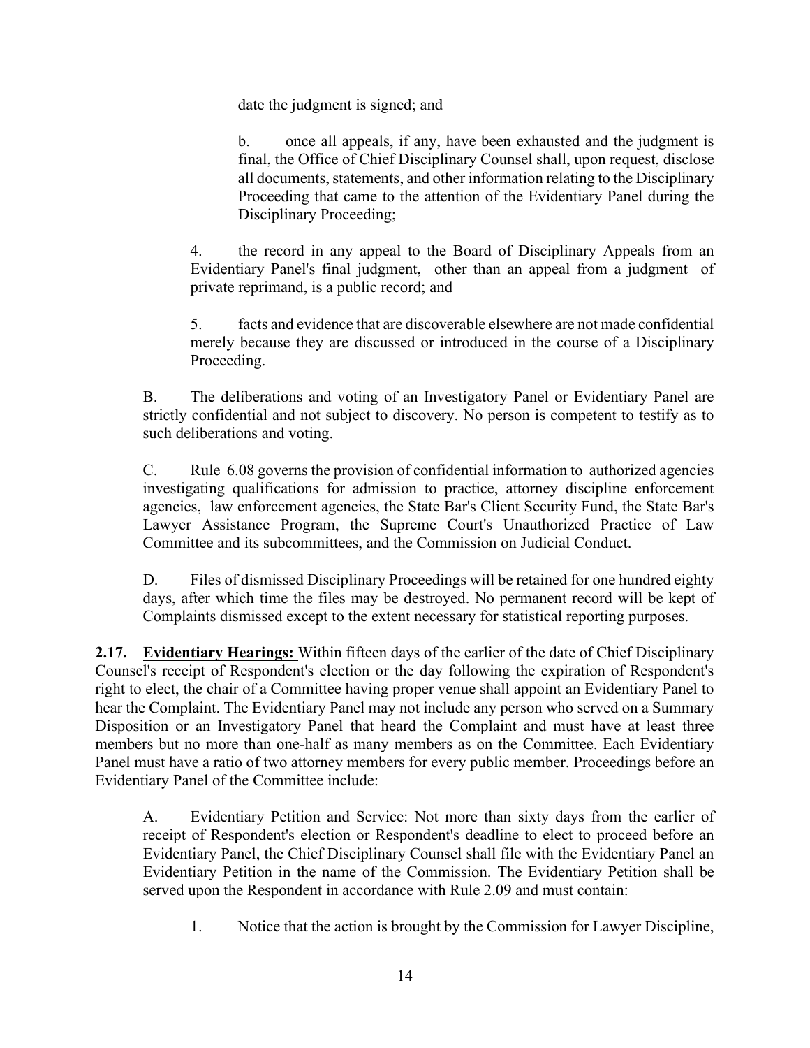date the judgment is signed; and

b. once all appeals, if any, have been exhausted and the judgment is final, the Office of Chief Disciplinary Counsel shall, upon request, disclose all documents, statements, and other information relating to the Disciplinary Proceeding that came to the attention of the Evidentiary Panel during the Disciplinary Proceeding;

4. the record in any appeal to the Board of Disciplinary Appeals from an Evidentiary Panel's final judgment, other than an appeal from a judgment of private reprimand, is a public record; and

5. facts and evidence that are discoverable elsewhere are not made confidential merely because they are discussed or introduced in the course of a Disciplinary Proceeding.

B. The deliberations and voting of an Investigatory Panel or Evidentiary Panel are strictly confidential and not subject to discovery. No person is competent to testify as to such deliberations and voting.

C. Rule 6.08 governs the provision of confidential information to authorized agencies investigating qualifications for admission to practice, attorney discipline enforcement agencies, law enforcement agencies, the State Bar's Client Security Fund, the State Bar's Lawyer Assistance Program, the Supreme Court's Unauthorized Practice of Law Committee and its subcommittees, and the Commission on Judicial Conduct.

D. Files of dismissed Disciplinary Proceedings will be retained for one hundred eighty days, after which time the files may be destroyed. No permanent record will be kept of Complaints dismissed except to the extent necessary for statistical reporting purposes.

**2.17. Evidentiary Hearings:** Within fifteen days of the earlier of the date of Chief Disciplinary Counsel's receipt of Respondent's election or the day following the expiration of Respondent's right to elect, the chair of a Committee having proper venue shall appoint an Evidentiary Panel to hear the Complaint. The Evidentiary Panel may not include any person who served on a Summary Disposition or an Investigatory Panel that heard the Complaint and must have at least three members but no more than one-half as many members as on the Committee. Each Evidentiary Panel must have a ratio of two attorney members for every public member. Proceedings before an Evidentiary Panel of the Committee include:

A. Evidentiary Petition and Service: Not more than sixty days from the earlier of receipt of Respondent's election or Respondent's deadline to elect to proceed before an Evidentiary Panel, the Chief Disciplinary Counsel shall file with the Evidentiary Panel an Evidentiary Petition in the name of the Commission. The Evidentiary Petition shall be served upon the Respondent in accordance with Rule 2.09 and must contain:

1. Notice that the action is brought by the Commission for Lawyer Discipline,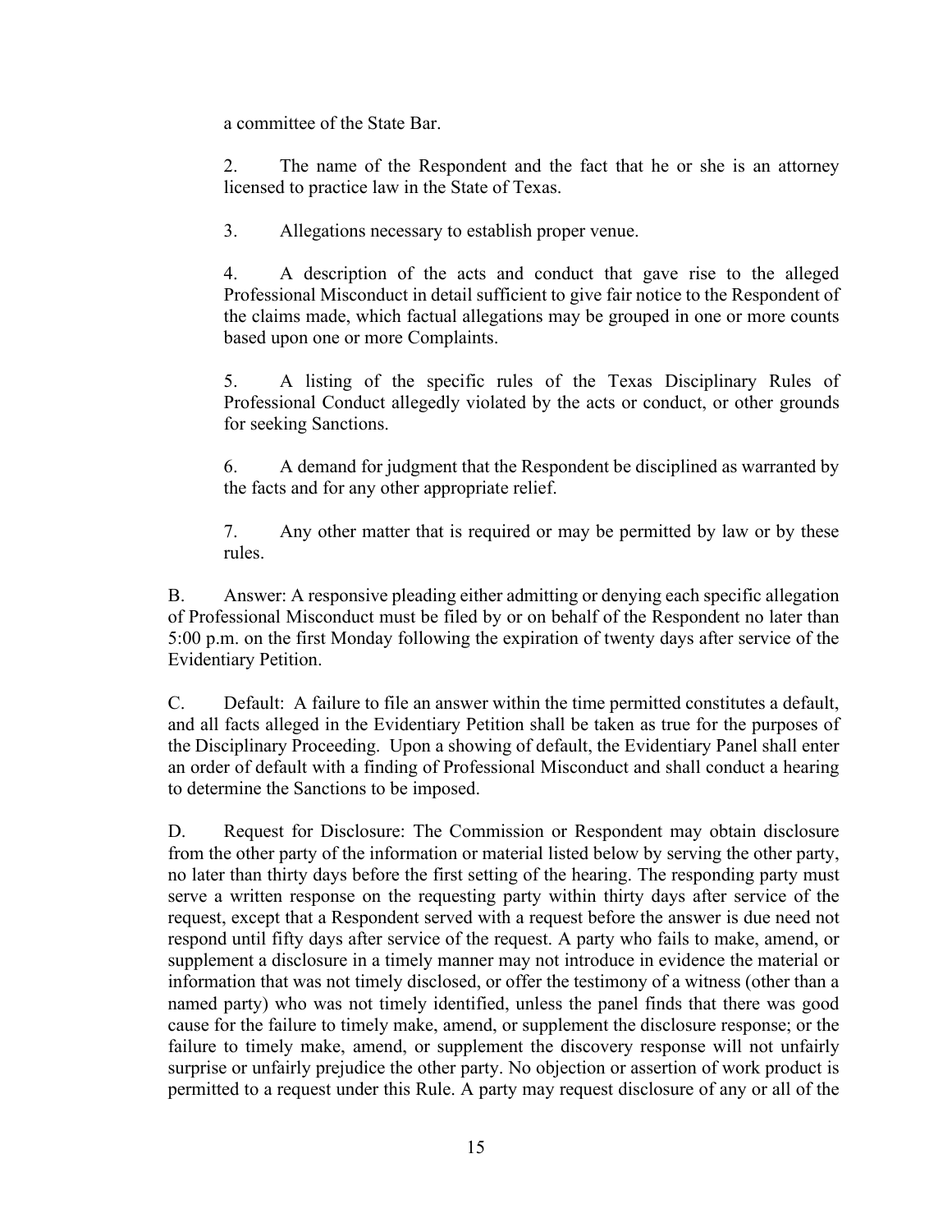a committee of the State Bar.

2. The name of the Respondent and the fact that he or she is an attorney licensed to practice law in the State of Texas.

3. Allegations necessary to establish proper venue.

4. A description of the acts and conduct that gave rise to the alleged Professional Misconduct in detail sufficient to give fair notice to the Respondent of the claims made, which factual allegations may be grouped in one or more counts based upon one or more Complaints.

5. A listing of the specific rules of the Texas Disciplinary Rules of Professional Conduct allegedly violated by the acts or conduct, or other grounds for seeking Sanctions.

6. A demand for judgment that the Respondent be disciplined as warranted by the facts and for any other appropriate relief.

7. Any other matter that is required or may be permitted by law or by these rules.

B. Answer: A responsive pleading either admitting or denying each specific allegation of Professional Misconduct must be filed by or on behalf of the Respondent no later than 5:00 p.m. on the first Monday following the expiration of twenty days after service of the Evidentiary Petition.

C. Default: A failure to file an answer within the time permitted constitutes a default, and all facts alleged in the Evidentiary Petition shall be taken as true for the purposes of the Disciplinary Proceeding. Upon a showing of default, the Evidentiary Panel shall enter an order of default with a finding of Professional Misconduct and shall conduct a hearing to determine the Sanctions to be imposed.

D. Request for Disclosure: The Commission or Respondent may obtain disclosure from the other party of the information or material listed below by serving the other party, no later than thirty days before the first setting of the hearing. The responding party must serve a written response on the requesting party within thirty days after service of the request, except that a Respondent served with a request before the answer is due need not respond until fifty days after service of the request. A party who fails to make, amend, or supplement a disclosure in a timely manner may not introduce in evidence the material or information that was not timely disclosed, or offer the testimony of a witness (other than a named party) who was not timely identified, unless the panel finds that there was good cause for the failure to timely make, amend, or supplement the disclosure response; or the failure to timely make, amend, or supplement the discovery response will not unfairly surprise or unfairly prejudice the other party. No objection or assertion of work product is permitted to a request under this Rule. A party may request disclosure of any or all of the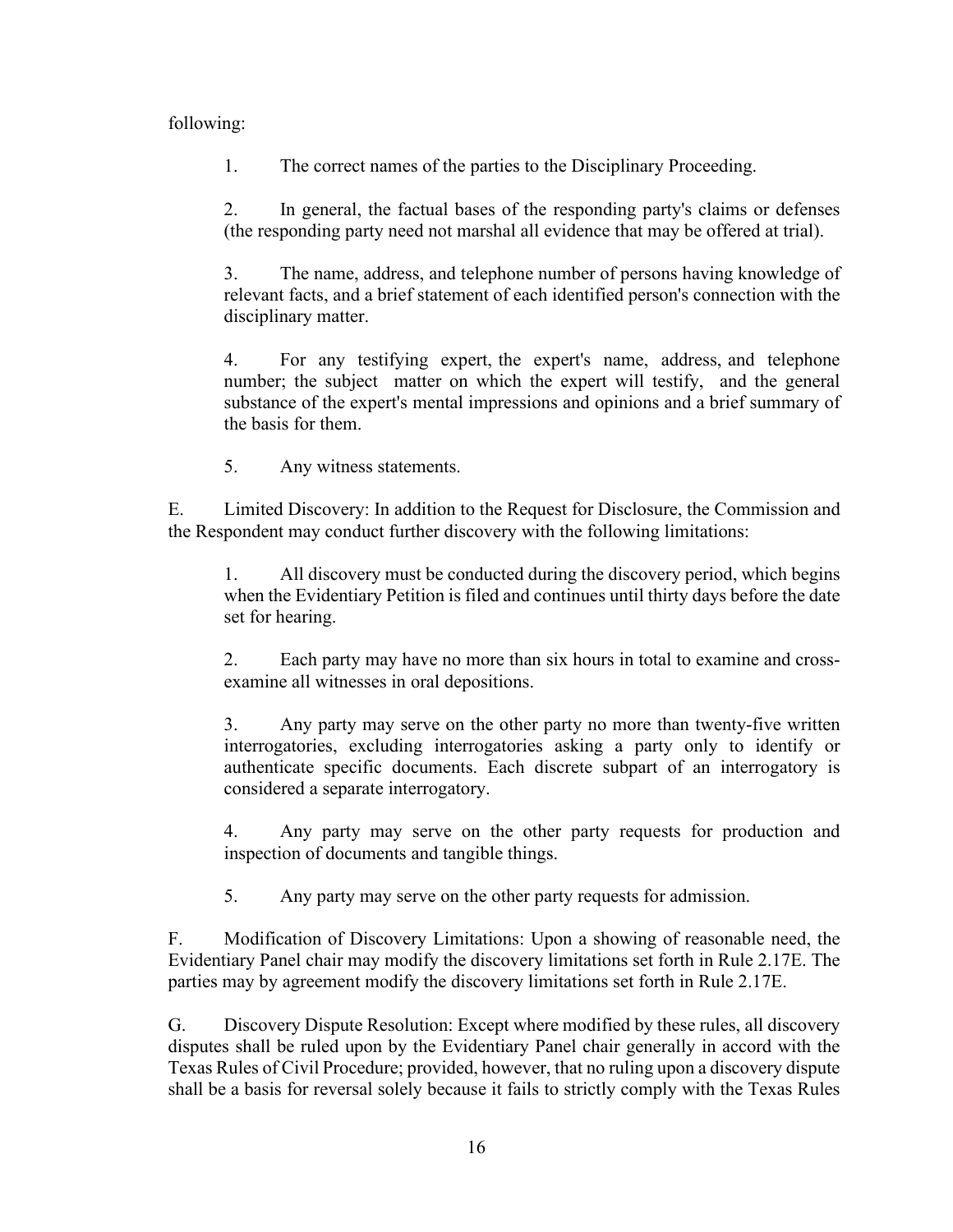following:

1. The correct names of the parties to the Disciplinary Proceeding.

2. In general, the factual bases of the responding party's claims or defenses (the responding party need not marshal all evidence that may be offered at trial).

3. The name, address, and telephone number of persons having knowledge of relevant facts, and a brief statement of each identified person's connection with the disciplinary matter.

4. For any testifying expert, the expert's name, address, and telephone number; the subject matter on which the expert will testify, and the general substance of the expert's mental impressions and opinions and a brief summary of the basis for them.

5. Any witness statements.

E. Limited Discovery: In addition to the Request for Disclosure, the Commission and the Respondent may conduct further discovery with the following limitations:

1. All discovery must be conducted during the discovery period, which begins when the Evidentiary Petition is filed and continues until thirty days before the date set for hearing.

2. Each party may have no more than six hours in total to examine and cross-examine all witnesses in oral depositions.

3. Any party may serve on the other party no more than twenty-five written interrogatories, excluding interrogatories asking a party only to identify or authenticate specific documents. Each discrete subpart of an interrogatory is considered a separate interrogatory.

4. Any party may serve on the other party requests for production and inspection of documents and tangible things.

5. Any party may serve on the other party requests for admission.

F. Modification of Discovery Limitations: Upon a showing of reasonable need, the Evidentiary Panel chair may modify the discovery limitations set forth in Rule 2.17E. The parties may by agreement modify the discovery limitations set forth in Rule 2.17E.

G. Discovery Dispute Resolution: Except where modified by these rules, all discovery disputes shall be ruled upon by the Evidentiary Panel chair generally in accord with the Texas Rules of Civil Procedure; provided, however, that no ruling upon a discovery dispute shall be a basis for reversal solely because it fails to strictly comply with the Texas Rules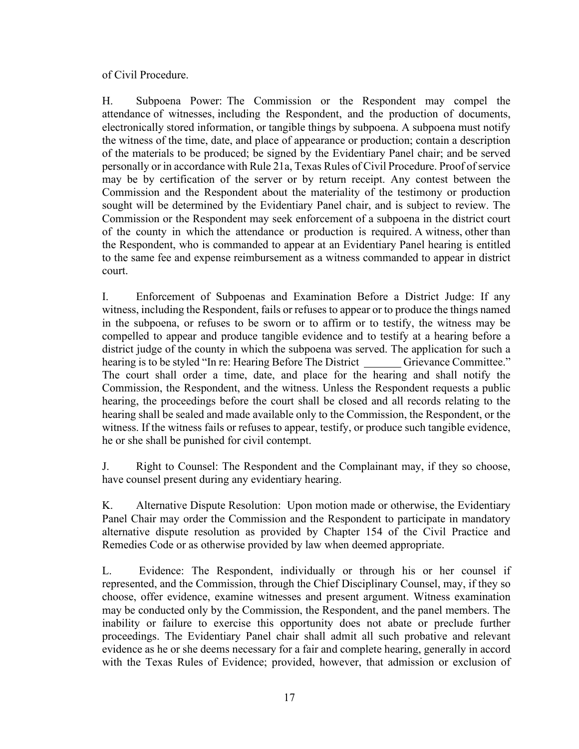of Civil Procedure.

H. Subpoena Power: The Commission or the Respondent may compel the attendance of witnesses, including the Respondent, and the production of documents, electronically stored information, or tangible things by subpoena. A subpoena must notify the witness of the time, date, and place of appearance or production; contain a description of the materials to be produced; be signed by the Evidentiary Panel chair; and be served personally or in accordance with Rule 21a, Texas Rules of Civil Procedure. Proof of service may be by certification of the server or by return receipt. Any contest between the Commission and the Respondent about the materiality of the testimony or production sought will be determined by the Evidentiary Panel chair, and is subject to review. The Commission or the Respondent may seek enforcement of a subpoena in the district court of the county in which the attendance or production is required. A witness, other than the Respondent, who is commanded to appear at an Evidentiary Panel hearing is entitled to the same fee and expense reimbursement as a witness commanded to appear in district court.

I. Enforcement of Subpoenas and Examination Before a District Judge: If any witness, including the Respondent, fails or refuses to appear or to produce the things named in the subpoena, or refuses to be sworn or to affirm or to testify, the witness may be compelled to appear and produce tangible evidence and to testify at a hearing before a district judge of the county in which the subpoena was served. The application for such a hearing is to be styled "In re: Hearing Before The District _______ Grievance Committee." The court shall order a time, date, and place for the hearing and shall notify the Commission, the Respondent, and the witness. Unless the Respondent requests a public hearing, the proceedings before the court shall be closed and all records relating to the hearing shall be sealed and made available only to the Commission, the Respondent, or the witness. If the witness fails or refuses to appear, testify, or produce such tangible evidence, he or she shall be punished for civil contempt.

J. Right to Counsel: The Respondent and the Complainant may, if they so choose, have counsel present during any evidentiary hearing.

K. Alternative Dispute Resolution: Upon motion made or otherwise, the Evidentiary Panel Chair may order the Commission and the Respondent to participate in mandatory alternative dispute resolution as provided by Chapter 154 of the Civil Practice and Remedies Code or as otherwise provided by law when deemed appropriate.

L. Evidence: The Respondent, individually or through his or her counsel if represented, and the Commission, through the Chief Disciplinary Counsel, may, if they so choose, offer evidence, examine witnesses and present argument. Witness examination may be conducted only by the Commission, the Respondent, and the panel members. The inability or failure to exercise this opportunity does not abate or preclude further proceedings. The Evidentiary Panel chair shall admit all such probative and relevant evidence as he or she deems necessary for a fair and complete hearing, generally in accord with the Texas Rules of Evidence; provided, however, that admission or exclusion of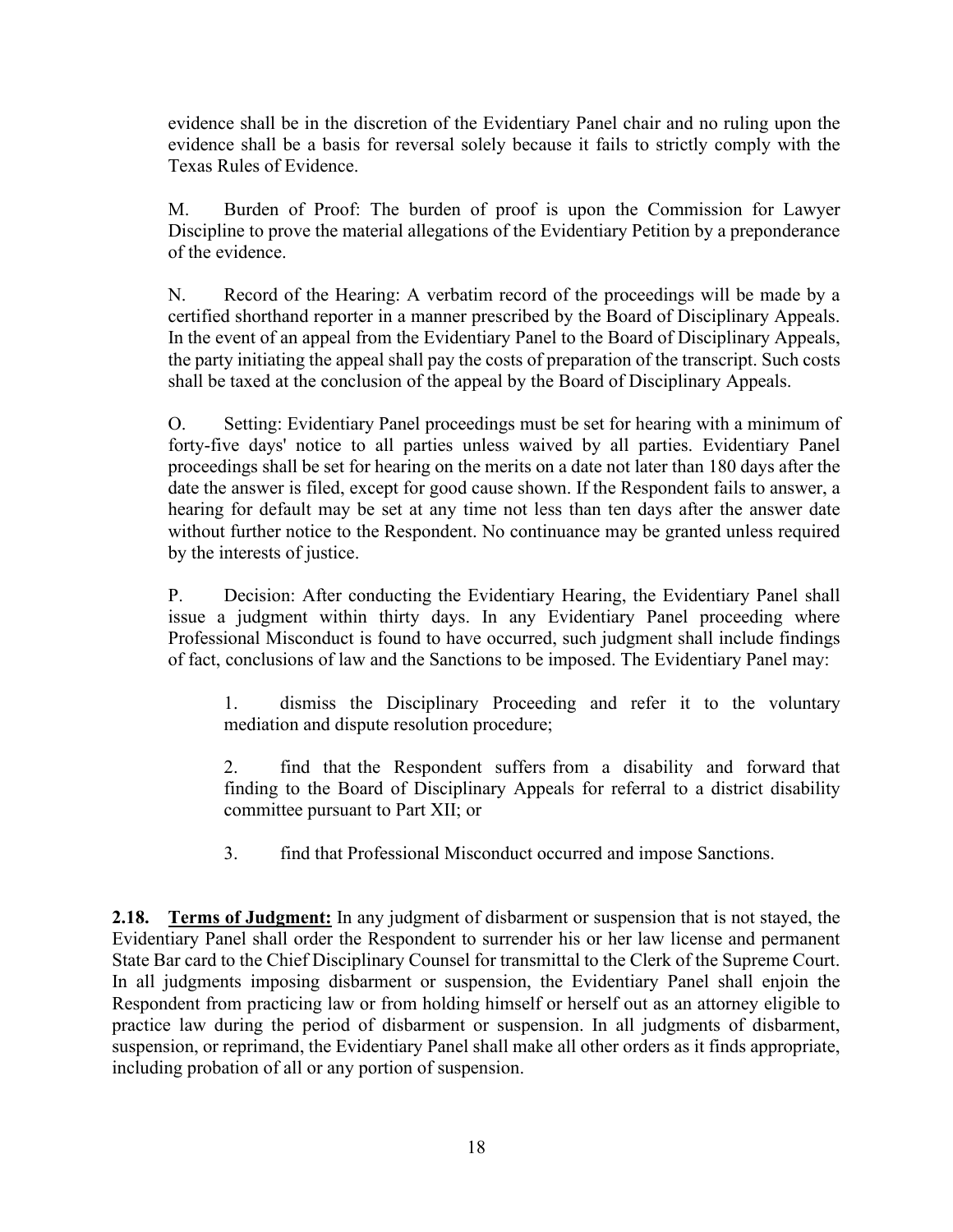evidence shall be in the discretion of the Evidentiary Panel chair and no ruling upon the evidence shall be a basis for reversal solely because it fails to strictly comply with the Texas Rules of Evidence.

M. Burden of Proof: The burden of proof is upon the Commission for Lawyer Discipline to prove the material allegations of the Evidentiary Petition by a preponderance of the evidence.

N. Record of the Hearing: A verbatim record of the proceedings will be made by a certified shorthand reporter in a manner prescribed by the Board of Disciplinary Appeals. In the event of an appeal from the Evidentiary Panel to the Board of Disciplinary Appeals, the party initiating the appeal shall pay the costs of preparation of the transcript. Such costs shall be taxed at the conclusion of the appeal by the Board of Disciplinary Appeals.

O. Setting: Evidentiary Panel proceedings must be set for hearing with a minimum of forty-five days' notice to all parties unless waived by all parties. Evidentiary Panel proceedings shall be set for hearing on the merits on a date not later than 180 days after the date the answer is filed, except for good cause shown. If the Respondent fails to answer, a hearing for default may be set at any time not less than ten days after the answer date without further notice to the Respondent. No continuance may be granted unless required by the interests of justice.

P. Decision: After conducting the Evidentiary Hearing, the Evidentiary Panel shall issue a judgment within thirty days. In any Evidentiary Panel proceeding where Professional Misconduct is found to have occurred, such judgment shall include findings of fact, conclusions of law and the Sanctions to be imposed. The Evidentiary Panel may:

1. dismiss the Disciplinary Proceeding and refer it to the voluntary mediation and dispute resolution procedure;

2. find that the Respondent suffers from a disability and forward that finding to the Board of Disciplinary Appeals for referral to a district disability committee pursuant to Part XII; or

3. find that Professional Misconduct occurred and impose Sanctions.

**2.18. Terms of Judgment:** In any judgment of disbarment or suspension that is not stayed, the Evidentiary Panel shall order the Respondent to surrender his or her law license and permanent State Bar card to the Chief Disciplinary Counsel for transmittal to the Clerk of the Supreme Court. In all judgments imposing disbarment or suspension, the Evidentiary Panel shall enjoin the Respondent from practicing law or from holding himself or herself out as an attorney eligible to practice law during the period of disbarment or suspension. In all judgments of disbarment, suspension, or reprimand, the Evidentiary Panel shall make all other orders as it finds appropriate, including probation of all or any portion of suspension.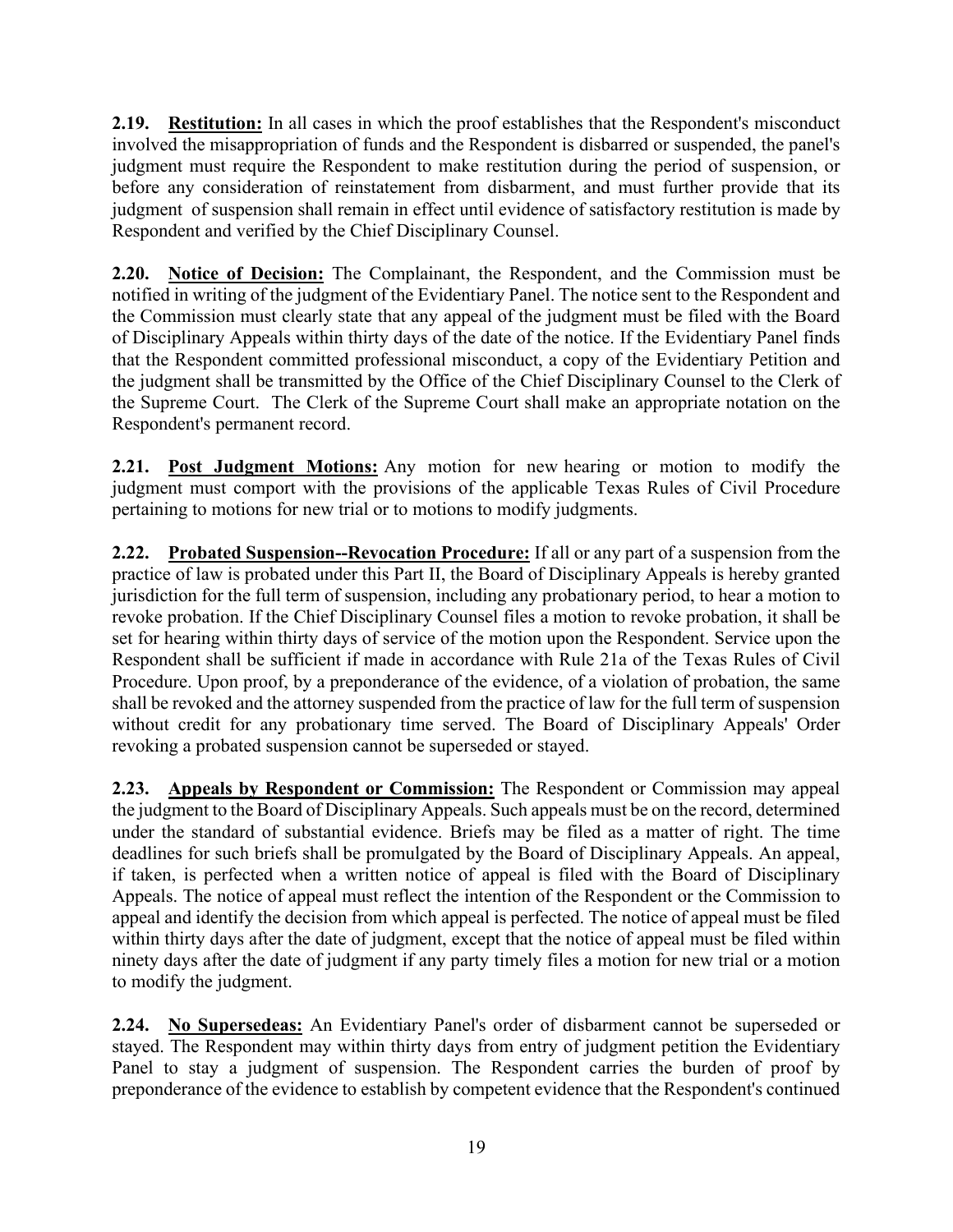**2.19. Restitution:** In all cases in which the proof establishes that the Respondent's misconduct involved the misappropriation of funds and the Respondent is disbarred or suspended, the panel's judgment must require the Respondent to make restitution during the period of suspension, or before any consideration of reinstatement from disbarment, and must further provide that its judgment of suspension shall remain in effect until evidence of satisfactory restitution is made by Respondent and verified by the Chief Disciplinary Counsel.

**2.20. Notice of Decision:** The Complainant, the Respondent, and the Commission must be notified in writing of the judgment of the Evidentiary Panel. The notice sent to the Respondent and the Commission must clearly state that any appeal of the judgment must be filed with the Board of Disciplinary Appeals within thirty days of the date of the notice. If the Evidentiary Panel finds that the Respondent committed professional misconduct, a copy of the Evidentiary Petition and the judgment shall be transmitted by the Office of the Chief Disciplinary Counsel to the Clerk of the Supreme Court. The Clerk of the Supreme Court shall make an appropriate notation on the Respondent's permanent record.

**2.21. Post Judgment Motions:** Any motion for new hearing or motion to modify the judgment must comport with the provisions of the applicable Texas Rules of Civil Procedure pertaining to motions for new trial or to motions to modify judgments.

**2.22. Probated Suspension--Revocation Procedure:** If all or any part of a suspension from the practice of law is probated under this Part II, the Board of Disciplinary Appeals is hereby granted jurisdiction for the full term of suspension, including any probationary period, to hear a motion to revoke probation. If the Chief Disciplinary Counsel files a motion to revoke probation, it shall be set for hearing within thirty days of service of the motion upon the Respondent. Service upon the Respondent shall be sufficient if made in accordance with Rule 21a of the Texas Rules of Civil Procedure. Upon proof, by a preponderance of the evidence, of a violation of probation, the same shall be revoked and the attorney suspended from the practice of law for the full term of suspension without credit for any probationary time served. The Board of Disciplinary Appeals' Order revoking a probated suspension cannot be superseded or stayed.

**2.23. Appeals by Respondent or Commission:** The Respondent or Commission may appeal the judgment to the Board of Disciplinary Appeals. Such appeals must be on the record, determined under the standard of substantial evidence. Briefs may be filed as a matter of right. The time deadlines for such briefs shall be promulgated by the Board of Disciplinary Appeals. An appeal, if taken, is perfected when a written notice of appeal is filed with the Board of Disciplinary Appeals. The notice of appeal must reflect the intention of the Respondent or the Commission to appeal and identify the decision from which appeal is perfected. The notice of appeal must be filed within thirty days after the date of judgment, except that the notice of appeal must be filed within ninety days after the date of judgment if any party timely files a motion for new trial or a motion to modify the judgment.

**2.24. No Supersedeas:** An Evidentiary Panel's order of disbarment cannot be superseded or stayed. The Respondent may within thirty days from entry of judgment petition the Evidentiary Panel to stay a judgment of suspension. The Respondent carries the burden of proof by preponderance of the evidence to establish by competent evidence that the Respondent's continued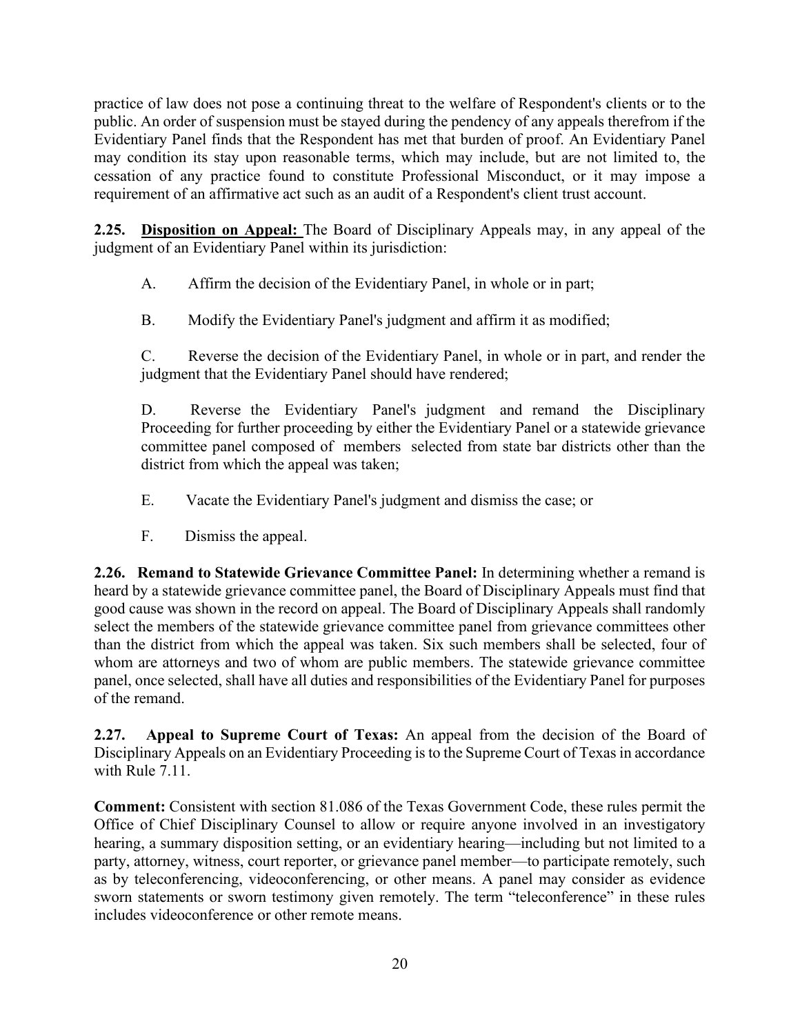practice of law does not pose a continuing threat to the welfare of Respondent's clients or to the public. An order of suspension must be stayed during the pendency of any appeals therefrom if the Evidentiary Panel finds that the Respondent has met that burden of proof. An Evidentiary Panel may condition its stay upon reasonable terms, which may include, but are not limited to, the cessation of any practice found to constitute Professional Misconduct, or it may impose a requirement of an affirmative act such as an audit of a Respondent's client trust account.

**2.25. Disposition on Appeal:** The Board of Disciplinary Appeals may, in any appeal of the judgment of an Evidentiary Panel within its jurisdiction:

A. Affirm the decision of the Evidentiary Panel, in whole or in part;

B. Modify the Evidentiary Panel's judgment and affirm it as modified;

C. Reverse the decision of the Evidentiary Panel, in whole or in part, and render the judgment that the Evidentiary Panel should have rendered;

D. Reverse the Evidentiary Panel's judgment and remand the Disciplinary Proceeding for further proceeding by either the Evidentiary Panel or a statewide grievance committee panel composed of members selected from state bar districts other than the district from which the appeal was taken;

E. Vacate the Evidentiary Panel's judgment and dismiss the case; or

F. Dismiss the appeal.

**2.26. Remand to Statewide Grievance Committee Panel:** In determining whether a remand is heard by a statewide grievance committee panel, the Board of Disciplinary Appeals must find that good cause was shown in the record on appeal. The Board of Disciplinary Appeals shall randomly select the members of the statewide grievance committee panel from grievance committees other than the district from which the appeal was taken. Six such members shall be selected, four of whom are attorneys and two of whom are public members. The statewide grievance committee panel, once selected, shall have all duties and responsibilities of the Evidentiary Panel for purposes of the remand.

**2.27. Appeal to Supreme Court of Texas:** An appeal from the decision of the Board of Disciplinary Appeals on an Evidentiary Proceeding is to the Supreme Court of Texas in accordance with Rule 7.11.

**Comment:** Consistent with section 81.086 of the Texas Government Code, these rules permit the Office of Chief Disciplinary Counsel to allow or require anyone involved in an investigatory hearing, a summary disposition setting, or an evidentiary hearing—including but not limited to a party, attorney, witness, court reporter, or grievance panel member—to participate remotely, such as by teleconferencing, videoconferencing, or other means. A panel may consider as evidence sworn statements or sworn testimony given remotely. The term "teleconference" in these rules includes videoconference or other remote means.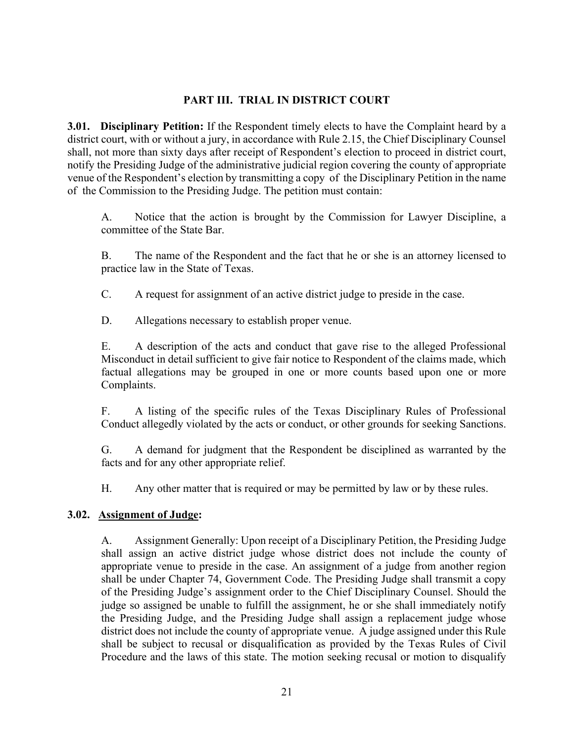## PART III. TRIAL IN DISTRICT COURT

**3.01. Disciplinary Petition:** If the Respondent timely elects to have the Complaint heard by a district court, with or without a jury, in accordance with Rule 2.15, the Chief Disciplinary Counsel shall, not more than sixty days after receipt of Respondent's election to proceed in district court, notify the Presiding Judge of the administrative judicial region covering the county of appropriate venue of the Respondent's election by transmitting a copy of the Disciplinary Petition in the name of the Commission to the Presiding Judge. The petition must contain:

A. Notice that the action is brought by the Commission for Lawyer Discipline, a committee of the State Bar.

B. The name of the Respondent and the fact that he or she is an attorney licensed to practice law in the State of Texas.

C. A request for assignment of an active district judge to preside in the case.

D. Allegations necessary to establish proper venue.

E. A description of the acts and conduct that gave rise to the alleged Professional Misconduct in detail sufficient to give fair notice to Respondent of the claims made, which factual allegations may be grouped in one or more counts based upon one or more Complaints.

F. A listing of the specific rules of the Texas Disciplinary Rules of Professional Conduct allegedly violated by the acts or conduct, or other grounds for seeking Sanctions.

G. A demand for judgment that the Respondent be disciplined as warranted by the facts and for any other appropriate relief.

H. Any other matter that is required or may be permitted by law or by these rules.

**3.02. Assignment of Judge:**

A. Assignment Generally: Upon receipt of a Disciplinary Petition, the Presiding Judge shall assign an active district judge whose district does not include the county of appropriate venue to preside in the case. An assignment of a judge from another region shall be under Chapter 74, Government Code. The Presiding Judge shall transmit a copy of the Presiding Judge's assignment order to the Chief Disciplinary Counsel. Should the judge so assigned be unable to fulfill the assignment, he or she shall immediately notify the Presiding Judge, and the Presiding Judge shall assign a replacement judge whose district does not include the county of appropriate venue. A judge assigned under this Rule shall be subject to recusal or disqualification as provided by the Texas Rules of Civil Procedure and the laws of this state. The motion seeking recusal or motion to disqualify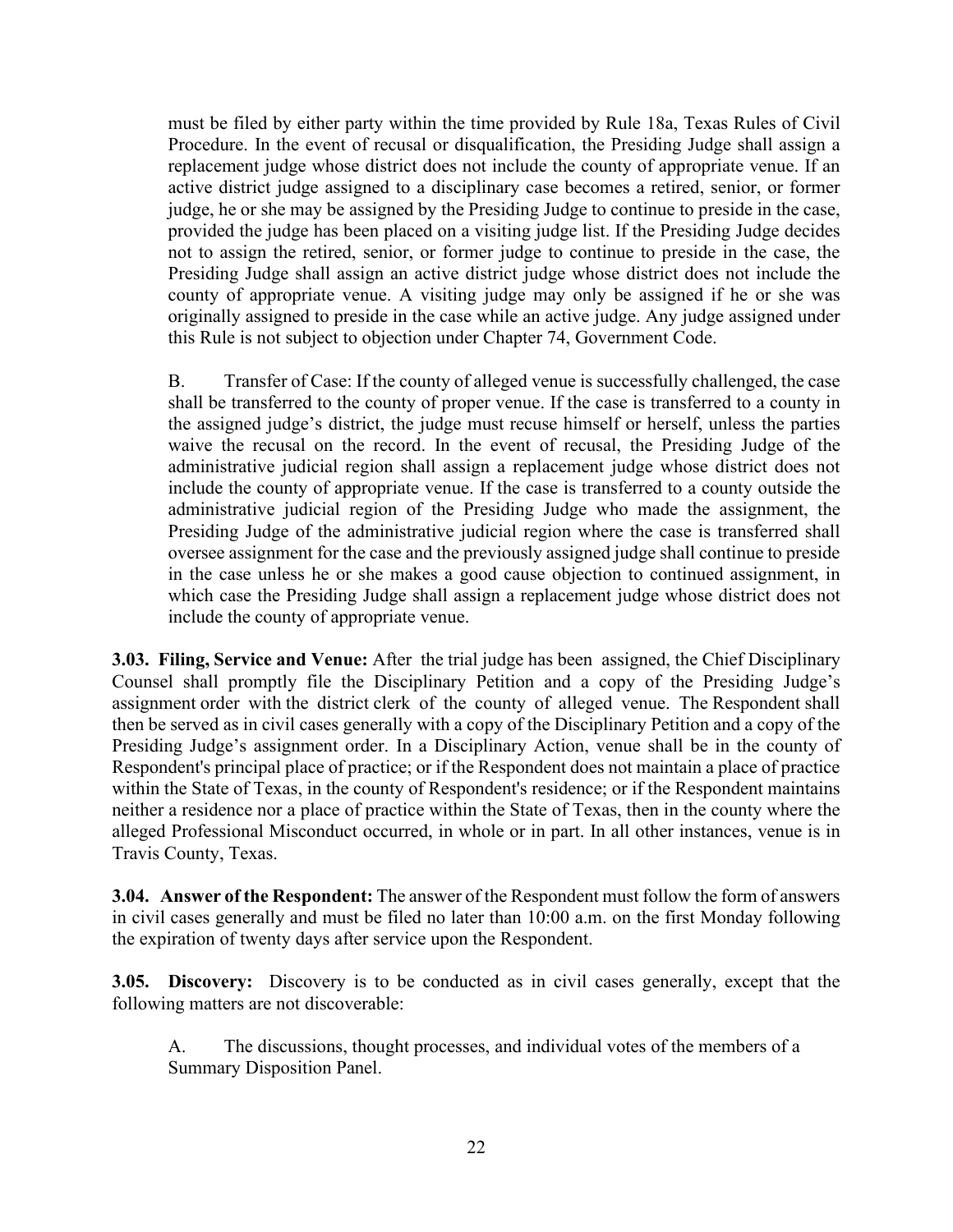must be filed by either party within the time provided by Rule 18a, Texas Rules of Civil Procedure. In the event of recusal or disqualification, the Presiding Judge shall assign a replacement judge whose district does not include the county of appropriate venue. If an active district judge assigned to a disciplinary case becomes a retired, senior, or former judge, he or she may be assigned by the Presiding Judge to continue to preside in the case, provided the judge has been placed on a visiting judge list. If the Presiding Judge decides not to assign the retired, senior, or former judge to continue to preside in the case, the Presiding Judge shall assign an active district judge whose district does not include the county of appropriate venue. A visiting judge may only be assigned if he or she was originally assigned to preside in the case while an active judge. Any judge assigned under this Rule is not subject to objection under Chapter 74, Government Code.

B. Transfer of Case: If the county of alleged venue is successfully challenged, the case shall be transferred to the county of proper venue. If the case is transferred to a county in the assigned judge's district, the judge must recuse himself or herself, unless the parties waive the recusal on the record. In the event of recusal, the Presiding Judge of the administrative judicial region shall assign a replacement judge whose district does not include the county of appropriate venue. If the case is transferred to a county outside the administrative judicial region of the Presiding Judge who made the assignment, the Presiding Judge of the administrative judicial region where the case is transferred shall oversee assignment for the case and the previously assigned judge shall continue to preside in the case unless he or she makes a good cause objection to continued assignment, in which case the Presiding Judge shall assign a replacement judge whose district does not include the county of appropriate venue.

**3.03. Filing, Service and Venue:** After the trial judge has been assigned, the Chief Disciplinary Counsel shall promptly file the Disciplinary Petition and a copy of the Presiding Judge's assignment order with the district clerk of the county of alleged venue. The Respondent shall then be served as in civil cases generally with a copy of the Disciplinary Petition and a copy of the Presiding Judge's assignment order. In a Disciplinary Action, venue shall be in the county of Respondent's principal place of practice; or if the Respondent does not maintain a place of practice within the State of Texas, in the county of Respondent's residence; or if the Respondent maintains neither a residence nor a place of practice within the State of Texas, then in the county where the alleged Professional Misconduct occurred, in whole or in part. In all other instances, venue is in Travis County, Texas.

**3.04. Answer of the Respondent:** The answer of the Respondent must follow the form of answers in civil cases generally and must be filed no later than 10:00 a.m. on the first Monday following the expiration of twenty days after service upon the Respondent.

**3.05. Discovery:** Discovery is to be conducted as in civil cases generally, except that the following matters are not discoverable:

A. The discussions, thought processes, and individual votes of the members of a Summary Disposition Panel.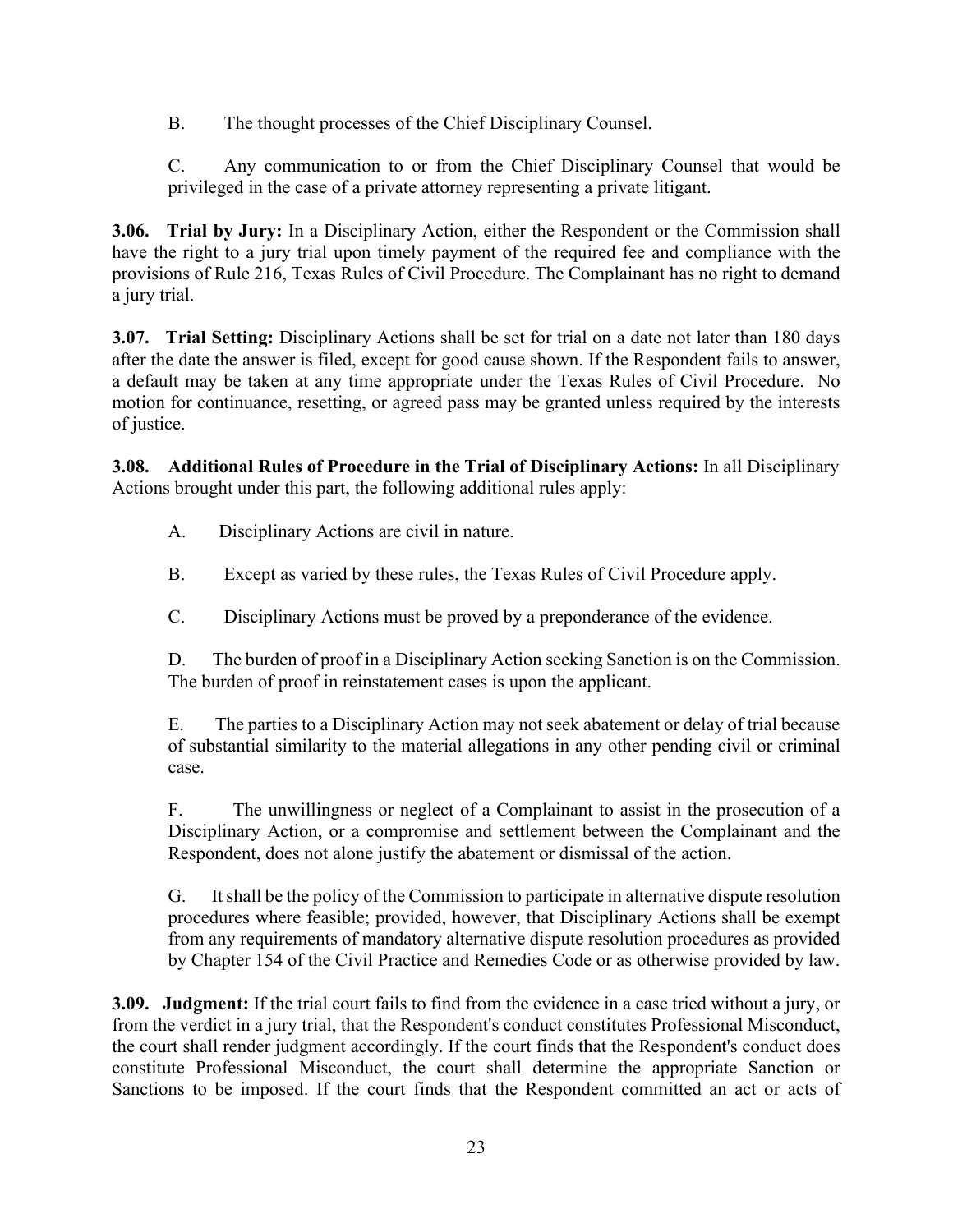B. The thought processes of the Chief Disciplinary Counsel.

C. Any communication to or from the Chief Disciplinary Counsel that would be privileged in the case of a private attorney representing a private litigant.

**3.06. Trial by Jury:** In a Disciplinary Action, either the Respondent or the Commission shall have the right to a jury trial upon timely payment of the required fee and compliance with the provisions of Rule 216, Texas Rules of Civil Procedure. The Complainant has no right to demand a jury trial.

**3.07. Trial Setting:** Disciplinary Actions shall be set for trial on a date not later than 180 days after the date the answer is filed, except for good cause shown. If the Respondent fails to answer, a default may be taken at any time appropriate under the Texas Rules of Civil Procedure. No motion for continuance, resetting, or agreed pass may be granted unless required by the interests of justice.

**3.08. Additional Rules of Procedure in the Trial of Disciplinary Actions:** In all Disciplinary Actions brought under this part, the following additional rules apply:

A. Disciplinary Actions are civil in nature.

B. Except as varied by these rules, the Texas Rules of Civil Procedure apply.

C. Disciplinary Actions must be proved by a preponderance of the evidence.

D. The burden of proof in a Disciplinary Action seeking Sanction is on the Commission. The burden of proof in reinstatement cases is upon the applicant.

E. The parties to a Disciplinary Action may not seek abatement or delay of trial because of substantial similarity to the material allegations in any other pending civil or criminal case.

F. The unwillingness or neglect of a Complainant to assist in the prosecution of a Disciplinary Action, or a compromise and settlement between the Complainant and the Respondent, does not alone justify the abatement or dismissal of the action.

G. It shall be the policy of the Commission to participate in alternative dispute resolution procedures where feasible; provided, however, that Disciplinary Actions shall be exempt from any requirements of mandatory alternative dispute resolution procedures as provided by Chapter 154 of the Civil Practice and Remedies Code or as otherwise provided by law.

**3.09. Judgment:** If the trial court fails to find from the evidence in a case tried without a jury, or from the verdict in a jury trial, that the Respondent's conduct constitutes Professional Misconduct, the court shall render judgment accordingly. If the court finds that the Respondent's conduct does constitute Professional Misconduct, the court shall determine the appropriate Sanction or Sanctions to be imposed. If the court finds that the Respondent committed an act or acts of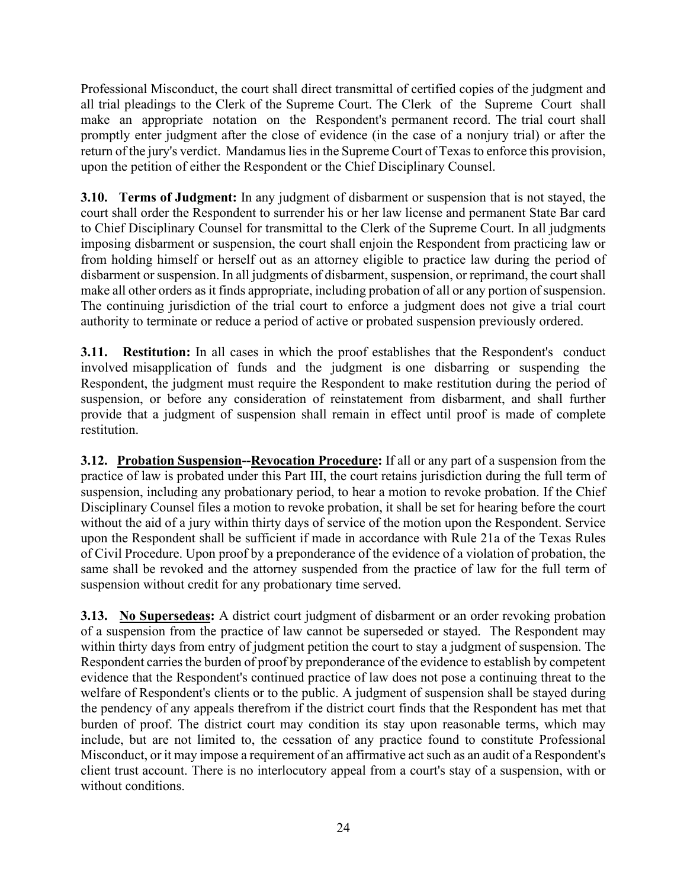Professional Misconduct, the court shall direct transmittal of certified copies of the judgment and all trial pleadings to the Clerk of the Supreme Court. The Clerk of the Supreme Court shall make an appropriate notation on the Respondent's permanent record. The trial court shall promptly enter judgment after the close of evidence (in the case of a nonjury trial) or after the return of the jury's verdict. Mandamus lies in the Supreme Court of Texas to enforce this provision, upon the petition of either the Respondent or the Chief Disciplinary Counsel.

**3.10. Terms of Judgment:** In any judgment of disbarment or suspension that is not stayed, the court shall order the Respondent to surrender his or her law license and permanent State Bar card to Chief Disciplinary Counsel for transmittal to the Clerk of the Supreme Court. In all judgments imposing disbarment or suspension, the court shall enjoin the Respondent from practicing law or from holding himself or herself out as an attorney eligible to practice law during the period of disbarment or suspension. In all judgments of disbarment, suspension, or reprimand, the court shall make all other orders as it finds appropriate, including probation of all or any portion of suspension. The continuing jurisdiction of the trial court to enforce a judgment does not give a trial court authority to terminate or reduce a period of active or probated suspension previously ordered.

**3.11. Restitution:** In all cases in which the proof establishes that the Respondent's conduct involved misapplication of funds and the judgment is one disbarring or suspending the Respondent, the judgment must require the Respondent to make restitution during the period of suspension, or before any consideration of reinstatement from disbarment, and shall further provide that a judgment of suspension shall remain in effect until proof is made of complete restitution.

**3.12. Probation Suspension--Revocation Procedure:** If all or any part of a suspension from the practice of law is probated under this Part III, the court retains jurisdiction during the full term of suspension, including any probationary period, to hear a motion to revoke probation. If the Chief Disciplinary Counsel files a motion to revoke probation, it shall be set for hearing before the court without the aid of a jury within thirty days of service of the motion upon the Respondent. Service upon the Respondent shall be sufficient if made in accordance with Rule 21a of the Texas Rules of Civil Procedure. Upon proof by a preponderance of the evidence of a violation of probation, the same shall be revoked and the attorney suspended from the practice of law for the full term of suspension without credit for any probationary time served.

**3.13. No Supersedeas:** A district court judgment of disbarment or an order revoking probation of a suspension from the practice of law cannot be superseded or stayed. The Respondent may within thirty days from entry of judgment petition the court to stay a judgment of suspension. The Respondent carries the burden of proof by preponderance of the evidence to establish by competent evidence that the Respondent's continued practice of law does not pose a continuing threat to the welfare of Respondent's clients or to the public. A judgment of suspension shall be stayed during the pendency of any appeals therefrom if the district court finds that the Respondent has met that burden of proof. The district court may condition its stay upon reasonable terms, which may include, but are not limited to, the cessation of any practice found to constitute Professional Misconduct, or it may impose a requirement of an affirmative act such as an audit of a Respondent's client trust account. There is no interlocutory appeal from a court's stay of a suspension, with or without conditions.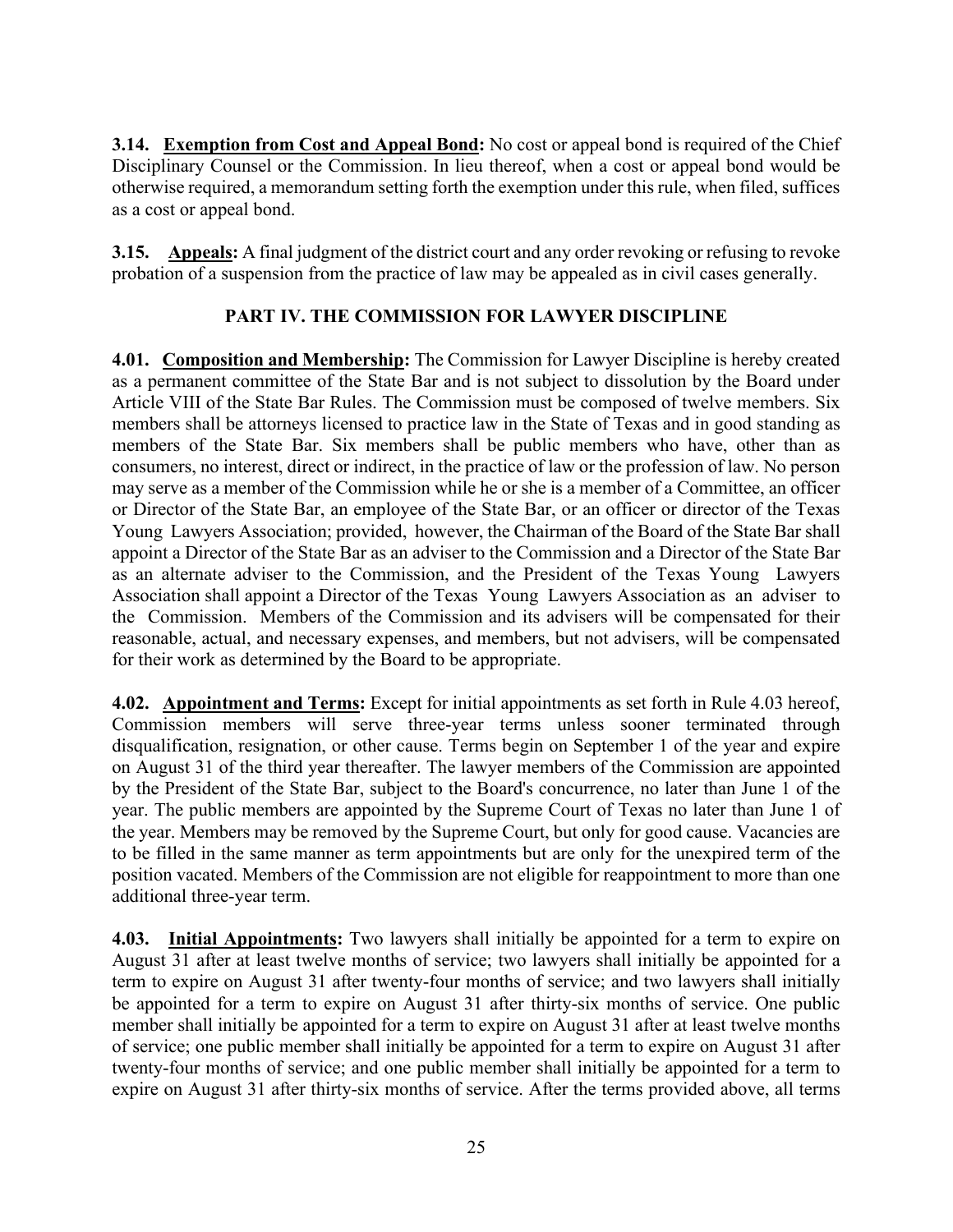**3.14. Exemption from Cost and Appeal Bond:** No cost or appeal bond is required of the Chief Disciplinary Counsel or the Commission. In lieu thereof, when a cost or appeal bond would be otherwise required, a memorandum setting forth the exemption under this rule, when filed, suffices as a cost or appeal bond.

**3.15. Appeals:** A final judgment of the district court and any order revoking or refusing to revoke probation of a suspension from the practice of law may be appealed as in civil cases generally.

## PART IV. THE COMMISSION FOR LAWYER DISCIPLINE

**4.01. Composition and Membership:** The Commission for Lawyer Discipline is hereby created as a permanent committee of the State Bar and is not subject to dissolution by the Board under Article VIII of the State Bar Rules. The Commission must be composed of twelve members. Six members shall be attorneys licensed to practice law in the State of Texas and in good standing as members of the State Bar. Six members shall be public members who have, other than as consumers, no interest, direct or indirect, in the practice of law or the profession of law. No person may serve as a member of the Commission while he or she is a member of a Committee, an officer or Director of the State Bar, an employee of the State Bar, or an officer or director of the Texas Young Lawyers Association; provided, however, the Chairman of the Board of the State Bar shall appoint a Director of the State Bar as an adviser to the Commission and a Director of the State Bar as an alternate adviser to the Commission, and the President of the Texas Young Lawyers Association shall appoint a Director of the Texas Young Lawyers Association as an adviser to the Commission. Members of the Commission and its advisers will be compensated for their reasonable, actual, and necessary expenses, and members, but not advisers, will be compensated for their work as determined by the Board to be appropriate.

**4.02. Appointment and Terms:** Except for initial appointments as set forth in Rule 4.03 hereof, Commission members will serve three-year terms unless sooner terminated through disqualification, resignation, or other cause. Terms begin on September 1 of the year and expire on August 31 of the third year thereafter. The lawyer members of the Commission are appointed by the President of the State Bar, subject to the Board's concurrence, no later than June 1 of the year. The public members are appointed by the Supreme Court of Texas no later than June 1 of the year. Members may be removed by the Supreme Court, but only for good cause. Vacancies are to be filled in the same manner as term appointments but are only for the unexpired term of the position vacated. Members of the Commission are not eligible for reappointment to more than one additional three-year term.

**4.03. Initial Appointments:** Two lawyers shall initially be appointed for a term to expire on August 31 after at least twelve months of service; two lawyers shall initially be appointed for a term to expire on August 31 after twenty-four months of service; and two lawyers shall initially be appointed for a term to expire on August 31 after thirty-six months of service. One public member shall initially be appointed for a term to expire on August 31 after at least twelve months of service; one public member shall initially be appointed for a term to expire on August 31 after twenty-four months of service; and one public member shall initially be appointed for a term to expire on August 31 after thirty-six months of service. After the terms provided above, all terms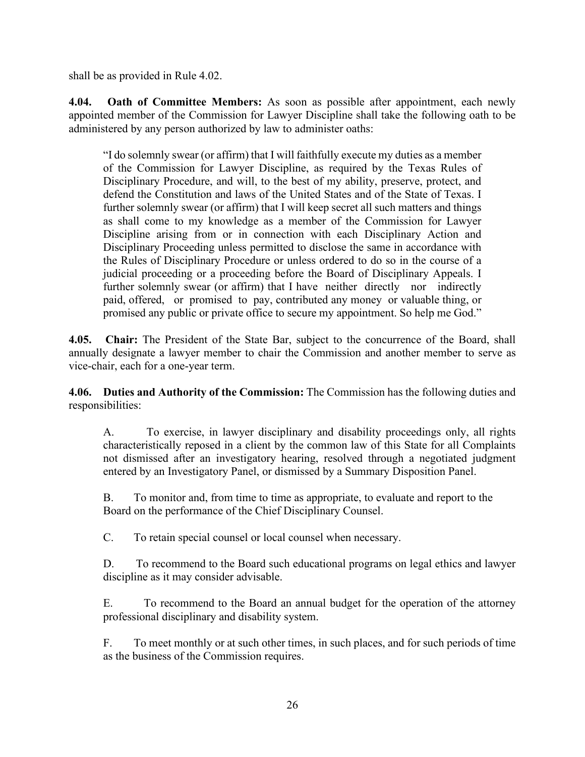shall be as provided in Rule 4.02.

**4.04. Oath of Committee Members:** As soon as possible after appointment, each newly appointed member of the Commission for Lawyer Discipline shall take the following oath to be administered by any person authorized by law to administer oaths:

> "I do solemnly swear (or affirm) that I will faithfully execute my duties as a member of the Commission for Lawyer Discipline, as required by the Texas Rules of Disciplinary Procedure, and will, to the best of my ability, preserve, protect, and defend the Constitution and laws of the United States and of the State of Texas. I further solemnly swear (or affirm) that I will keep secret all such matters and things as shall come to my knowledge as a member of the Commission for Lawyer Discipline arising from or in connection with each Disciplinary Action and Disciplinary Proceeding unless permitted to disclose the same in accordance with the Rules of Disciplinary Procedure or unless ordered to do so in the course of a judicial proceeding or a proceeding before the Board of Disciplinary Appeals. I further solemnly swear (or affirm) that I have neither directly nor indirectly paid, offered, or promised to pay, contributed any money or valuable thing, or promised any public or private office to secure my appointment. So help me God."

**4.05. Chair:** The President of the State Bar, subject to the concurrence of the Board, shall annually designate a lawyer member to chair the Commission and another member to serve as vice-chair, each for a one-year term.

**4.06. Duties and Authority of the Commission:** The Commission has the following duties and responsibilities:

A. To exercise, in lawyer disciplinary and disability proceedings only, all rights characteristically reposed in a client by the common law of this State for all Complaints not dismissed after an investigatory hearing, resolved through a negotiated judgment entered by an Investigatory Panel, or dismissed by a Summary Disposition Panel.

B. To monitor and, from time to time as appropriate, to evaluate and report to the Board on the performance of the Chief Disciplinary Counsel.

C. To retain special counsel or local counsel when necessary.

D. To recommend to the Board such educational programs on legal ethics and lawyer discipline as it may consider advisable.

E. To recommend to the Board an annual budget for the operation of the attorney professional disciplinary and disability system.

F. To meet monthly or at such other times, in such places, and for such periods of time as the business of the Commission requires.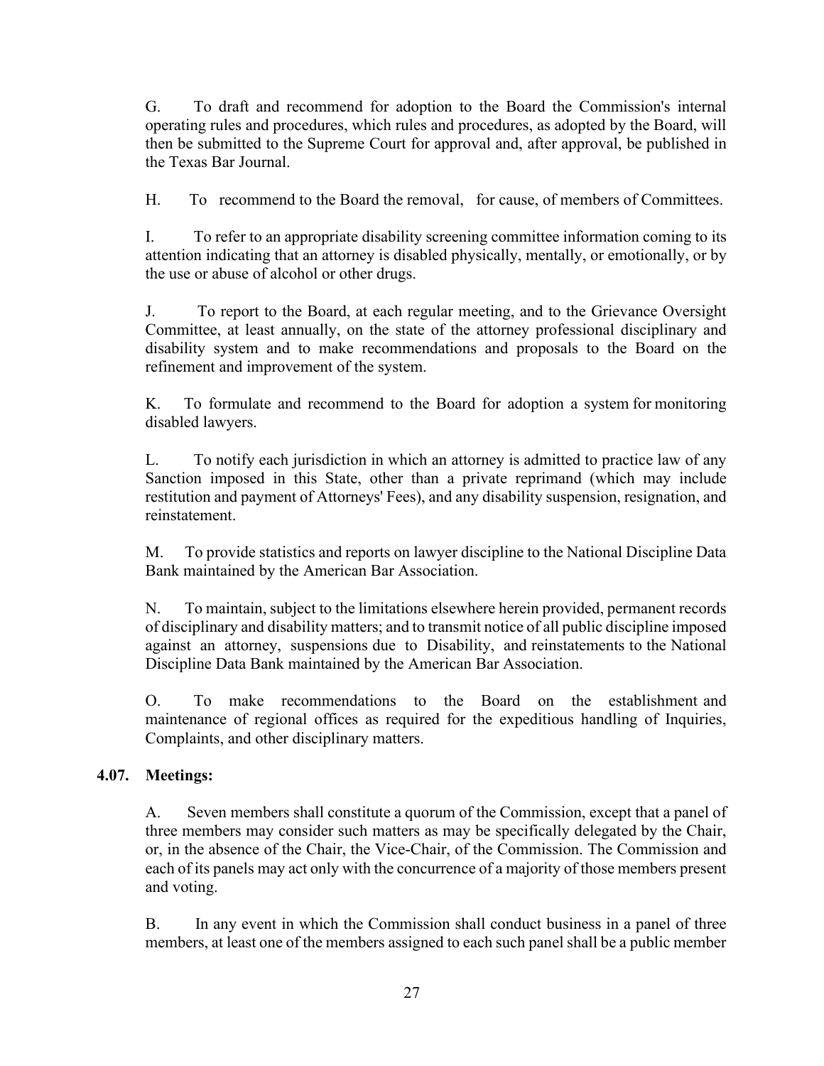G. To draft and recommend for adoption to the Board the Commission's internal operating rules and procedures, which rules and procedures, as adopted by the Board, will then be submitted to the Supreme Court for approval and, after approval, be published in the Texas Bar Journal.

H. To recommend to the Board the removal, for cause, of members of Committees.

I. To refer to an appropriate disability screening committee information coming to its attention indicating that an attorney is disabled physically, mentally, or emotionally, or by the use or abuse of alcohol or other drugs.

J. To report to the Board, at each regular meeting, and to the Grievance Oversight Committee, at least annually, on the state of the attorney professional disciplinary and disability system and to make recommendations and proposals to the Board on the refinement and improvement of the system.

K. To formulate and recommend to the Board for adoption a system for monitoring disabled lawyers.

L. To notify each jurisdiction in which an attorney is admitted to practice law of any Sanction imposed in this State, other than a private reprimand (which may include restitution and payment of Attorneys' Fees), and any disability suspension, resignation, and reinstatement.

M. To provide statistics and reports on lawyer discipline to the National Discipline Data Bank maintained by the American Bar Association.

N. To maintain, subject to the limitations elsewhere herein provided, permanent records of disciplinary and disability matters; and to transmit notice of all public discipline imposed against an attorney, suspensions due to Disability, and reinstatements to the National Discipline Data Bank maintained by the American Bar Association.

O. To make recommendations to the Board on the establishment and maintenance of regional offices as required for the expeditious handling of Inquiries, Complaints, and other disciplinary matters.

**4.07. Meetings:**

A. Seven members shall constitute a quorum of the Commission, except that a panel of three members may consider such matters as may be specifically delegated by the Chair, or, in the absence of the Chair, the Vice-Chair, of the Commission. The Commission and each of its panels may act only with the concurrence of a majority of those members present and voting.

B. In any event in which the Commission shall conduct business in a panel of three members, at least one of the members assigned to each such panel shall be a public member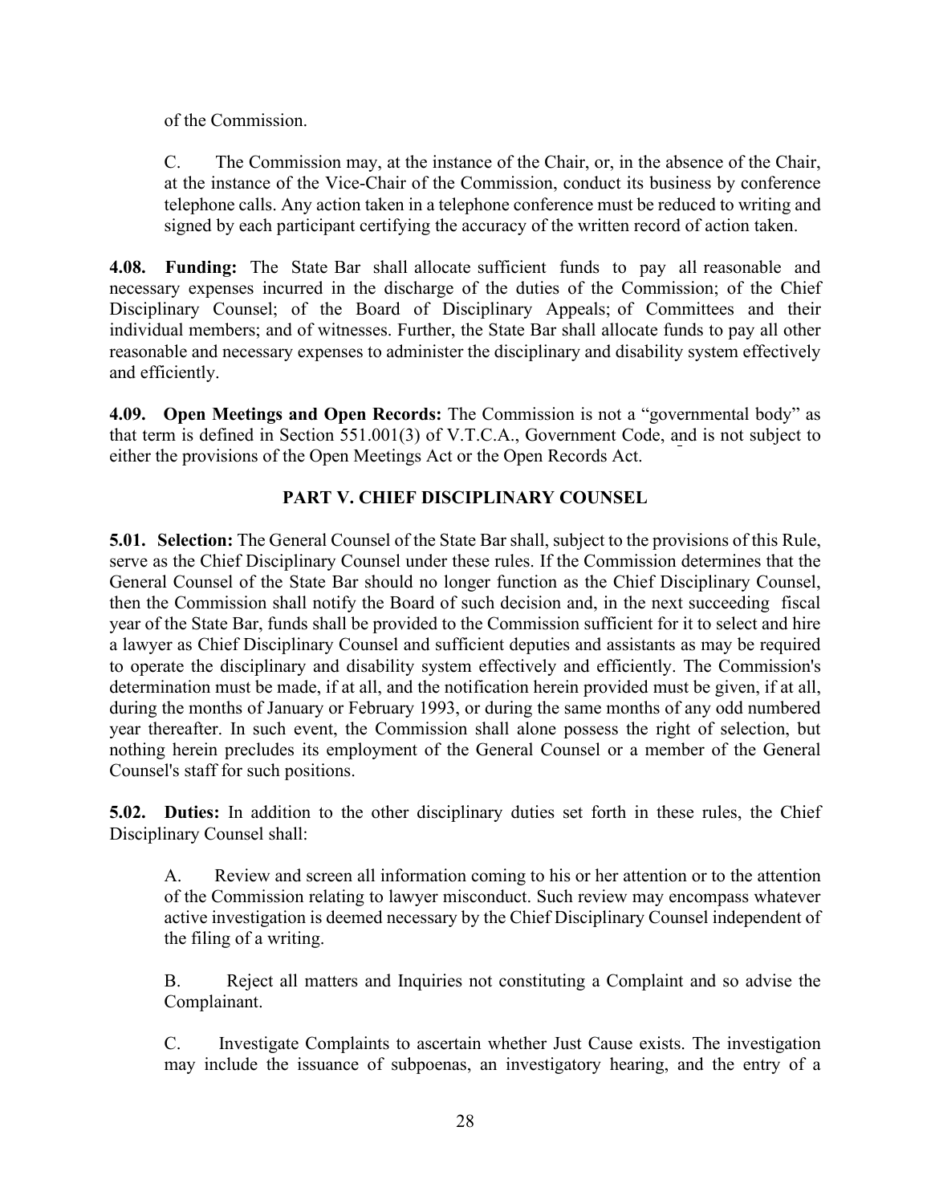of the Commission.

C. The Commission may, at the instance of the Chair, or, in the absence of the Chair, at the instance of the Vice-Chair of the Commission, conduct its business by conference telephone calls. Any action taken in a telephone conference must be reduced to writing and signed by each participant certifying the accuracy of the written record of action taken.

**4.08. Funding:** The State Bar shall allocate sufficient funds to pay all reasonable and necessary expenses incurred in the discharge of the duties of the Commission; of the Chief Disciplinary Counsel; of the Board of Disciplinary Appeals; of Committees and their individual members; and of witnesses. Further, the State Bar shall allocate funds to pay all other reasonable and necessary expenses to administer the disciplinary and disability system effectively and efficiently.

**4.09. Open Meetings and Open Records:** The Commission is not a "governmental body" as that term is defined in Section 551.001(3) of V.T.C.A., Government Code, and is not subject to either the provisions of the Open Meetings Act or the Open Records Act.

## PART V. CHIEF DISCIPLINARY COUNSEL

**5.01. Selection:** The General Counsel of the State Bar shall, subject to the provisions of this Rule, serve as the Chief Disciplinary Counsel under these rules. If the Commission determines that the General Counsel of the State Bar should no longer function as the Chief Disciplinary Counsel, then the Commission shall notify the Board of such decision and, in the next succeeding fiscal year of the State Bar, funds shall be provided to the Commission sufficient for it to select and hire a lawyer as Chief Disciplinary Counsel and sufficient deputies and assistants as may be required to operate the disciplinary and disability system effectively and efficiently. The Commission's determination must be made, if at all, and the notification herein provided must be given, if at all, during the months of January or February 1993, or during the same months of any odd numbered year thereafter. In such event, the Commission shall alone possess the right of selection, but nothing herein precludes its employment of the General Counsel or a member of the General Counsel's staff for such positions.

**5.02. Duties:** In addition to the other disciplinary duties set forth in these rules, the Chief Disciplinary Counsel shall:

A. Review and screen all information coming to his or her attention or to the attention of the Commission relating to lawyer misconduct. Such review may encompass whatever active investigation is deemed necessary by the Chief Disciplinary Counsel independent of the filing of a writing.

B. Reject all matters and Inquiries not constituting a Complaint and so advise the Complainant.

C. Investigate Complaints to ascertain whether Just Cause exists. The investigation may include the issuance of subpoenas, an investigatory hearing, and the entry of a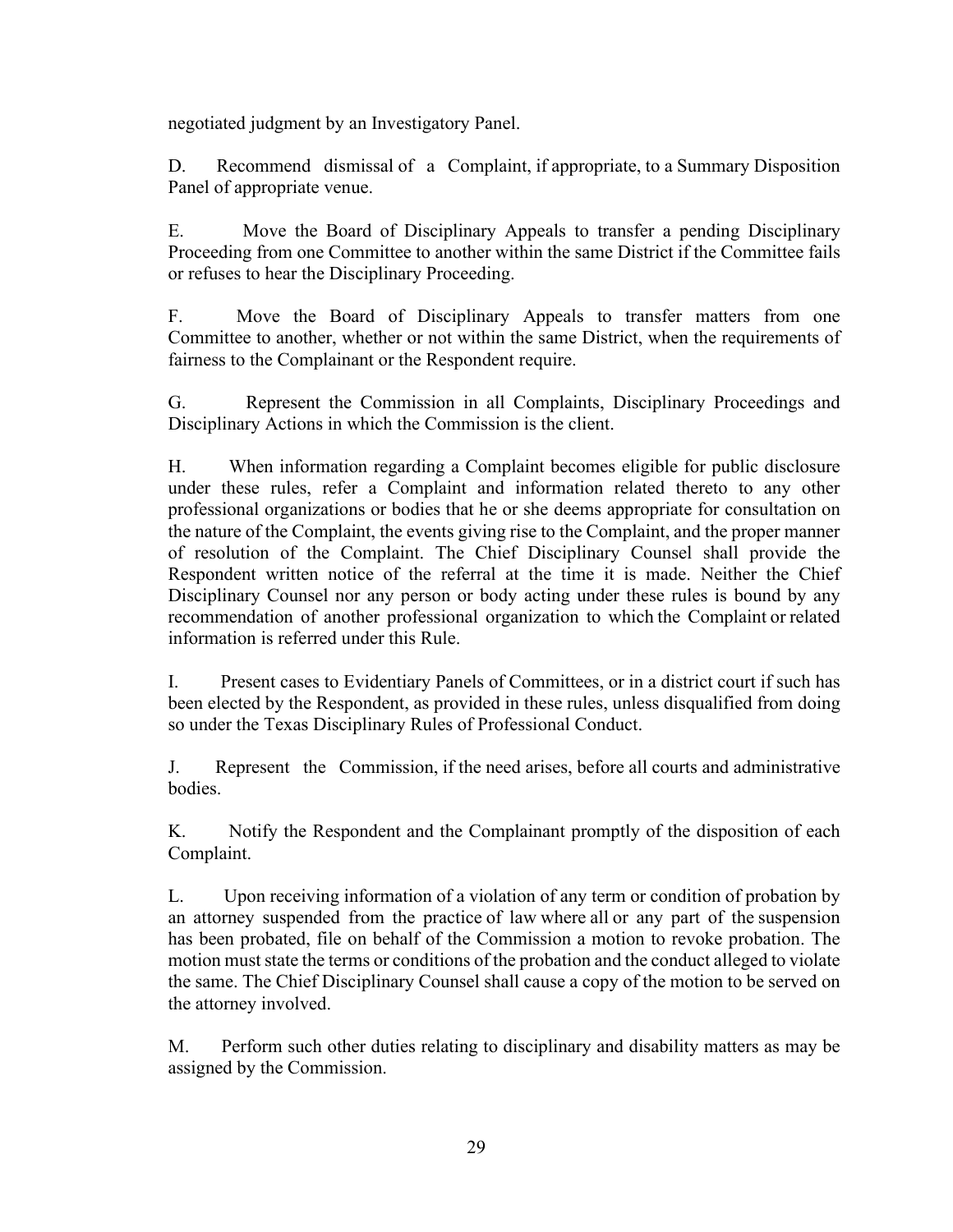negotiated judgment by an Investigatory Panel.

D. Recommend dismissal of a Complaint, if appropriate, to a Summary Disposition Panel of appropriate venue.

E. Move the Board of Disciplinary Appeals to transfer a pending Disciplinary Proceeding from one Committee to another within the same District if the Committee fails or refuses to hear the Disciplinary Proceeding.

F. Move the Board of Disciplinary Appeals to transfer matters from one Committee to another, whether or not within the same District, when the requirements of fairness to the Complainant or the Respondent require.

G. Represent the Commission in all Complaints, Disciplinary Proceedings and Disciplinary Actions in which the Commission is the client.

H. When information regarding a Complaint becomes eligible for public disclosure under these rules, refer a Complaint and information related thereto to any other professional organizations or bodies that he or she deems appropriate for consultation on the nature of the Complaint, the events giving rise to the Complaint, and the proper manner of resolution of the Complaint. The Chief Disciplinary Counsel shall provide the Respondent written notice of the referral at the time it is made. Neither the Chief Disciplinary Counsel nor any person or body acting under these rules is bound by any recommendation of another professional organization to which the Complaint or related information is referred under this Rule.

I. Present cases to Evidentiary Panels of Committees, or in a district court if such has been elected by the Respondent, as provided in these rules, unless disqualified from doing so under the Texas Disciplinary Rules of Professional Conduct.

J. Represent the Commission, if the need arises, before all courts and administrative bodies.

K. Notify the Respondent and the Complainant promptly of the disposition of each Complaint.

L. Upon receiving information of a violation of any term or condition of probation by an attorney suspended from the practice of law where all or any part of the suspension has been probated, file on behalf of the Commission a motion to revoke probation. The motion must state the terms or conditions of the probation and the conduct alleged to violate the same. The Chief Disciplinary Counsel shall cause a copy of the motion to be served on the attorney involved.

M. Perform such other duties relating to disciplinary and disability matters as may be assigned by the Commission.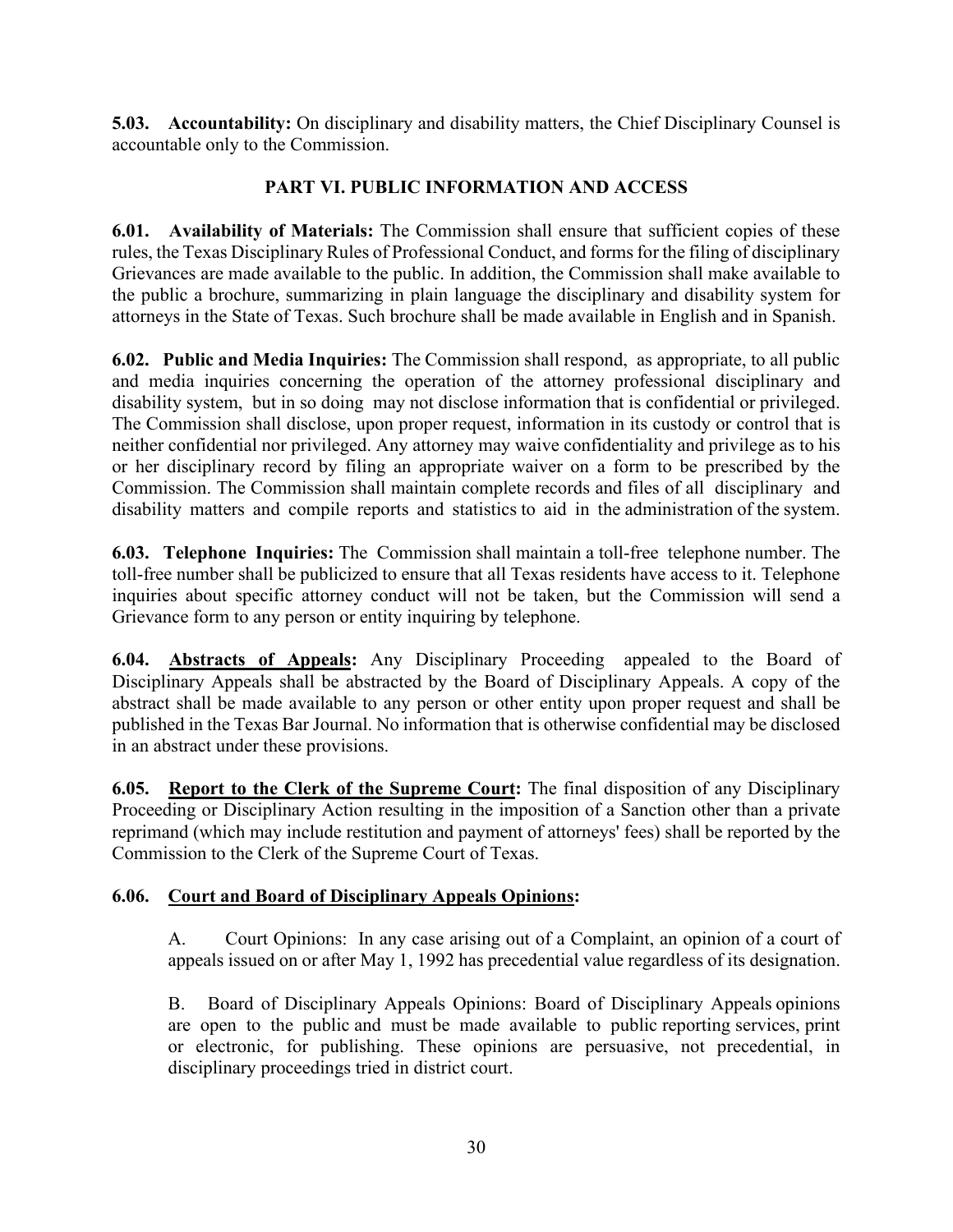**5.03. Accountability:** On disciplinary and disability matters, the Chief Disciplinary Counsel is accountable only to the Commission.

## PART VI. PUBLIC INFORMATION AND ACCESS

**6.01. Availability of Materials:** The Commission shall ensure that sufficient copies of these rules, the Texas Disciplinary Rules of Professional Conduct, and forms for the filing of disciplinary Grievances are made available to the public. In addition, the Commission shall make available to the public a brochure, summarizing in plain language the disciplinary and disability system for attorneys in the State of Texas. Such brochure shall be made available in English and in Spanish.

**6.02. Public and Media Inquiries:** The Commission shall respond, as appropriate, to all public and media inquiries concerning the operation of the attorney professional disciplinary and disability system, but in so doing may not disclose information that is confidential or privileged. The Commission shall disclose, upon proper request, information in its custody or control that is neither confidential nor privileged. Any attorney may waive confidentiality and privilege as to his or her disciplinary record by filing an appropriate waiver on a form to be prescribed by the Commission. The Commission shall maintain complete records and files of all disciplinary and disability matters and compile reports and statistics to aid in the administration of the system.

**6.03. Telephone Inquiries:** The Commission shall maintain a toll-free telephone number. The toll-free number shall be publicized to ensure that all Texas residents have access to it. Telephone inquiries about specific attorney conduct will not be taken, but the Commission will send a Grievance form to any person or entity inquiring by telephone.

**6.04. <u>Abstracts of Appeals</u>:** Any Disciplinary Proceeding appealed to the Board of Disciplinary Appeals shall be abstracted by the Board of Disciplinary Appeals. A copy of the abstract shall be made available to any person or other entity upon proper request and shall be published in the Texas Bar Journal. No information that is otherwise confidential may be disclosed in an abstract under these provisions.

**6.05. <u>Report to the Clerk of the Supreme Court</u>:** The final disposition of any Disciplinary Proceeding or Disciplinary Action resulting in the imposition of a Sanction other than a private reprimand (which may include restitution and payment of attorneys' fees) shall be reported by the Commission to the Clerk of the Supreme Court of Texas.

**6.06. <u>Court and Board of Disciplinary Appeals Opinions</u>:**

A. Court Opinions: In any case arising out of a Complaint, an opinion of a court of appeals issued on or after May 1, 1992 has precedential value regardless of its designation.

B. Board of Disciplinary Appeals Opinions: Board of Disciplinary Appeals opinions are open to the public and must be made available to public reporting services, print or electronic, for publishing. These opinions are persuasive, not precedential, in disciplinary proceedings tried in district court.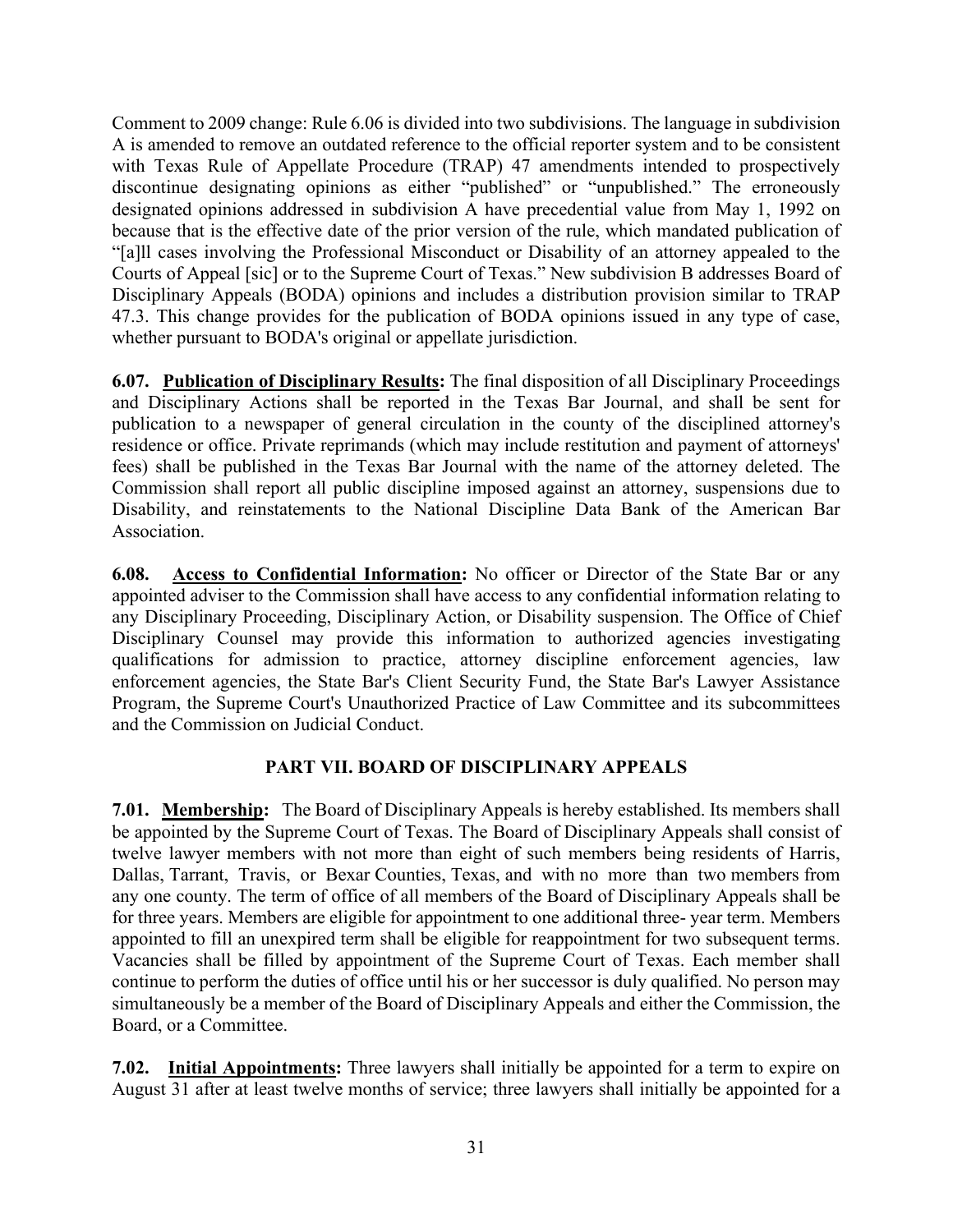Comment to 2009 change: Rule 6.06 is divided into two subdivisions. The language in subdivision A is amended to remove an outdated reference to the official reporter system and to be consistent with Texas Rule of Appellate Procedure (TRAP) 47 amendments intended to prospectively discontinue designating opinions as either "published" or "unpublished." The erroneously designated opinions addressed in subdivision A have precedential value from May 1, 1992 on because that is the effective date of the prior version of the rule, which mandated publication of "[a]ll cases involving the Professional Misconduct or Disability of an attorney appealed to the Courts of Appeal [sic] or to the Supreme Court of Texas." New subdivision B addresses Board of Disciplinary Appeals (BODA) opinions and includes a distribution provision similar to TRAP 47.3. This change provides for the publication of BODA opinions issued in any type of case, whether pursuant to BODA's original or appellate jurisdiction.

**6.07. <u>Publication of Disciplinary Results</u>:** The final disposition of all Disciplinary Proceedings and Disciplinary Actions shall be reported in the Texas Bar Journal, and shall be sent for publication to a newspaper of general circulation in the county of the disciplined attorney's residence or office. Private reprimands (which may include restitution and payment of attorneys' fees) shall be published in the Texas Bar Journal with the name of the attorney deleted. The Commission shall report all public discipline imposed against an attorney, suspensions due to Disability, and reinstatements to the National Discipline Data Bank of the American Bar Association.

**6.08. <u>Access to Confidential Information</u>:** No officer or Director of the State Bar or any appointed adviser to the Commission shall have access to any confidential information relating to any Disciplinary Proceeding, Disciplinary Action, or Disability suspension. The Office of Chief Disciplinary Counsel may provide this information to authorized agencies investigating qualifications for admission to practice, attorney discipline enforcement agencies, law enforcement agencies, the State Bar's Client Security Fund, the State Bar's Lawyer Assistance Program, the Supreme Court's Unauthorized Practice of Law Committee and its subcommittees and the Commission on Judicial Conduct.

## PART VII. BOARD OF DISCIPLINARY APPEALS

**7.01. <u>Membership</u>:** The Board of Disciplinary Appeals is hereby established. Its members shall be appointed by the Supreme Court of Texas. The Board of Disciplinary Appeals shall consist of twelve lawyer members with not more than eight of such members being residents of Harris, Dallas, Tarrant, Travis, or Bexar Counties, Texas, and with no more than two members from any one county. The term of office of all members of the Board of Disciplinary Appeals shall be for three years. Members are eligible for appointment to one additional three- year term. Members appointed to fill an unexpired term shall be eligible for reappointment for two subsequent terms. Vacancies shall be filled by appointment of the Supreme Court of Texas. Each member shall continue to perform the duties of office until his or her successor is duly qualified. No person may simultaneously be a member of the Board of Disciplinary Appeals and either the Commission, the Board, or a Committee.

**7.02. <u>Initial Appointments</u>:** Three lawyers shall initially be appointed for a term to expire on August 31 after at least twelve months of service; three lawyers shall initially be appointed for a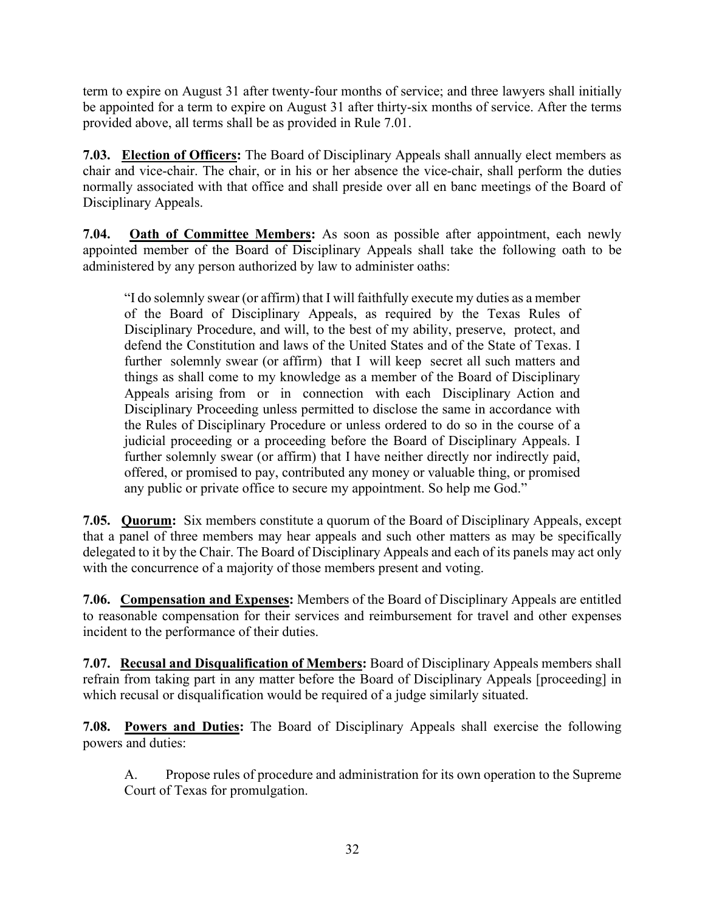term to expire on August 31 after twenty-four months of service; and three lawyers shall initially be appointed for a term to expire on August 31 after thirty-six months of service. After the terms provided above, all terms shall be as provided in Rule 7.01.

**7.03. Election of Officers:** The Board of Disciplinary Appeals shall annually elect members as chair and vice-chair. The chair, or in his or her absence the vice-chair, shall perform the duties normally associated with that office and shall preside over all en banc meetings of the Board of Disciplinary Appeals.

**7.04. Oath of Committee Members:** As soon as possible after appointment, each newly appointed member of the Board of Disciplinary Appeals shall take the following oath to be administered by any person authorized by law to administer oaths:

> "I do solemnly swear (or affirm) that I will faithfully execute my duties as a member of the Board of Disciplinary Appeals, as required by the Texas Rules of Disciplinary Procedure, and will, to the best of my ability, preserve, protect, and defend the Constitution and laws of the United States and of the State of Texas. I further solemnly swear (or affirm) that I will keep secret all such matters and things as shall come to my knowledge as a member of the Board of Disciplinary Appeals arising from or in connection with each Disciplinary Action and Disciplinary Proceeding unless permitted to disclose the same in accordance with the Rules of Disciplinary Procedure or unless ordered to do so in the course of a judicial proceeding or a proceeding before the Board of Disciplinary Appeals. I further solemnly swear (or affirm) that I have neither directly nor indirectly paid, offered, or promised to pay, contributed any money or valuable thing, or promised any public or private office to secure my appointment. So help me God."

**7.05. Quorum:** Six members constitute a quorum of the Board of Disciplinary Appeals, except that a panel of three members may hear appeals and such other matters as may be specifically delegated to it by the Chair. The Board of Disciplinary Appeals and each of its panels may act only with the concurrence of a majority of those members present and voting.

**7.06. Compensation and Expenses:** Members of the Board of Disciplinary Appeals are entitled to reasonable compensation for their services and reimbursement for travel and other expenses incident to the performance of their duties.

**7.07. Recusal and Disqualification of Members:** Board of Disciplinary Appeals members shall refrain from taking part in any matter before the Board of Disciplinary Appeals [proceeding] in which recusal or disqualification would be required of a judge similarly situated.

**7.08. Powers and Duties:** The Board of Disciplinary Appeals shall exercise the following powers and duties:

A. Propose rules of procedure and administration for its own operation to the Supreme Court of Texas for promulgation.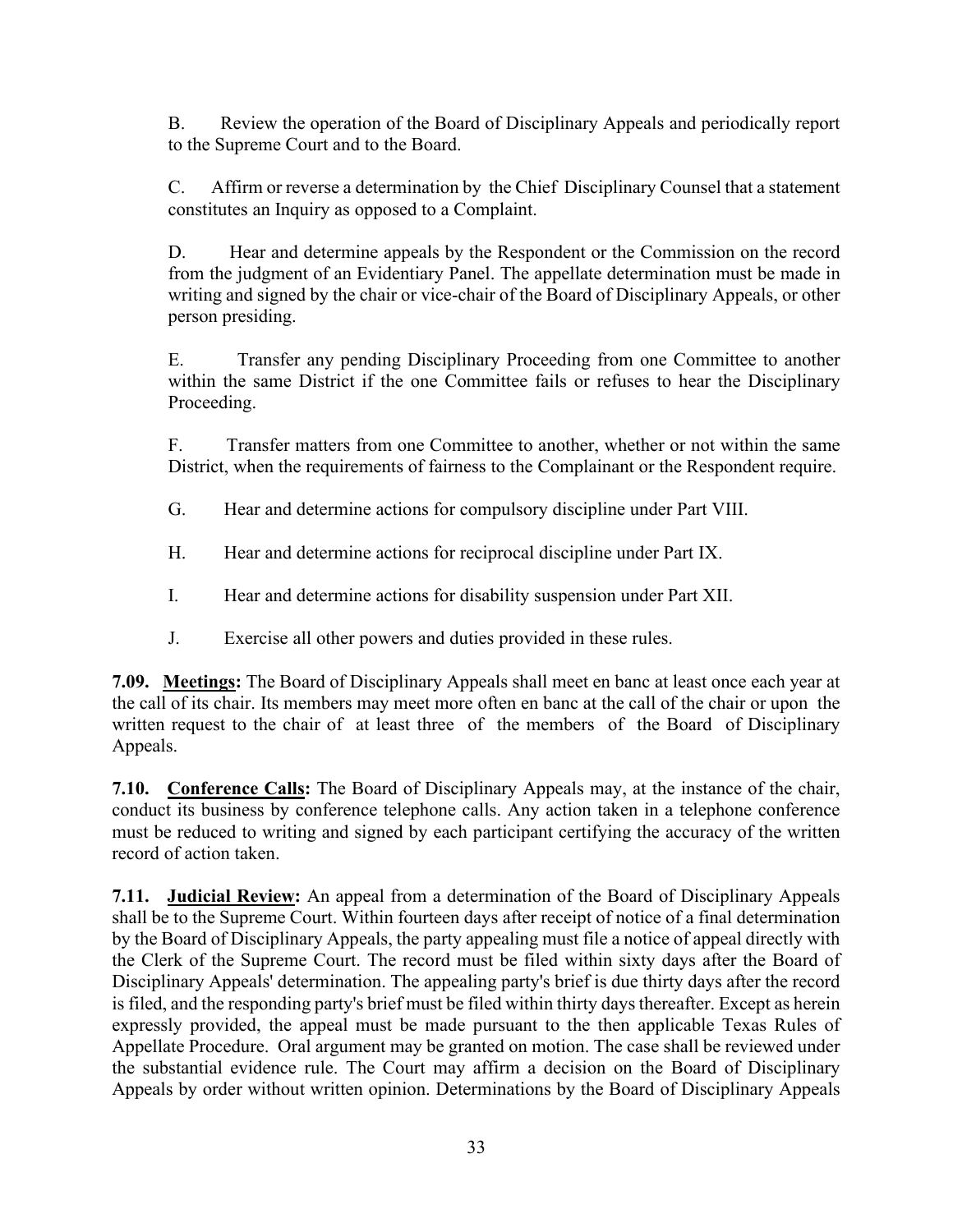B. Review the operation of the Board of Disciplinary Appeals and periodically report to the Supreme Court and to the Board.

C. Affirm or reverse a determination by the Chief Disciplinary Counsel that a statement constitutes an Inquiry as opposed to a Complaint.

D. Hear and determine appeals by the Respondent or the Commission on the record from the judgment of an Evidentiary Panel. The appellate determination must be made in writing and signed by the chair or vice-chair of the Board of Disciplinary Appeals, or other person presiding.

E. Transfer any pending Disciplinary Proceeding from one Committee to another within the same District if the one Committee fails or refuses to hear the Disciplinary Proceeding.

F. Transfer matters from one Committee to another, whether or not within the same District, when the requirements of fairness to the Complainant or the Respondent require.

G. Hear and determine actions for compulsory discipline under Part VIII.

H. Hear and determine actions for reciprocal discipline under Part IX.

I. Hear and determine actions for disability suspension under Part XII.

J. Exercise all other powers and duties provided in these rules.

**7.09. <u>Meetings</u>:** The Board of Disciplinary Appeals shall meet en banc at least once each year at the call of its chair. Its members may meet more often en banc at the call of the chair or upon the written request to the chair of at least three of the members of the Board of Disciplinary Appeals.

**7.10. <u>Conference Calls</u>:** The Board of Disciplinary Appeals may, at the instance of the chair, conduct its business by conference telephone calls. Any action taken in a telephone conference must be reduced to writing and signed by each participant certifying the accuracy of the written record of action taken.

**7.11. <u>Judicial Review</u>:** An appeal from a determination of the Board of Disciplinary Appeals shall be to the Supreme Court. Within fourteen days after receipt of notice of a final determination by the Board of Disciplinary Appeals, the party appealing must file a notice of appeal directly with the Clerk of the Supreme Court. The record must be filed within sixty days after the Board of Disciplinary Appeals' determination. The appealing party's brief is due thirty days after the record is filed, and the responding party's brief must be filed within thirty days thereafter. Except as herein expressly provided, the appeal must be made pursuant to the then applicable Texas Rules of Appellate Procedure. Oral argument may be granted on motion. The case shall be reviewed under the substantial evidence rule. The Court may affirm a decision on the Board of Disciplinary Appeals by order without written opinion. Determinations by the Board of Disciplinary Appeals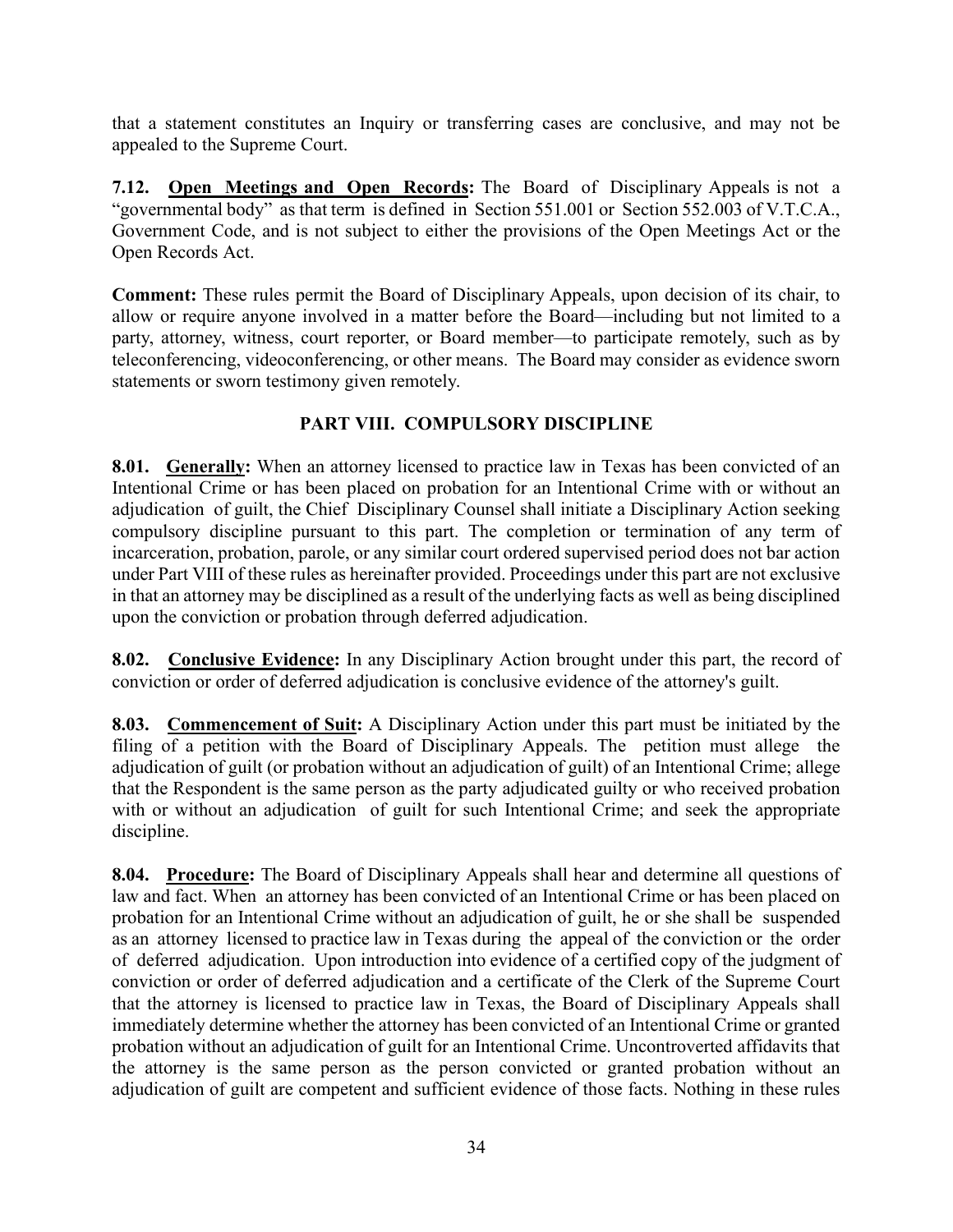that a statement constitutes an Inquiry or transferring cases are conclusive, and may not be appealed to the Supreme Court.

**7.12. <u>Open Meetings and Open Records</u>:** The Board of Disciplinary Appeals is not a "governmental body" as that term is defined in Section 551.001 or Section 552.003 of V.T.C.A., Government Code, and is not subject to either the provisions of the Open Meetings Act or the Open Records Act.

**Comment:** These rules permit the Board of Disciplinary Appeals, upon decision of its chair, to allow or require anyone involved in a matter before the Board—including but not limited to a party, attorney, witness, court reporter, or Board member—to participate remotely, such as by teleconferencing, videoconferencing, or other means. The Board may consider as evidence sworn statements or sworn testimony given remotely.

## PART VIII. COMPULSORY DISCIPLINE

**8.01. <u>Generally</u>:** When an attorney licensed to practice law in Texas has been convicted of an Intentional Crime or has been placed on probation for an Intentional Crime with or without an adjudication of guilt, the Chief Disciplinary Counsel shall initiate a Disciplinary Action seeking compulsory discipline pursuant to this part. The completion or termination of any term of incarceration, probation, parole, or any similar court ordered supervised period does not bar action under Part VIII of these rules as hereinafter provided. Proceedings under this part are not exclusive in that an attorney may be disciplined as a result of the underlying facts as well as being disciplined upon the conviction or probation through deferred adjudication.

**8.02. <u>Conclusive Evidence</u>:** In any Disciplinary Action brought under this part, the record of conviction or order of deferred adjudication is conclusive evidence of the attorney's guilt.

**8.03. <u>Commencement of Suit</u>:** A Disciplinary Action under this part must be initiated by the filing of a petition with the Board of Disciplinary Appeals. The petition must allege the adjudication of guilt (or probation without an adjudication of guilt) of an Intentional Crime; allege that the Respondent is the same person as the party adjudicated guilty or who received probation with or without an adjudication of guilt for such Intentional Crime; and seek the appropriate discipline.

**8.04. <u>Procedure</u>:** The Board of Disciplinary Appeals shall hear and determine all questions of law and fact. When an attorney has been convicted of an Intentional Crime or has been placed on probation for an Intentional Crime without an adjudication of guilt, he or she shall be suspended as an attorney licensed to practice law in Texas during the appeal of the conviction or the order of deferred adjudication. Upon introduction into evidence of a certified copy of the judgment of conviction or order of deferred adjudication and a certificate of the Clerk of the Supreme Court that the attorney is licensed to practice law in Texas, the Board of Disciplinary Appeals shall immediately determine whether the attorney has been convicted of an Intentional Crime or granted probation without an adjudication of guilt for an Intentional Crime. Uncontroverted affidavits that the attorney is the same person as the person convicted or granted probation without an adjudication of guilt are competent and sufficient evidence of those facts. Nothing in these rules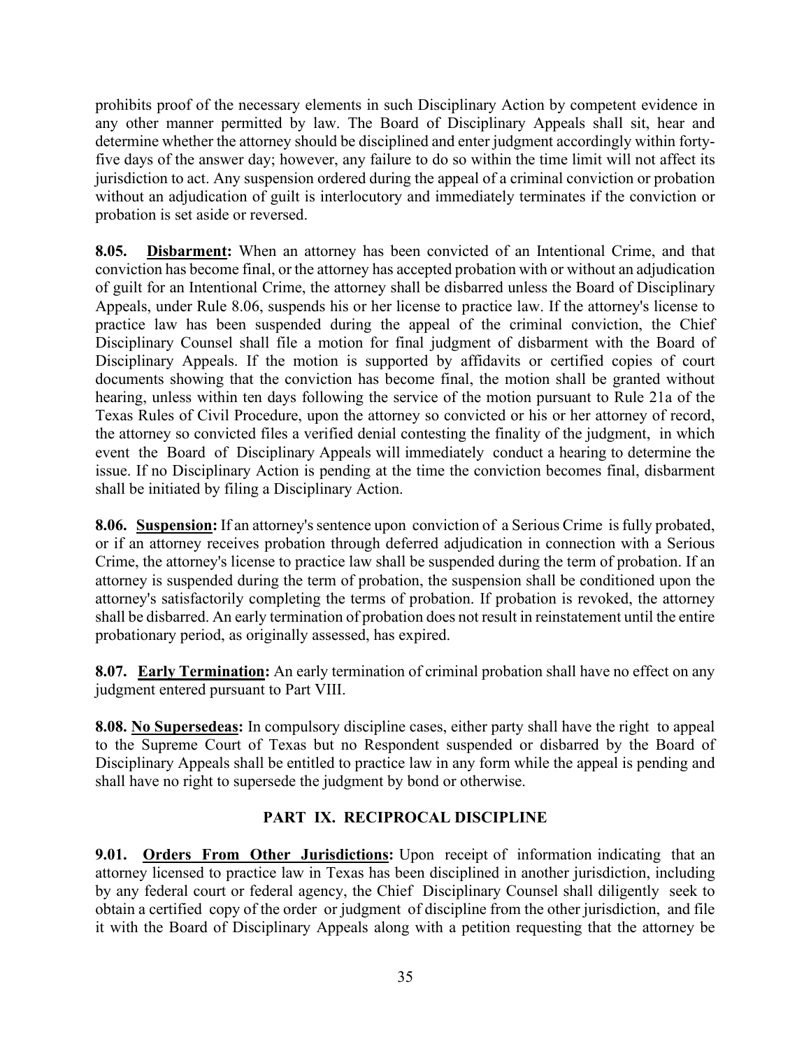prohibits proof of the necessary elements in such Disciplinary Action by competent evidence in any other manner permitted by law. The Board of Disciplinary Appeals shall sit, hear and determine whether the attorney should be disciplined and enter judgment accordingly within forty-five days of the answer day; however, any failure to do so within the time limit will not affect its jurisdiction to act. Any suspension ordered during the appeal of a criminal conviction or probation without an adjudication of guilt is interlocutory and immediately terminates if the conviction or probation is set aside or reversed.

**8.05. Disbarment:** When an attorney has been convicted of an Intentional Crime, and that conviction has become final, or the attorney has accepted probation with or without an adjudication of guilt for an Intentional Crime, the attorney shall be disbarred unless the Board of Disciplinary Appeals, under Rule 8.06, suspends his or her license to practice law. If the attorney's license to practice law has been suspended during the appeal of the criminal conviction, the Chief Disciplinary Counsel shall file a motion for final judgment of disbarment with the Board of Disciplinary Appeals. If the motion is supported by affidavits or certified copies of court documents showing that the conviction has become final, the motion shall be granted without hearing, unless within ten days following the service of the motion pursuant to Rule 21a of the Texas Rules of Civil Procedure, upon the attorney so convicted or his or her attorney of record, the attorney so convicted files a verified denial contesting the finality of the judgment, in which event the Board of Disciplinary Appeals will immediately conduct a hearing to determine the issue. If no Disciplinary Action is pending at the time the conviction becomes final, disbarment shall be initiated by filing a Disciplinary Action.

**8.06. Suspension:** If an attorney's sentence upon conviction of a Serious Crime is fully probated, or if an attorney receives probation through deferred adjudication in connection with a Serious Crime, the attorney's license to practice law shall be suspended during the term of probation. If an attorney is suspended during the term of probation, the suspension shall be conditioned upon the attorney's satisfactorily completing the terms of probation. If probation is revoked, the attorney shall be disbarred. An early termination of probation does not result in reinstatement until the entire probationary period, as originally assessed, has expired.

**8.07. Early Termination:** An early termination of criminal probation shall have no effect on any judgment entered pursuant to Part VIII.

**8.08. No Supersedeas:** In compulsory discipline cases, either party shall have the right to appeal to the Supreme Court of Texas but no Respondent suspended or disbarred by the Board of Disciplinary Appeals shall be entitled to practice law in any form while the appeal is pending and shall have no right to supersede the judgment by bond or otherwise.

## PART IX. RECIPROCAL DISCIPLINE

**9.01. Orders From Other Jurisdictions:** Upon receipt of information indicating that an attorney licensed to practice law in Texas has been disciplined in another jurisdiction, including by any federal court or federal agency, the Chief Disciplinary Counsel shall diligently seek to obtain a certified copy of the order or judgment of discipline from the other jurisdiction, and file it with the Board of Disciplinary Appeals along with a petition requesting that the attorney be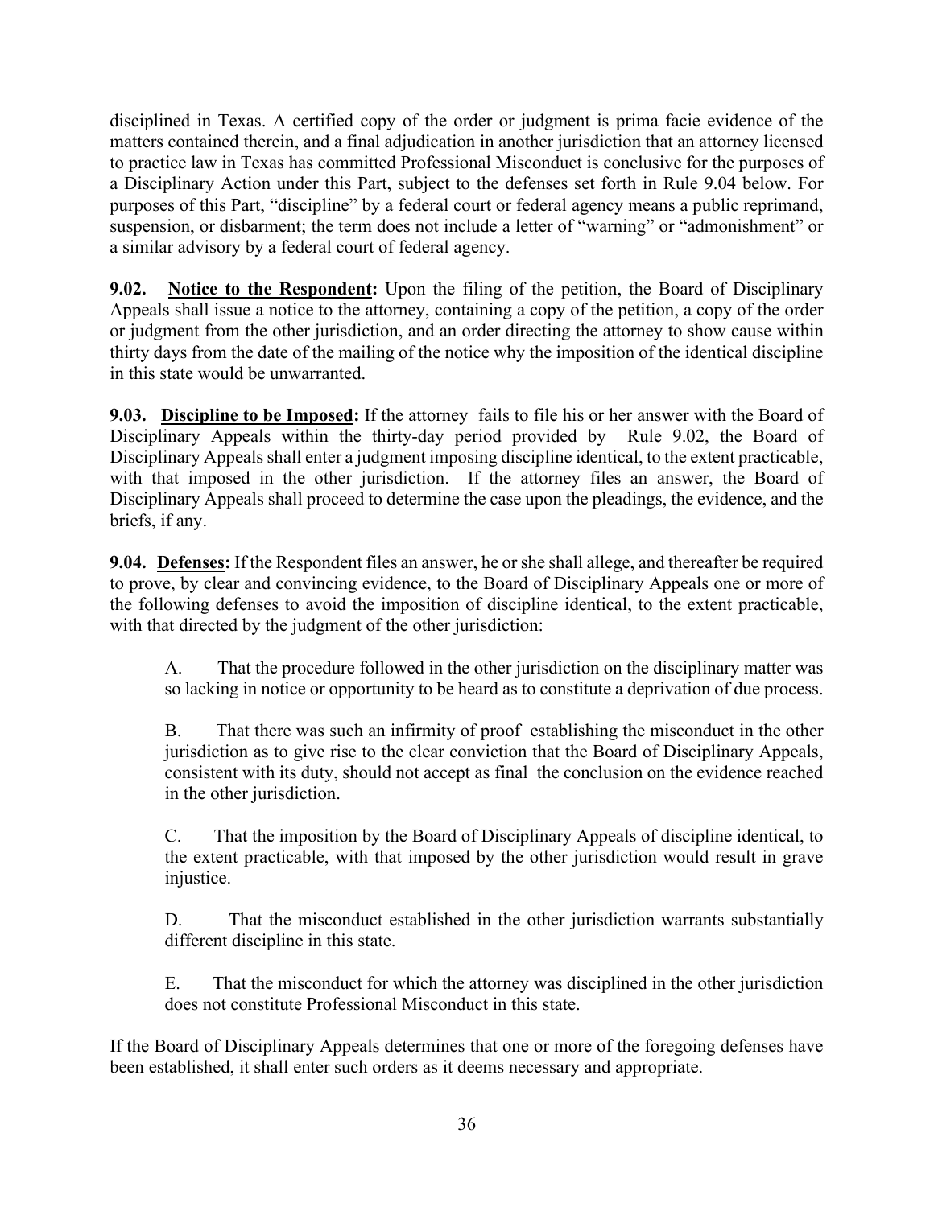disciplined in Texas. A certified copy of the order or judgment is prima facie evidence of the matters contained therein, and a final adjudication in another jurisdiction that an attorney licensed to practice law in Texas has committed Professional Misconduct is conclusive for the purposes of a Disciplinary Action under this Part, subject to the defenses set forth in Rule 9.04 below. For purposes of this Part, "discipline" by a federal court or federal agency means a public reprimand, suspension, or disbarment; the term does not include a letter of "warning" or "admonishment" or a similar advisory by a federal court of federal agency.

**9.02.** **Notice to the Respondent:** Upon the filing of the petition, the Board of Disciplinary Appeals shall issue a notice to the attorney, containing a copy of the petition, a copy of the order or judgment from the other jurisdiction, and an order directing the attorney to show cause within thirty days from the date of the mailing of the notice why the imposition of the identical discipline in this state would be unwarranted.

**9.03.** **Discipline to be Imposed:** If the attorney fails to file his or her answer with the Board of Disciplinary Appeals within the thirty-day period provided by Rule 9.02, the Board of Disciplinary Appeals shall enter a judgment imposing discipline identical, to the extent practicable, with that imposed in the other jurisdiction. If the attorney files an answer, the Board of Disciplinary Appeals shall proceed to determine the case upon the pleadings, the evidence, and the briefs, if any.

**9.04.** **Defenses:** If the Respondent files an answer, he or she shall allege, and thereafter be required to prove, by clear and convincing evidence, to the Board of Disciplinary Appeals one or more of the following defenses to avoid the imposition of discipline identical, to the extent practicable, with that directed by the judgment of the other jurisdiction:

A. That the procedure followed in the other jurisdiction on the disciplinary matter was so lacking in notice or opportunity to be heard as to constitute a deprivation of due process.

B. That there was such an infirmity of proof establishing the misconduct in the other jurisdiction as to give rise to the clear conviction that the Board of Disciplinary Appeals, consistent with its duty, should not accept as final the conclusion on the evidence reached in the other jurisdiction.

C. That the imposition by the Board of Disciplinary Appeals of discipline identical, to the extent practicable, with that imposed by the other jurisdiction would result in grave injustice.

D. That the misconduct established in the other jurisdiction warrants substantially different discipline in this state.

E. That the misconduct for which the attorney was disciplined in the other jurisdiction does not constitute Professional Misconduct in this state.

If the Board of Disciplinary Appeals determines that one or more of the foregoing defenses have been established, it shall enter such orders as it deems necessary and appropriate.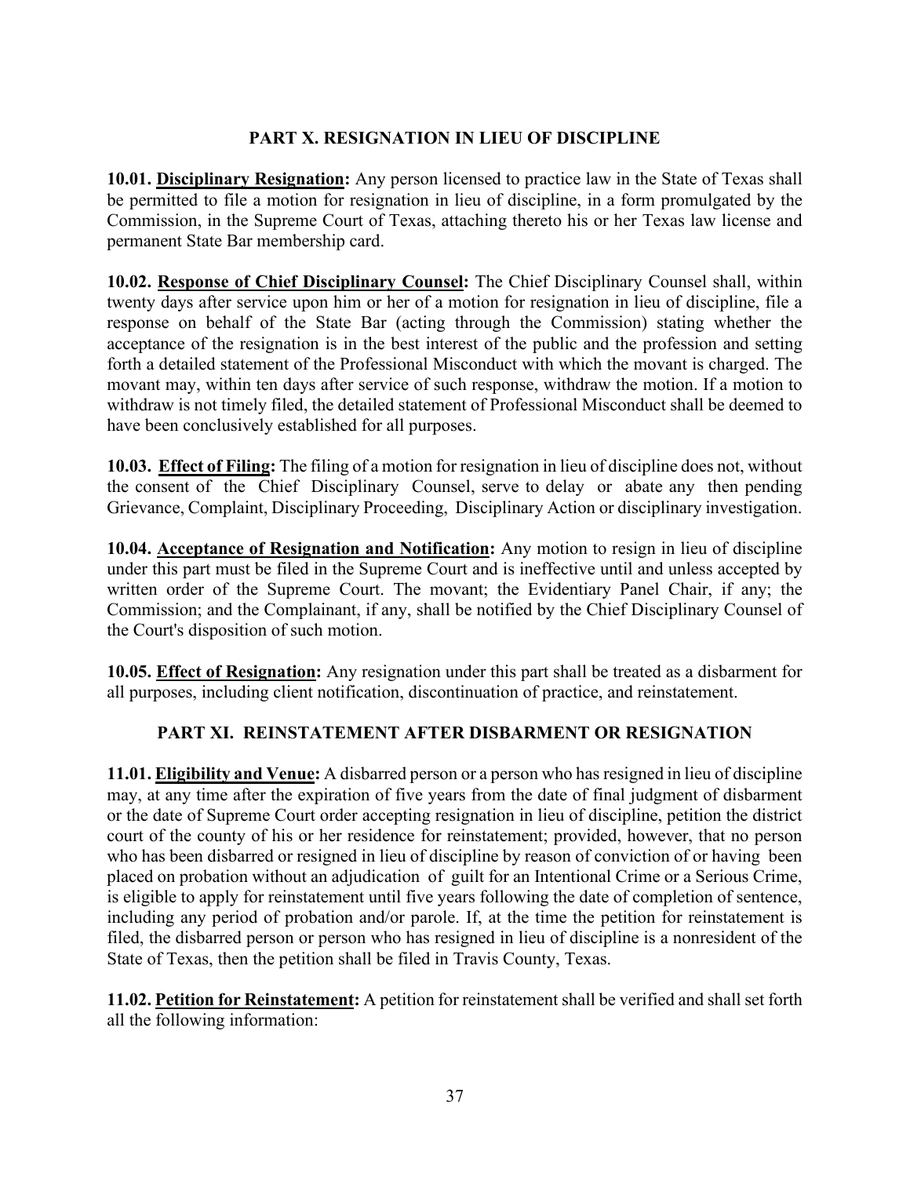## PART X. RESIGNATION IN LIEU OF DISCIPLINE

**10.01. Disciplinary Resignation:** Any person licensed to practice law in the State of Texas shall be permitted to file a motion for resignation in lieu of discipline, in a form promulgated by the Commission, in the Supreme Court of Texas, attaching thereto his or her Texas law license and permanent State Bar membership card.

**10.02. Response of Chief Disciplinary Counsel:** The Chief Disciplinary Counsel shall, within twenty days after service upon him or her of a motion for resignation in lieu of discipline, file a response on behalf of the State Bar (acting through the Commission) stating whether the acceptance of the resignation is in the best interest of the public and the profession and setting forth a detailed statement of the Professional Misconduct with which the movant is charged. The movant may, within ten days after service of such response, withdraw the motion. If a motion to withdraw is not timely filed, the detailed statement of Professional Misconduct shall be deemed to have been conclusively established for all purposes.

**10.03. Effect of Filing:** The filing of a motion for resignation in lieu of discipline does not, without the consent of the Chief Disciplinary Counsel, serve to delay or abate any then pending Grievance, Complaint, Disciplinary Proceeding, Disciplinary Action or disciplinary investigation.

**10.04. Acceptance of Resignation and Notification:** Any motion to resign in lieu of discipline under this part must be filed in the Supreme Court and is ineffective until and unless accepted by written order of the Supreme Court. The movant; the Evidentiary Panel Chair, if any; the Commission; and the Complainant, if any, shall be notified by the Chief Disciplinary Counsel of the Court's disposition of such motion.

**10.05. Effect of Resignation:** Any resignation under this part shall be treated as a disbarment for all purposes, including client notification, discontinuation of practice, and reinstatement.

## PART XI. REINSTATEMENT AFTER DISBARMENT OR RESIGNATION

**11.01. Eligibility and Venue:** A disbarred person or a person who has resigned in lieu of discipline may, at any time after the expiration of five years from the date of final judgment of disbarment or the date of Supreme Court order accepting resignation in lieu of discipline, petition the district court of the county of his or her residence for reinstatement; provided, however, that no person who has been disbarred or resigned in lieu of discipline by reason of conviction of or having been placed on probation without an adjudication of guilt for an Intentional Crime or a Serious Crime, is eligible to apply for reinstatement until five years following the date of completion of sentence, including any period of probation and/or parole. If, at the time the petition for reinstatement is filed, the disbarred person or person who has resigned in lieu of discipline is a nonresident of the State of Texas, then the petition shall be filed in Travis County, Texas.

**11.02. Petition for Reinstatement:** A petition for reinstatement shall be verified and shall set forth all the following information: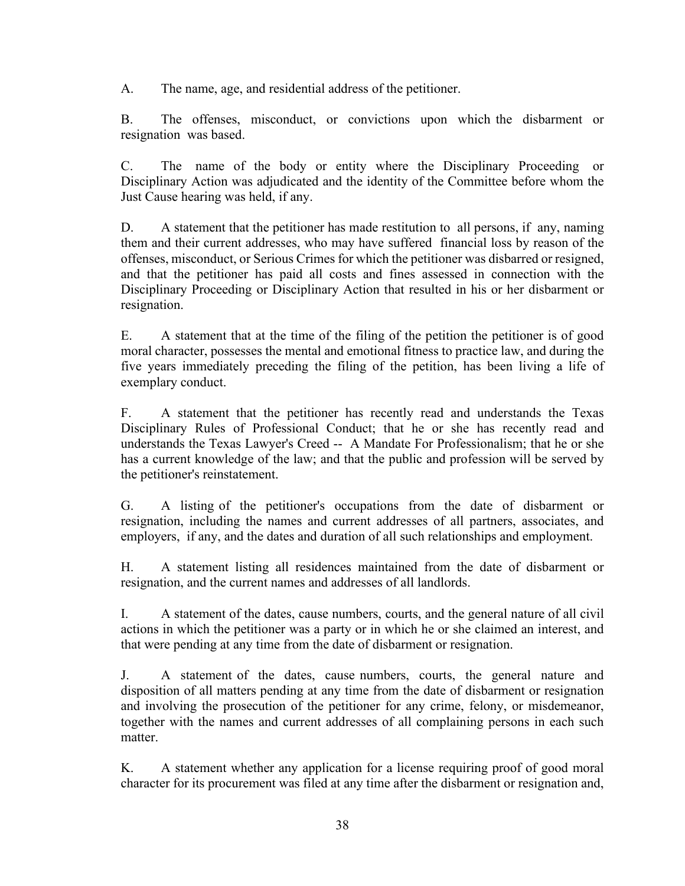A. The name, age, and residential address of the petitioner.

B. The offenses, misconduct, or convictions upon which the disbarment or resignation was based.

C. The name of the body or entity where the Disciplinary Proceeding or Disciplinary Action was adjudicated and the identity of the Committee before whom the Just Cause hearing was held, if any.

D. A statement that the petitioner has made restitution to all persons, if any, naming them and their current addresses, who may have suffered financial loss by reason of the offenses, misconduct, or Serious Crimes for which the petitioner was disbarred or resigned, and that the petitioner has paid all costs and fines assessed in connection with the Disciplinary Proceeding or Disciplinary Action that resulted in his or her disbarment or resignation.

E. A statement that at the time of the filing of the petition the petitioner is of good moral character, possesses the mental and emotional fitness to practice law, and during the five years immediately preceding the filing of the petition, has been living a life of exemplary conduct.

F. A statement that the petitioner has recently read and understands the Texas Disciplinary Rules of Professional Conduct; that he or she has recently read and understands the Texas Lawyer's Creed -- A Mandate For Professionalism; that he or she has a current knowledge of the law; and that the public and profession will be served by the petitioner's reinstatement.

G. A listing of the petitioner's occupations from the date of disbarment or resignation, including the names and current addresses of all partners, associates, and employers, if any, and the dates and duration of all such relationships and employment.

H. A statement listing all residences maintained from the date of disbarment or resignation, and the current names and addresses of all landlords.

I. A statement of the dates, cause numbers, courts, and the general nature of all civil actions in which the petitioner was a party or in which he or she claimed an interest, and that were pending at any time from the date of disbarment or resignation.

J. A statement of the dates, cause numbers, courts, the general nature and disposition of all matters pending at any time from the date of disbarment or resignation and involving the prosecution of the petitioner for any crime, felony, or misdemeanor, together with the names and current addresses of all complaining persons in each such matter.

K. A statement whether any application for a license requiring proof of good moral character for its procurement was filed at any time after the disbarment or resignation and,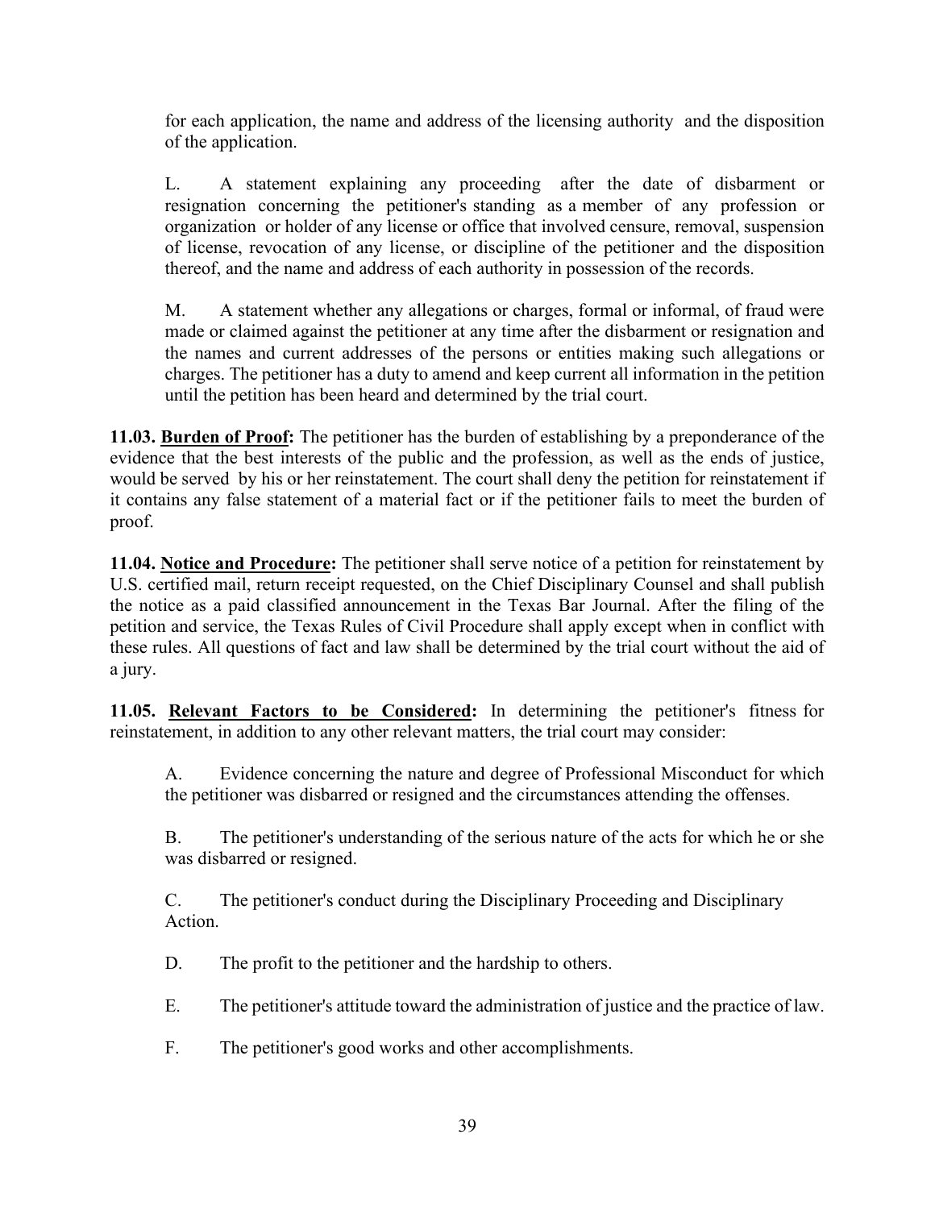for each application, the name and address of the licensing authority and the disposition of the application.

L. A statement explaining any proceeding after the date of disbarment or resignation concerning the petitioner's standing as a member of any profession or organization or holder of any license or office that involved censure, removal, suspension of license, revocation of any license, or discipline of the petitioner and the disposition thereof, and the name and address of each authority in possession of the records.

M. A statement whether any allegations or charges, formal or informal, of fraud were made or claimed against the petitioner at any time after the disbarment or resignation and the names and current addresses of the persons or entities making such allegations or charges. The petitioner has a duty to amend and keep current all information in the petition until the petition has been heard and determined by the trial court.

**11.03. <u>Burden of Proof</u>:** The petitioner has the burden of establishing by a preponderance of the evidence that the best interests of the public and the profession, as well as the ends of justice, would be served by his or her reinstatement. The court shall deny the petition for reinstatement if it contains any false statement of a material fact or if the petitioner fails to meet the burden of proof.

**11.04. <u>Notice and Procedure</u>:** The petitioner shall serve notice of a petition for reinstatement by U.S. certified mail, return receipt requested, on the Chief Disciplinary Counsel and shall publish the notice as a paid classified announcement in the Texas Bar Journal. After the filing of the petition and service, the Texas Rules of Civil Procedure shall apply except when in conflict with these rules. All questions of fact and law shall be determined by the trial court without the aid of a jury.

**11.05. <u>Relevant Factors to be Considered</u>:** In determining the petitioner's fitness for reinstatement, in addition to any other relevant matters, the trial court may consider:

A. Evidence concerning the nature and degree of Professional Misconduct for which the petitioner was disbarred or resigned and the circumstances attending the offenses.

B. The petitioner's understanding of the serious nature of the acts for which he or she was disbarred or resigned.

C. The petitioner's conduct during the Disciplinary Proceeding and Disciplinary Action.

D. The profit to the petitioner and the hardship to others.

E. The petitioner's attitude toward the administration of justice and the practice of law.

F. The petitioner's good works and other accomplishments.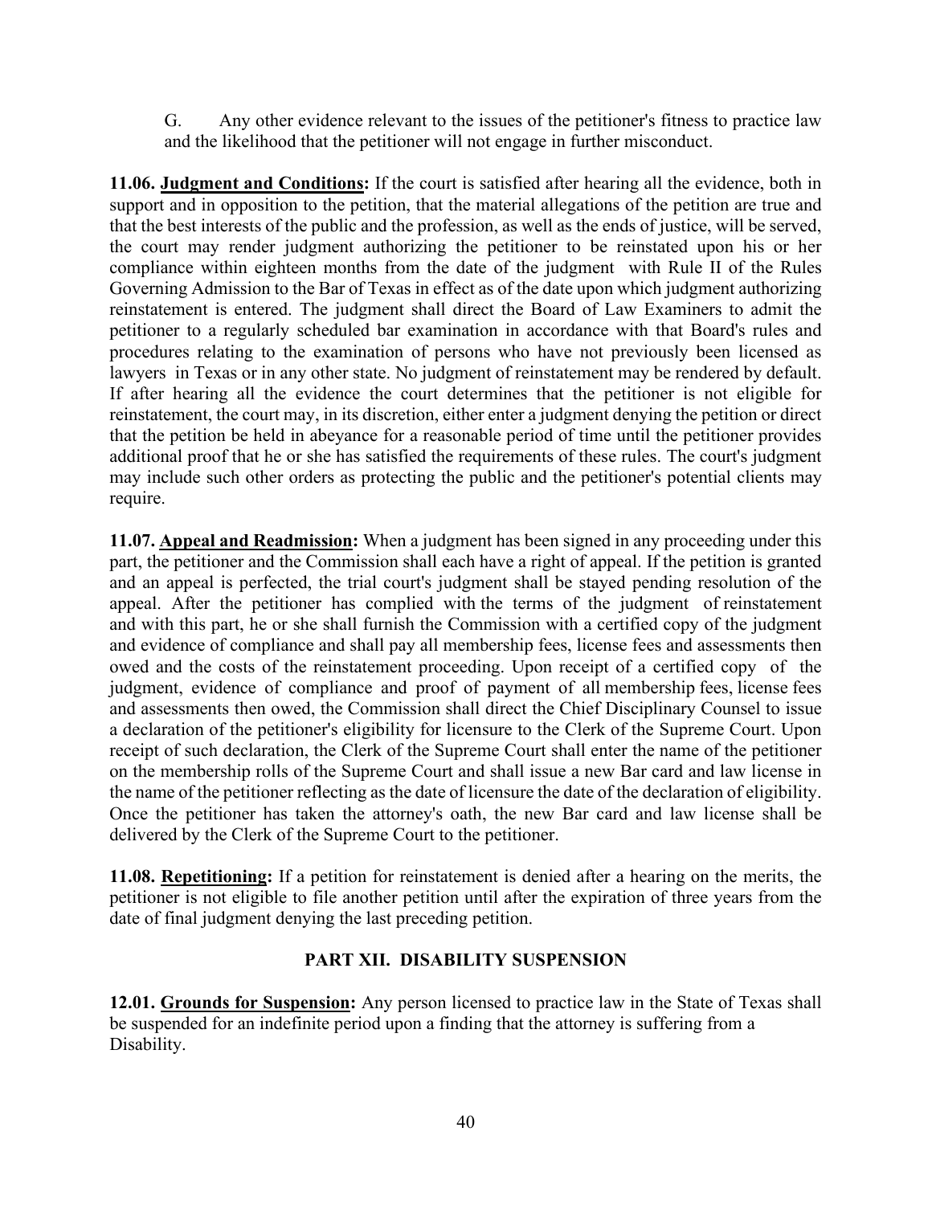G. Any other evidence relevant to the issues of the petitioner's fitness to practice law and the likelihood that the petitioner will not engage in further misconduct.

**11.06. <u>Judgment and Conditions</u>:** If the court is satisfied after hearing all the evidence, both in support and in opposition to the petition, that the material allegations of the petition are true and that the best interests of the public and the profession, as well as the ends of justice, will be served, the court may render judgment authorizing the petitioner to be reinstated upon his or her compliance within eighteen months from the date of the judgment with Rule II of the Rules Governing Admission to the Bar of Texas in effect as of the date upon which judgment authorizing reinstatement is entered. The judgment shall direct the Board of Law Examiners to admit the petitioner to a regularly scheduled bar examination in accordance with that Board's rules and procedures relating to the examination of persons who have not previously been licensed as lawyers in Texas or in any other state. No judgment of reinstatement may be rendered by default. If after hearing all the evidence the court determines that the petitioner is not eligible for reinstatement, the court may, in its discretion, either enter a judgment denying the petition or direct that the petition be held in abeyance for a reasonable period of time until the petitioner provides additional proof that he or she has satisfied the requirements of these rules. The court's judgment may include such other orders as protecting the public and the petitioner's potential clients may require.

**11.07. <u>Appeal and Readmission</u>:** When a judgment has been signed in any proceeding under this part, the petitioner and the Commission shall each have a right of appeal. If the petition is granted and an appeal is perfected, the trial court's judgment shall be stayed pending resolution of the appeal. After the petitioner has complied with the terms of the judgment of reinstatement and with this part, he or she shall furnish the Commission with a certified copy of the judgment and evidence of compliance and shall pay all membership fees, license fees and assessments then owed and the costs of the reinstatement proceeding. Upon receipt of a certified copy of the judgment, evidence of compliance and proof of payment of all membership fees, license fees and assessments then owed, the Commission shall direct the Chief Disciplinary Counsel to issue a declaration of the petitioner's eligibility for licensure to the Clerk of the Supreme Court. Upon receipt of such declaration, the Clerk of the Supreme Court shall enter the name of the petitioner on the membership rolls of the Supreme Court and shall issue a new Bar card and law license in the name of the petitioner reflecting as the date of licensure the date of the declaration of eligibility. Once the petitioner has taken the attorney's oath, the new Bar card and law license shall be delivered by the Clerk of the Supreme Court to the petitioner.

**11.08. <u>Repetitioning</u>:** If a petition for reinstatement is denied after a hearing on the merits, the petitioner is not eligible to file another petition until after the expiration of three years from the date of final judgment denying the last preceding petition.

## PART XII. DISABILITY SUSPENSION

**12.01. <u>Grounds for Suspension</u>:** Any person licensed to practice law in the State of Texas shall be suspended for an indefinite period upon a finding that the attorney is suffering from a Disability.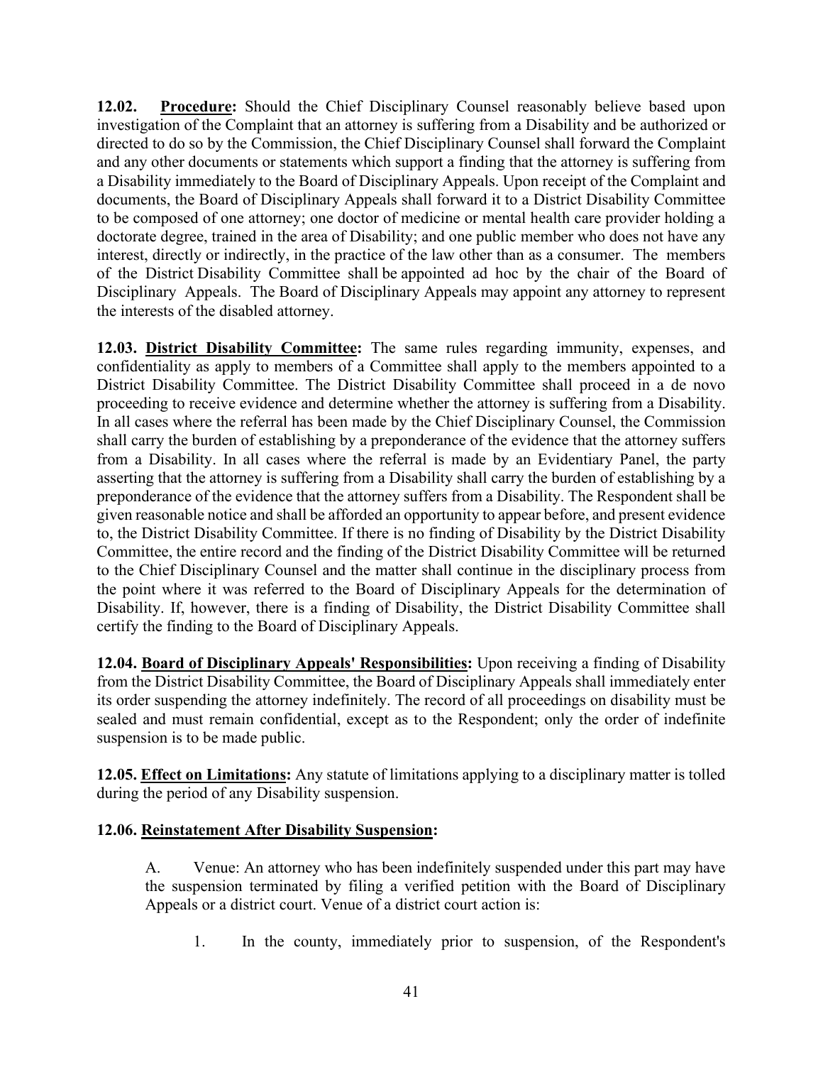**12.02. <u>Procedure</u>:** Should the Chief Disciplinary Counsel reasonably believe based upon investigation of the Complaint that an attorney is suffering from a Disability and be authorized or directed to do so by the Commission, the Chief Disciplinary Counsel shall forward the Complaint and any other documents or statements which support a finding that the attorney is suffering from a Disability immediately to the Board of Disciplinary Appeals. Upon receipt of the Complaint and documents, the Board of Disciplinary Appeals shall forward it to a District Disability Committee to be composed of one attorney; one doctor of medicine or mental health care provider holding a doctorate degree, trained in the area of Disability; and one public member who does not have any interest, directly or indirectly, in the practice of the law other than as a consumer. The members of the District Disability Committee shall be appointed ad hoc by the chair of the Board of Disciplinary Appeals. The Board of Disciplinary Appeals may appoint any attorney to represent the interests of the disabled attorney.

**12.03. <u>District Disability Committee</u>:** The same rules regarding immunity, expenses, and confidentiality as apply to members of a Committee shall apply to the members appointed to a District Disability Committee. The District Disability Committee shall proceed in a de novo proceeding to receive evidence and determine whether the attorney is suffering from a Disability. In all cases where the referral has been made by the Chief Disciplinary Counsel, the Commission shall carry the burden of establishing by a preponderance of the evidence that the attorney suffers from a Disability. In all cases where the referral is made by an Evidentiary Panel, the party asserting that the attorney is suffering from a Disability shall carry the burden of establishing by a preponderance of the evidence that the attorney suffers from a Disability. The Respondent shall be given reasonable notice and shall be afforded an opportunity to appear before, and present evidence to, the District Disability Committee. If there is no finding of Disability by the District Disability Committee, the entire record and the finding of the District Disability Committee will be returned to the Chief Disciplinary Counsel and the matter shall continue in the disciplinary process from the point where it was referred to the Board of Disciplinary Appeals for the determination of Disability. If, however, there is a finding of Disability, the District Disability Committee shall certify the finding to the Board of Disciplinary Appeals.

**12.04. <u>Board of Disciplinary Appeals' Responsibilities</u>:** Upon receiving a finding of Disability from the District Disability Committee, the Board of Disciplinary Appeals shall immediately enter its order suspending the attorney indefinitely. The record of all proceedings on disability must be sealed and must remain confidential, except as to the Respondent; only the order of indefinite suspension is to be made public.

**12.05. <u>Effect on Limitations</u>:** Any statute of limitations applying to a disciplinary matter is tolled during the period of any Disability suspension.

**12.06. <u>Reinstatement After Disability Suspension</u>:**

A. Venue: An attorney who has been indefinitely suspended under this part may have the suspension terminated by filing a verified petition with the Board of Disciplinary Appeals or a district court. Venue of a district court action is:

1. In the county, immediately prior to suspension, of the Respondent's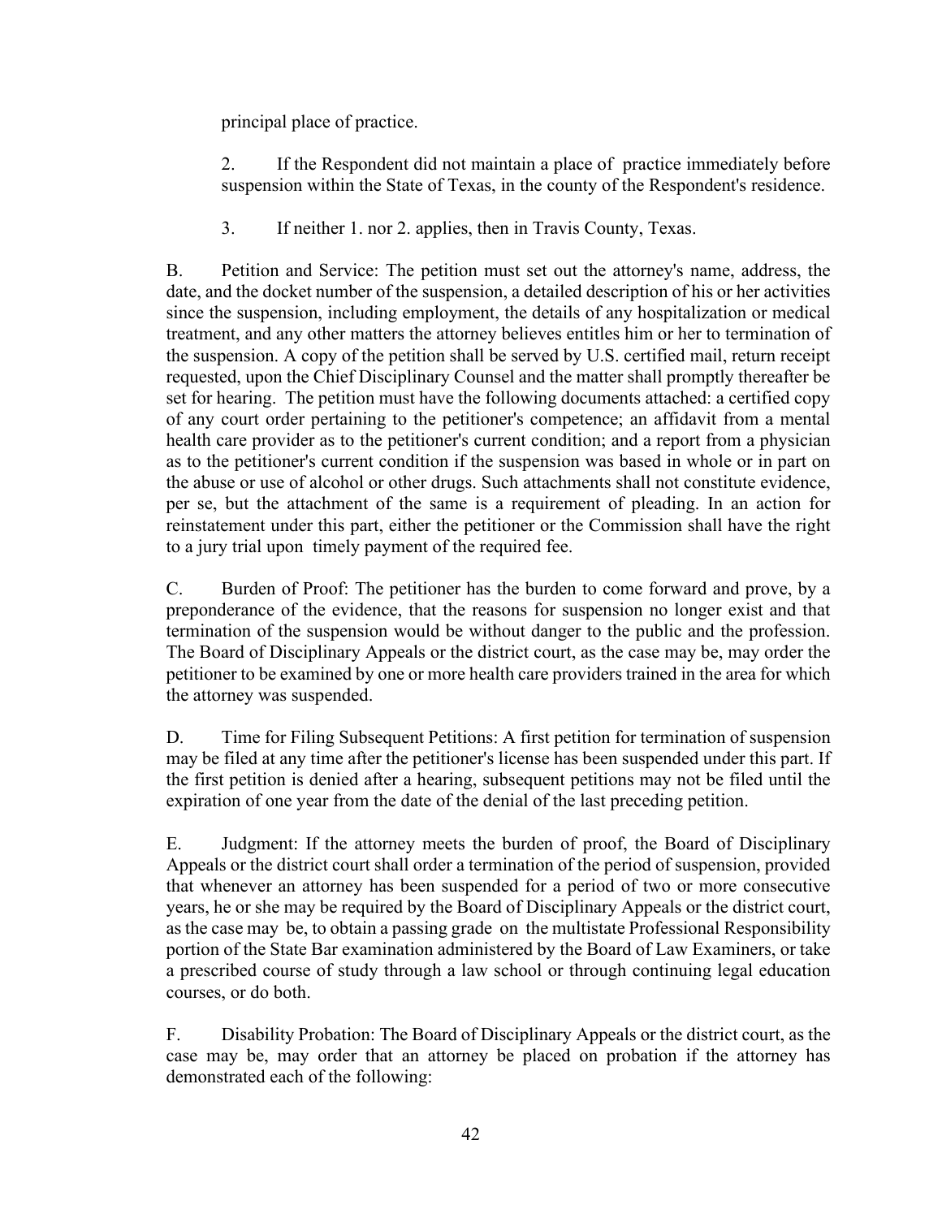principal place of practice.

2. If the Respondent did not maintain a place of practice immediately before suspension within the State of Texas, in the county of the Respondent's residence.

3. If neither 1. nor 2. applies, then in Travis County, Texas.

B. Petition and Service: The petition must set out the attorney's name, address, the date, and the docket number of the suspension, a detailed description of his or her activities since the suspension, including employment, the details of any hospitalization or medical treatment, and any other matters the attorney believes entitles him or her to termination of the suspension. A copy of the petition shall be served by U.S. certified mail, return receipt requested, upon the Chief Disciplinary Counsel and the matter shall promptly thereafter be set for hearing. The petition must have the following documents attached: a certified copy of any court order pertaining to the petitioner's competence; an affidavit from a mental health care provider as to the petitioner's current condition; and a report from a physician as to the petitioner's current condition if the suspension was based in whole or in part on the abuse or use of alcohol or other drugs. Such attachments shall not constitute evidence, per se, but the attachment of the same is a requirement of pleading. In an action for reinstatement under this part, either the petitioner or the Commission shall have the right to a jury trial upon timely payment of the required fee.

C. Burden of Proof: The petitioner has the burden to come forward and prove, by a preponderance of the evidence, that the reasons for suspension no longer exist and that termination of the suspension would be without danger to the public and the profession. The Board of Disciplinary Appeals or the district court, as the case may be, may order the petitioner to be examined by one or more health care providers trained in the area for which the attorney was suspended.

D. Time for Filing Subsequent Petitions: A first petition for termination of suspension may be filed at any time after the petitioner's license has been suspended under this part. If the first petition is denied after a hearing, subsequent petitions may not be filed until the expiration of one year from the date of the denial of the last preceding petition.

E. Judgment: If the attorney meets the burden of proof, the Board of Disciplinary Appeals or the district court shall order a termination of the period of suspension, provided that whenever an attorney has been suspended for a period of two or more consecutive years, he or she may be required by the Board of Disciplinary Appeals or the district court, as the case may be, to obtain a passing grade on the multistate Professional Responsibility portion of the State Bar examination administered by the Board of Law Examiners, or take a prescribed course of study through a law school or through continuing legal education courses, or do both.

F. Disability Probation: The Board of Disciplinary Appeals or the district court, as the case may be, may order that an attorney be placed on probation if the attorney has demonstrated each of the following: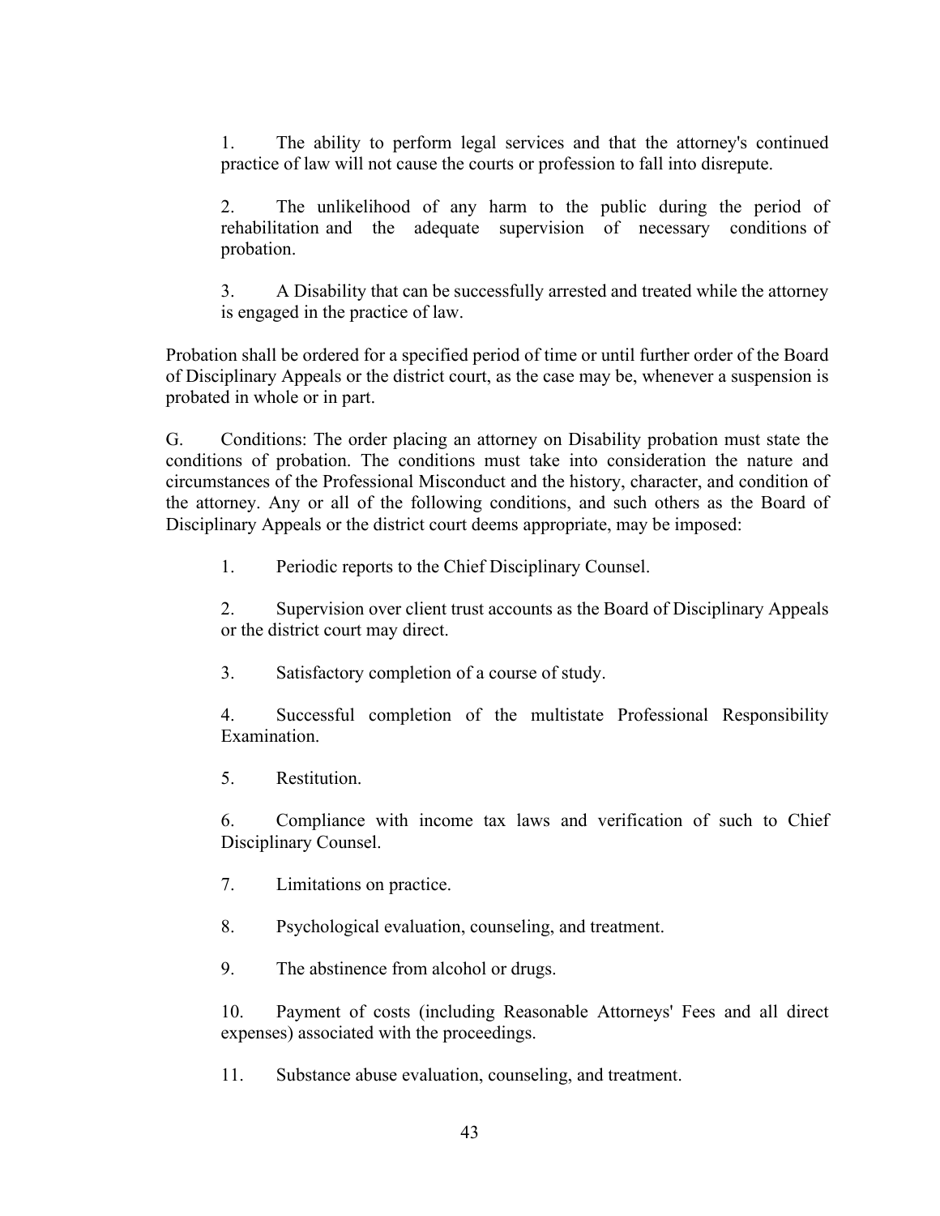1. The ability to perform legal services and that the attorney's continued practice of law will not cause the courts or profession to fall into disrepute.

2. The unlikelihood of any harm to the public during the period of rehabilitation and the adequate supervision of necessary conditions of probation.

3. A Disability that can be successfully arrested and treated while the attorney is engaged in the practice of law.

Probation shall be ordered for a specified period of time or until further order of the Board of Disciplinary Appeals or the district court, as the case may be, whenever a suspension is probated in whole or in part.

G. Conditions: The order placing an attorney on Disability probation must state the conditions of probation. The conditions must take into consideration the nature and circumstances of the Professional Misconduct and the history, character, and condition of the attorney. Any or all of the following conditions, and such others as the Board of Disciplinary Appeals or the district court deems appropriate, may be imposed:

1. Periodic reports to the Chief Disciplinary Counsel.

2. Supervision over client trust accounts as the Board of Disciplinary Appeals or the district court may direct.

3. Satisfactory completion of a course of study.

4. Successful completion of the multistate Professional Responsibility Examination.

5. Restitution.

6. Compliance with income tax laws and verification of such to Chief Disciplinary Counsel.

7. Limitations on practice.

8. Psychological evaluation, counseling, and treatment.

9. The abstinence from alcohol or drugs.

10. Payment of costs (including Reasonable Attorneys' Fees and all direct expenses) associated with the proceedings.

11. Substance abuse evaluation, counseling, and treatment.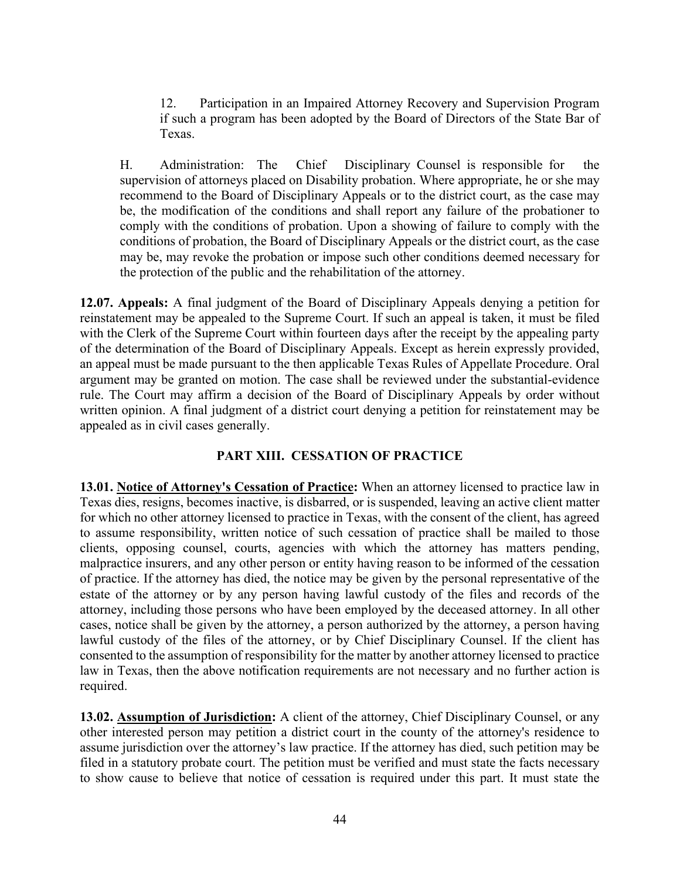12. Participation in an Impaired Attorney Recovery and Supervision Program if such a program has been adopted by the Board of Directors of the State Bar of Texas.

H. Administration: The Chief Disciplinary Counsel is responsible for the supervision of attorneys placed on Disability probation. Where appropriate, he or she may recommend to the Board of Disciplinary Appeals or to the district court, as the case may be, the modification of the conditions and shall report any failure of the probationer to comply with the conditions of probation. Upon a showing of failure to comply with the conditions of probation, the Board of Disciplinary Appeals or the district court, as the case may be, may revoke the probation or impose such other conditions deemed necessary for the protection of the public and the rehabilitation of the attorney.

**12.07. Appeals:** A final judgment of the Board of Disciplinary Appeals denying a petition for reinstatement may be appealed to the Supreme Court. If such an appeal is taken, it must be filed with the Clerk of the Supreme Court within fourteen days after the receipt by the appealing party of the determination of the Board of Disciplinary Appeals. Except as herein expressly provided, an appeal must be made pursuant to the then applicable Texas Rules of Appellate Procedure. Oral argument may be granted on motion. The case shall be reviewed under the substantial-evidence rule. The Court may affirm a decision of the Board of Disciplinary Appeals by order without written opinion. A final judgment of a district court denying a petition for reinstatement may be appealed as in civil cases generally.

## PART XIII. CESSATION OF PRACTICE

**13.01. <u>Notice of Attorney's Cessation of Practice</u>:** When an attorney licensed to practice law in Texas dies, resigns, becomes inactive, is disbarred, or is suspended, leaving an active client matter for which no other attorney licensed to practice in Texas, with the consent of the client, has agreed to assume responsibility, written notice of such cessation of practice shall be mailed to those clients, opposing counsel, courts, agencies with which the attorney has matters pending, malpractice insurers, and any other person or entity having reason to be informed of the cessation of practice. If the attorney has died, the notice may be given by the personal representative of the estate of the attorney or by any person having lawful custody of the files and records of the attorney, including those persons who have been employed by the deceased attorney. In all other cases, notice shall be given by the attorney, a person authorized by the attorney, a person having lawful custody of the files of the attorney, or by Chief Disciplinary Counsel. If the client has consented to the assumption of responsibility for the matter by another attorney licensed to practice law in Texas, then the above notification requirements are not necessary and no further action is required.

**13.02. <u>Assumption of Jurisdiction</u>:** A client of the attorney, Chief Disciplinary Counsel, or any other interested person may petition a district court in the county of the attorney's residence to assume jurisdiction over the attorney's law practice. If the attorney has died, such petition may be filed in a statutory probate court. The petition must be verified and must state the facts necessary to show cause to believe that notice of cessation is required under this part. It must state the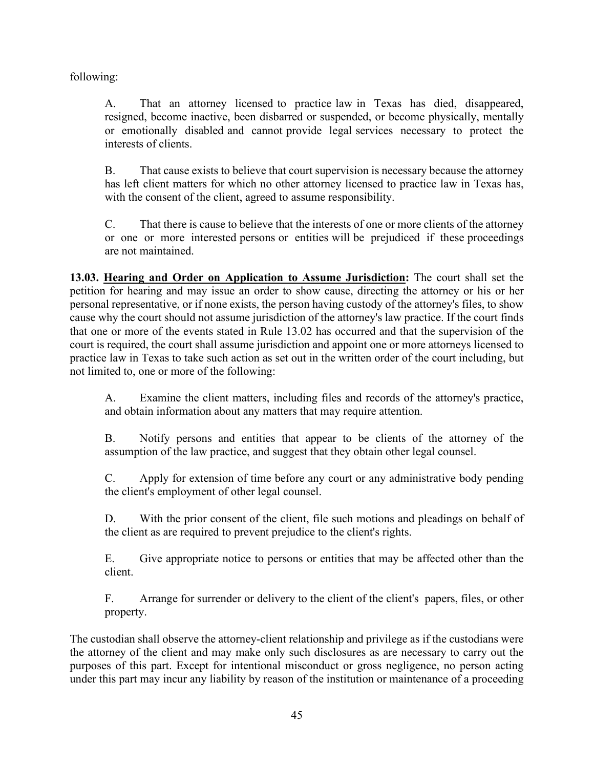following:

A. That an attorney licensed to practice law in Texas has died, disappeared, resigned, become inactive, been disbarred or suspended, or become physically, mentally or emotionally disabled and cannot provide legal services necessary to protect the interests of clients.

B. That cause exists to believe that court supervision is necessary because the attorney has left client matters for which no other attorney licensed to practice law in Texas has, with the consent of the client, agreed to assume responsibility.

C. That there is cause to believe that the interests of one or more clients of the attorney or one or more interested persons or entities will be prejudiced if these proceedings are not maintained.

**13.03. <u>Hearing and Order on Application to Assume Jurisdiction</u>:** The court shall set the petition for hearing and may issue an order to show cause, directing the attorney or his or her personal representative, or if none exists, the person having custody of the attorney's files, to show cause why the court should not assume jurisdiction of the attorney's law practice. If the court finds that one or more of the events stated in Rule 13.02 has occurred and that the supervision of the court is required, the court shall assume jurisdiction and appoint one or more attorneys licensed to practice law in Texas to take such action as set out in the written order of the court including, but not limited to, one or more of the following:

A. Examine the client matters, including files and records of the attorney's practice, and obtain information about any matters that may require attention.

B. Notify persons and entities that appear to be clients of the attorney of the assumption of the law practice, and suggest that they obtain other legal counsel.

C. Apply for extension of time before any court or any administrative body pending the client's employment of other legal counsel.

D. With the prior consent of the client, file such motions and pleadings on behalf of the client as are required to prevent prejudice to the client's rights.

E. Give appropriate notice to persons or entities that may be affected other than the client.

F. Arrange for surrender or delivery to the client of the client's papers, files, or other property.

The custodian shall observe the attorney-client relationship and privilege as if the custodians were the attorney of the client and may make only such disclosures as are necessary to carry out the purposes of this part. Except for intentional misconduct or gross negligence, no person acting under this part may incur any liability by reason of the institution or maintenance of a proceeding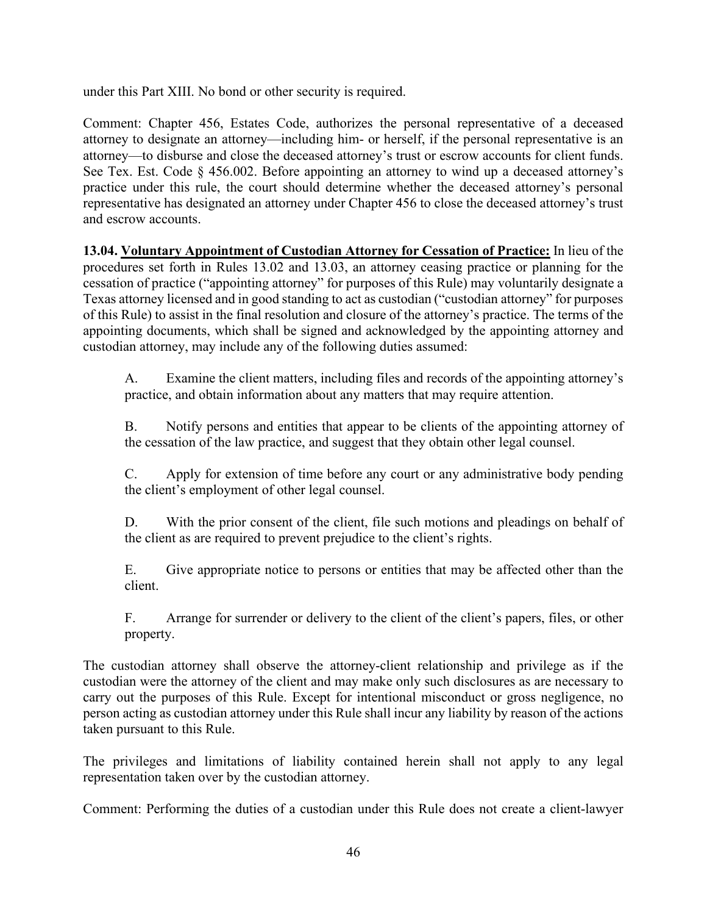under this Part XIII. No bond or other security is required.

Comment: Chapter 456, Estates Code, authorizes the personal representative of a deceased attorney to designate an attorney—including him- or herself, if the personal representative is an attorney—to disburse and close the deceased attorney's trust or escrow accounts for client funds. See Tex. Est. Code § 456.002. Before appointing an attorney to wind up a deceased attorney's practice under this rule, the court should determine whether the deceased attorney's personal representative has designated an attorney under Chapter 456 to close the deceased attorney's trust and escrow accounts.

**13.04. <u>Voluntary Appointment of Custodian Attorney for Cessation of Practice:</u>** In lieu of the procedures set forth in Rules 13.02 and 13.03, an attorney ceasing practice or planning for the cessation of practice ("appointing attorney" for purposes of this Rule) may voluntarily designate a Texas attorney licensed and in good standing to act as custodian ("custodian attorney" for purposes of this Rule) to assist in the final resolution and closure of the attorney's practice. The terms of the appointing documents, which shall be signed and acknowledged by the appointing attorney and custodian attorney, may include any of the following duties assumed:

A. Examine the client matters, including files and records of the appointing attorney's practice, and obtain information about any matters that may require attention.

B. Notify persons and entities that appear to be clients of the appointing attorney of the cessation of the law practice, and suggest that they obtain other legal counsel.

C. Apply for extension of time before any court or any administrative body pending the client's employment of other legal counsel.

D. With the prior consent of the client, file such motions and pleadings on behalf of the client as are required to prevent prejudice to the client's rights.

E. Give appropriate notice to persons or entities that may be affected other than the client.

F. Arrange for surrender or delivery to the client of the client's papers, files, or other property.

The custodian attorney shall observe the attorney-client relationship and privilege as if the custodian were the attorney of the client and may make only such disclosures as are necessary to carry out the purposes of this Rule. Except for intentional misconduct or gross negligence, no person acting as custodian attorney under this Rule shall incur any liability by reason of the actions taken pursuant to this Rule.

The privileges and limitations of liability contained herein shall not apply to any legal representation taken over by the custodian attorney.

Comment: Performing the duties of a custodian under this Rule does not create a client-lawyer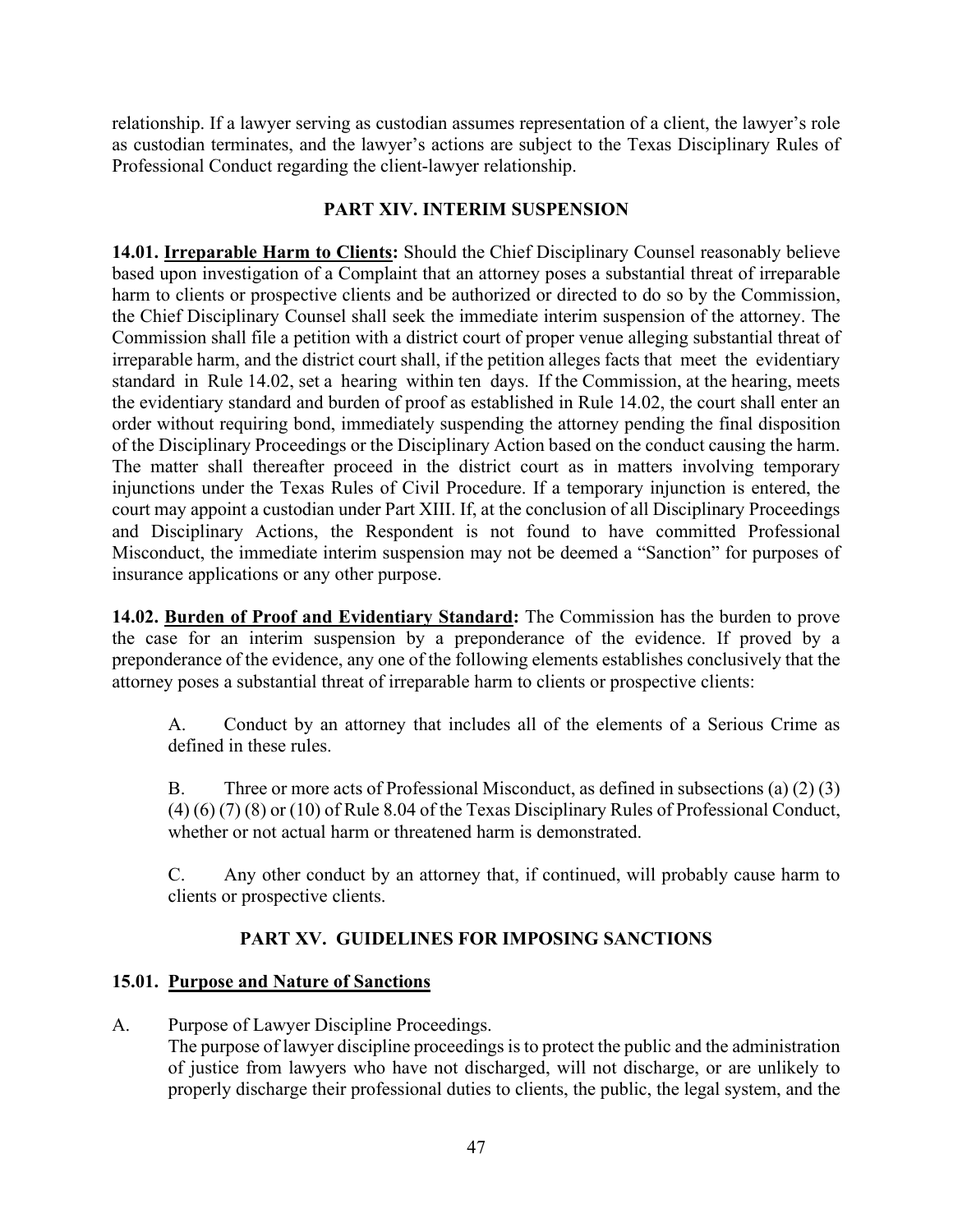relationship. If a lawyer serving as custodian assumes representation of a client, the lawyer's role as custodian terminates, and the lawyer's actions are subject to the Texas Disciplinary Rules of Professional Conduct regarding the client-lawyer relationship.

## PART XIV. INTERIM SUSPENSION

**14.01. <u>Irreparable Harm to Clients</u>:** Should the Chief Disciplinary Counsel reasonably believe based upon investigation of a Complaint that an attorney poses a substantial threat of irreparable harm to clients or prospective clients and be authorized or directed to do so by the Commission, the Chief Disciplinary Counsel shall seek the immediate interim suspension of the attorney. The Commission shall file a petition with a district court of proper venue alleging substantial threat of irreparable harm, and the district court shall, if the petition alleges facts that meet the evidentiary standard in Rule 14.02, set a hearing within ten days. If the Commission, at the hearing, meets the evidentiary standard and burden of proof as established in Rule 14.02, the court shall enter an order without requiring bond, immediately suspending the attorney pending the final disposition of the Disciplinary Proceedings or the Disciplinary Action based on the conduct causing the harm. The matter shall thereafter proceed in the district court as in matters involving temporary injunctions under the Texas Rules of Civil Procedure. If a temporary injunction is entered, the court may appoint a custodian under Part XIII. If, at the conclusion of all Disciplinary Proceedings and Disciplinary Actions, the Respondent is not found to have committed Professional Misconduct, the immediate interim suspension may not be deemed a "Sanction" for purposes of insurance applications or any other purpose.

**14.02. <u>Burden of Proof and Evidentiary Standard</u>:** The Commission has the burden to prove the case for an interim suspension by a preponderance of the evidence. If proved by a preponderance of the evidence, any one of the following elements establishes conclusively that the attorney poses a substantial threat of irreparable harm to clients or prospective clients:

A. Conduct by an attorney that includes all of the elements of a Serious Crime as defined in these rules.

B. Three or more acts of Professional Misconduct, as defined in subsections (a) (2) (3) (4) (6) (7) (8) or (10) of Rule 8.04 of the Texas Disciplinary Rules of Professional Conduct, whether or not actual harm or threatened harm is demonstrated.

C. Any other conduct by an attorney that, if continued, will probably cause harm to clients or prospective clients.

## PART XV. GUIDELINES FOR IMPOSING SANCTIONS

### 15.01. <u>Purpose and Nature of Sanctions</u>

A. Purpose of Lawyer Discipline Proceedings.
The purpose of lawyer discipline proceedings is to protect the public and the administration of justice from lawyers who have not discharged, will not discharge, or are unlikely to properly discharge their professional duties to clients, the public, the legal system, and the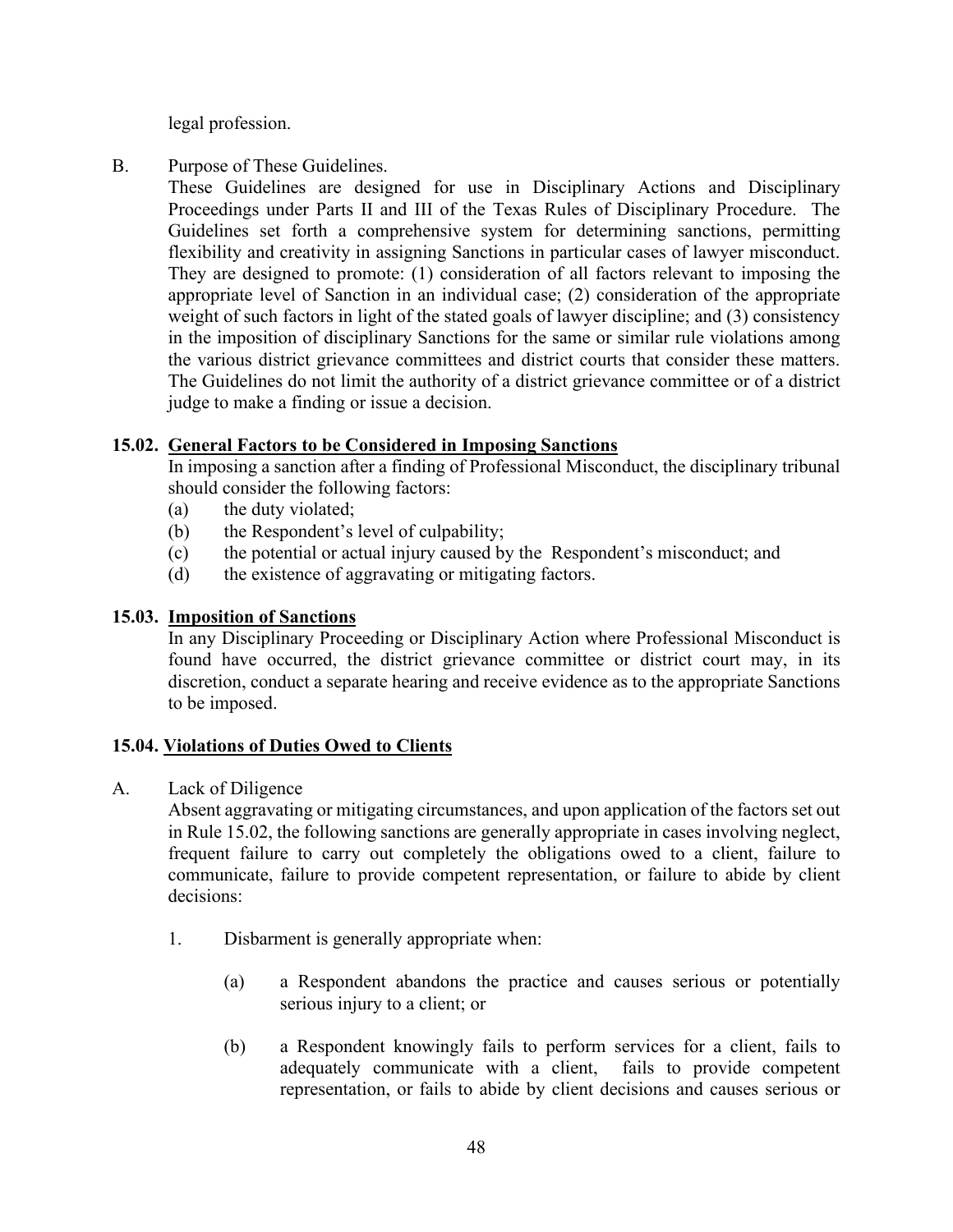legal profession.

B. Purpose of These Guidelines.

These Guidelines are designed for use in Disciplinary Actions and Disciplinary Proceedings under Parts II and III of the Texas Rules of Disciplinary Procedure. The Guidelines set forth a comprehensive system for determining sanctions, permitting flexibility and creativity in assigning Sanctions in particular cases of lawyer misconduct. They are designed to promote: (1) consideration of all factors relevant to imposing the appropriate level of Sanction in an individual case; (2) consideration of the appropriate weight of such factors in light of the stated goals of lawyer discipline; and (3) consistency in the imposition of disciplinary Sanctions for the same or similar rule violations among the various district grievance committees and district courts that consider these matters. The Guidelines do not limit the authority of a district grievance committee or of a district judge to make a finding or issue a decision.

### 15.02. General Factors to be Considered in Imposing Sanctions

In imposing a sanction after a finding of Professional Misconduct, the disciplinary tribunal should consider the following factors:

(a) the duty violated;
(b) the Respondent's level of culpability;
(c) the potential or actual injury caused by the Respondent's misconduct; and
(d) the existence of aggravating or mitigating factors.

### 15.03. Imposition of Sanctions

In any Disciplinary Proceeding or Disciplinary Action where Professional Misconduct is found have occurred, the district grievance committee or district court may, in its discretion, conduct a separate hearing and receive evidence as to the appropriate Sanctions to be imposed.

### 15.04. Violations of Duties Owed to Clients

A. Lack of Diligence

Absent aggravating or mitigating circumstances, and upon application of the factors set out in Rule 15.02, the following sanctions are generally appropriate in cases involving neglect, frequent failure to carry out completely the obligations owed to a client, failure to communicate, failure to provide competent representation, or failure to abide by client decisions:

1. Disbarment is generally appropriate when:

   (a) a Respondent abandons the practice and causes serious or potentially serious injury to a client; or

   (b) a Respondent knowingly fails to perform services for a client, fails to adequately communicate with a client, fails to provide competent representation, or fails to abide by client decisions and causes serious or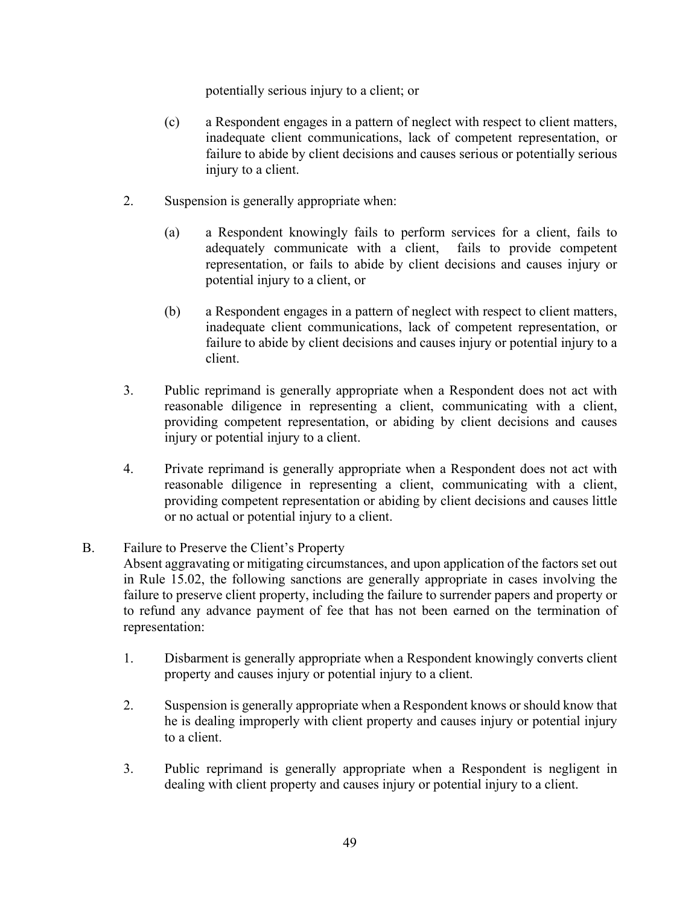potentially serious injury to a client; or

(c) a Respondent engages in a pattern of neglect with respect to client matters, inadequate client communications, lack of competent representation, or failure to abide by client decisions and causes serious or potentially serious injury to a client.

2. Suspension is generally appropriate when:

   (a) a Respondent knowingly fails to perform services for a client, fails to adequately communicate with a client, fails to provide competent representation, or fails to abide by client decisions and causes injury or potential injury to a client, or

   (b) a Respondent engages in a pattern of neglect with respect to client matters, inadequate client communications, lack of competent representation, or failure to abide by client decisions and causes injury or potential injury to a client.

3. Public reprimand is generally appropriate when a Respondent does not act with reasonable diligence in representing a client, communicating with a client, providing competent representation, or abiding by client decisions and causes injury or potential injury to a client.

4. Private reprimand is generally appropriate when a Respondent does not act with reasonable diligence in representing a client, communicating with a client, providing competent representation or abiding by client decisions and causes little or no actual or potential injury to a client.

B. Failure to Preserve the Client's Property

Absent aggravating or mitigating circumstances, and upon application of the factors set out in Rule 15.02, the following sanctions are generally appropriate in cases involving the failure to preserve client property, including the failure to surrender papers and property or to refund any advance payment of fee that has not been earned on the termination of representation:

1. Disbarment is generally appropriate when a Respondent knowingly converts client property and causes injury or potential injury to a client.

2. Suspension is generally appropriate when a Respondent knows or should know that he is dealing improperly with client property and causes injury or potential injury to a client.

3. Public reprimand is generally appropriate when a Respondent is negligent in dealing with client property and causes injury or potential injury to a client.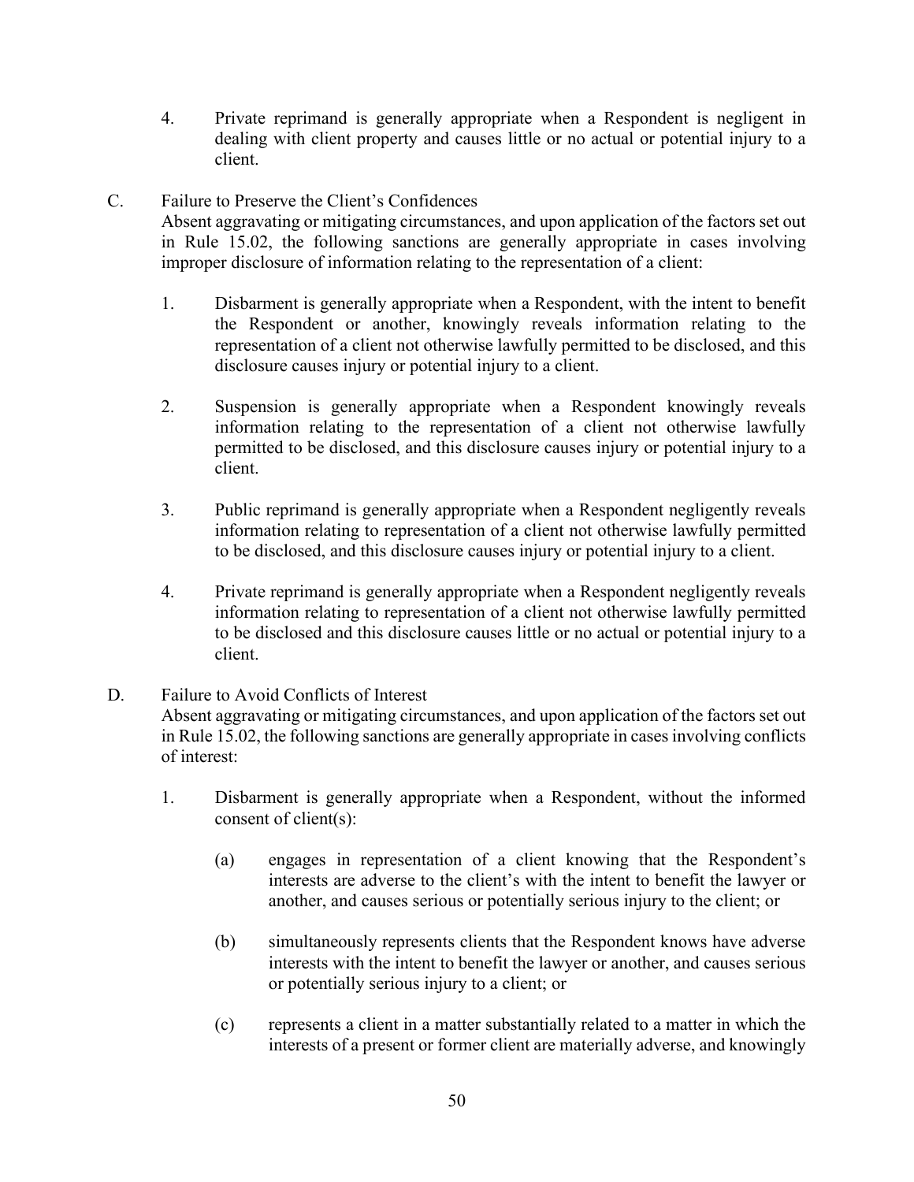4. Private reprimand is generally appropriate when a Respondent is negligent in dealing with client property and causes little or no actual or potential injury to a client.

C. Failure to Preserve the Client's Confidences

Absent aggravating or mitigating circumstances, and upon application of the factors set out in Rule 15.02, the following sanctions are generally appropriate in cases involving improper disclosure of information relating to the representation of a client:

1. Disbarment is generally appropriate when a Respondent, with the intent to benefit the Respondent or another, knowingly reveals information relating to the representation of a client not otherwise lawfully permitted to be disclosed, and this disclosure causes injury or potential injury to a client.

2. Suspension is generally appropriate when a Respondent knowingly reveals information relating to the representation of a client not otherwise lawfully permitted to be disclosed, and this disclosure causes injury or potential injury to a client.

3. Public reprimand is generally appropriate when a Respondent negligently reveals information relating to representation of a client not otherwise lawfully permitted to be disclosed, and this disclosure causes injury or potential injury to a client.

4. Private reprimand is generally appropriate when a Respondent negligently reveals information relating to representation of a client not otherwise lawfully permitted to be disclosed and this disclosure causes little or no actual or potential injury to a client.

D. Failure to Avoid Conflicts of Interest

Absent aggravating or mitigating circumstances, and upon application of the factors set out in Rule 15.02, the following sanctions are generally appropriate in cases involving conflicts of interest:

1. Disbarment is generally appropriate when a Respondent, without the informed consent of client(s):

   (a) engages in representation of a client knowing that the Respondent's interests are adverse to the client's with the intent to benefit the lawyer or another, and causes serious or potentially serious injury to the client; or

   (b) simultaneously represents clients that the Respondent knows have adverse interests with the intent to benefit the lawyer or another, and causes serious or potentially serious injury to a client; or

   (c) represents a client in a matter substantially related to a matter in which the interests of a present or former client are materially adverse, and knowingly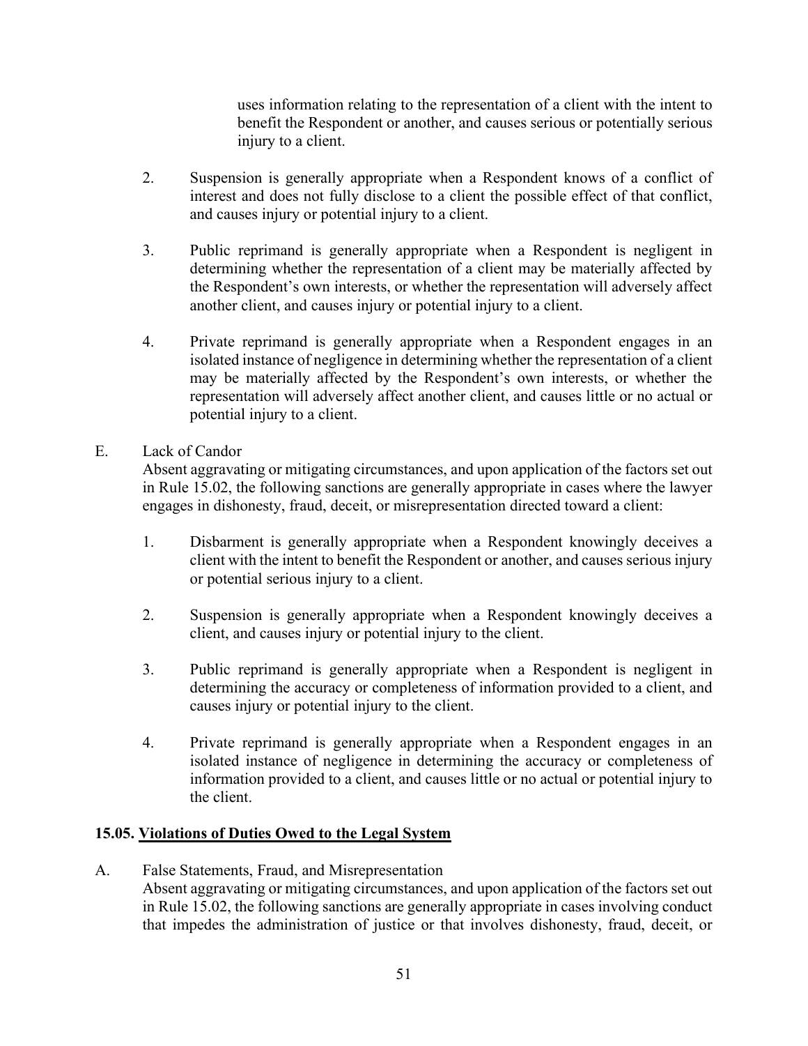uses information relating to the representation of a client with the intent to benefit the Respondent or another, and causes serious or potentially serious injury to a client.

2. Suspension is generally appropriate when a Respondent knows of a conflict of interest and does not fully disclose to a client the possible effect of that conflict, and causes injury or potential injury to a client.

3. Public reprimand is generally appropriate when a Respondent is negligent in determining whether the representation of a client may be materially affected by the Respondent's own interests, or whether the representation will adversely affect another client, and causes injury or potential injury to a client.

4. Private reprimand is generally appropriate when a Respondent engages in an isolated instance of negligence in determining whether the representation of a client may be materially affected by the Respondent's own interests, or whether the representation will adversely affect another client, and causes little or no actual or potential injury to a client.

E. Lack of Candor

Absent aggravating or mitigating circumstances, and upon application of the factors set out in Rule 15.02, the following sanctions are generally appropriate in cases where the lawyer engages in dishonesty, fraud, deceit, or misrepresentation directed toward a client:

1. Disbarment is generally appropriate when a Respondent knowingly deceives a client with the intent to benefit the Respondent or another, and causes serious injury or potential serious injury to a client.

2. Suspension is generally appropriate when a Respondent knowingly deceives a client, and causes injury or potential injury to the client.

3. Public reprimand is generally appropriate when a Respondent is negligent in determining the accuracy or completeness of information provided to a client, and causes injury or potential injury to the client.

4. Private reprimand is generally appropriate when a Respondent engages in an isolated instance of negligence in determining the accuracy or completeness of information provided to a client, and causes little or no actual or potential injury to the client.

**15.05. Violations of Duties Owed to the Legal System**

A. False Statements, Fraud, and Misrepresentation

Absent aggravating or mitigating circumstances, and upon application of the factors set out in Rule 15.02, the following sanctions are generally appropriate in cases involving conduct that impedes the administration of justice or that involves dishonesty, fraud, deceit, or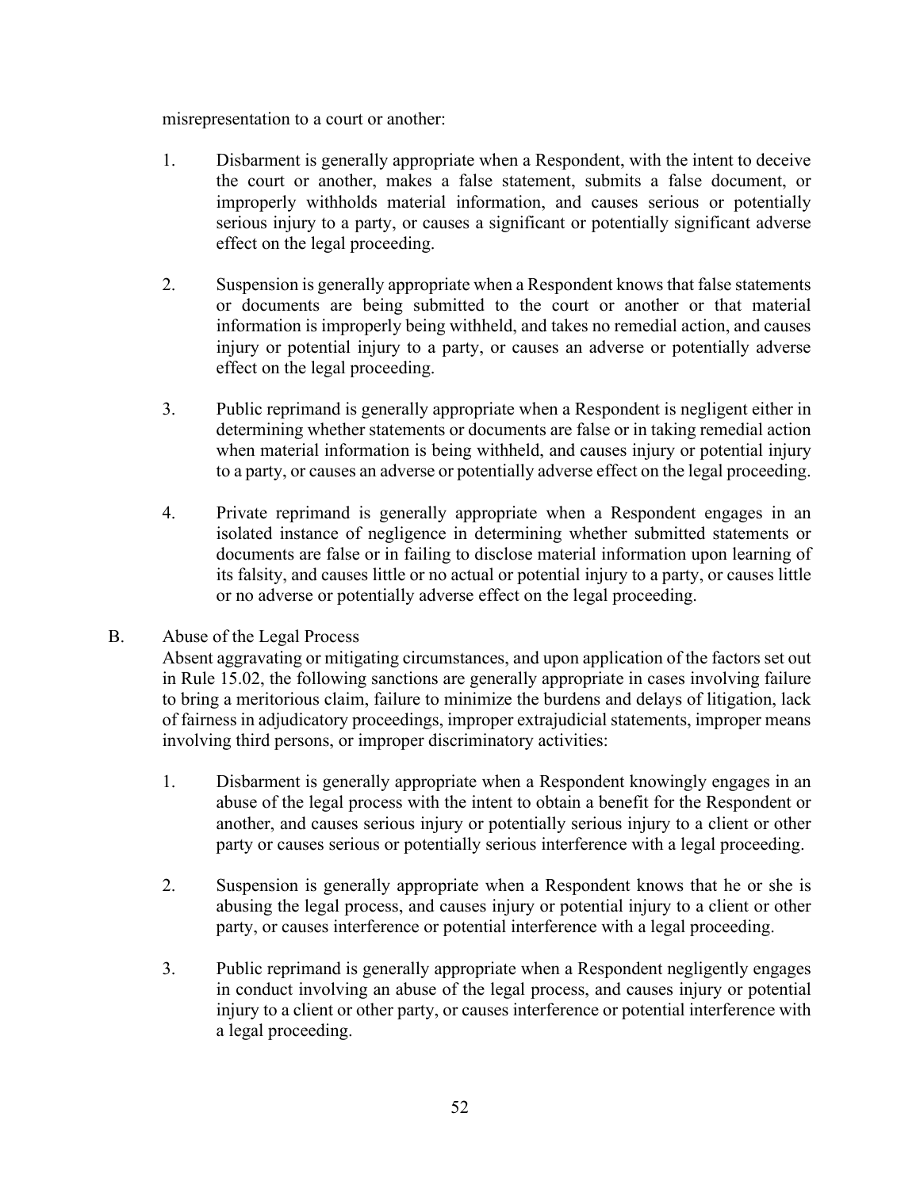misrepresentation to a court or another:

1. Disbarment is generally appropriate when a Respondent, with the intent to deceive the court or another, makes a false statement, submits a false document, or improperly withholds material information, and causes serious or potentially serious injury to a party, or causes a significant or potentially significant adverse effect on the legal proceeding.

2. Suspension is generally appropriate when a Respondent knows that false statements or documents are being submitted to the court or another or that material information is improperly being withheld, and takes no remedial action, and causes injury or potential injury to a party, or causes an adverse or potentially adverse effect on the legal proceeding.

3. Public reprimand is generally appropriate when a Respondent is negligent either in determining whether statements or documents are false or in taking remedial action when material information is being withheld, and causes injury or potential injury to a party, or causes an adverse or potentially adverse effect on the legal proceeding.

4. Private reprimand is generally appropriate when a Respondent engages in an isolated instance of negligence in determining whether submitted statements or documents are false or in failing to disclose material information upon learning of its falsity, and causes little or no actual or potential injury to a party, or causes little or no adverse or potentially adverse effect on the legal proceeding.

B. Abuse of the Legal Process

Absent aggravating or mitigating circumstances, and upon application of the factors set out in Rule 15.02, the following sanctions are generally appropriate in cases involving failure to bring a meritorious claim, failure to minimize the burdens and delays of litigation, lack of fairness in adjudicatory proceedings, improper extrajudicial statements, improper means involving third persons, or improper discriminatory activities:

1. Disbarment is generally appropriate when a Respondent knowingly engages in an abuse of the legal process with the intent to obtain a benefit for the Respondent or another, and causes serious injury or potentially serious injury to a client or other party or causes serious or potentially serious interference with a legal proceeding.

2. Suspension is generally appropriate when a Respondent knows that he or she is abusing the legal process, and causes injury or potential injury to a client or other party, or causes interference or potential interference with a legal proceeding.

3. Public reprimand is generally appropriate when a Respondent negligently engages in conduct involving an abuse of the legal process, and causes injury or potential injury to a client or other party, or causes interference or potential interference with a legal proceeding.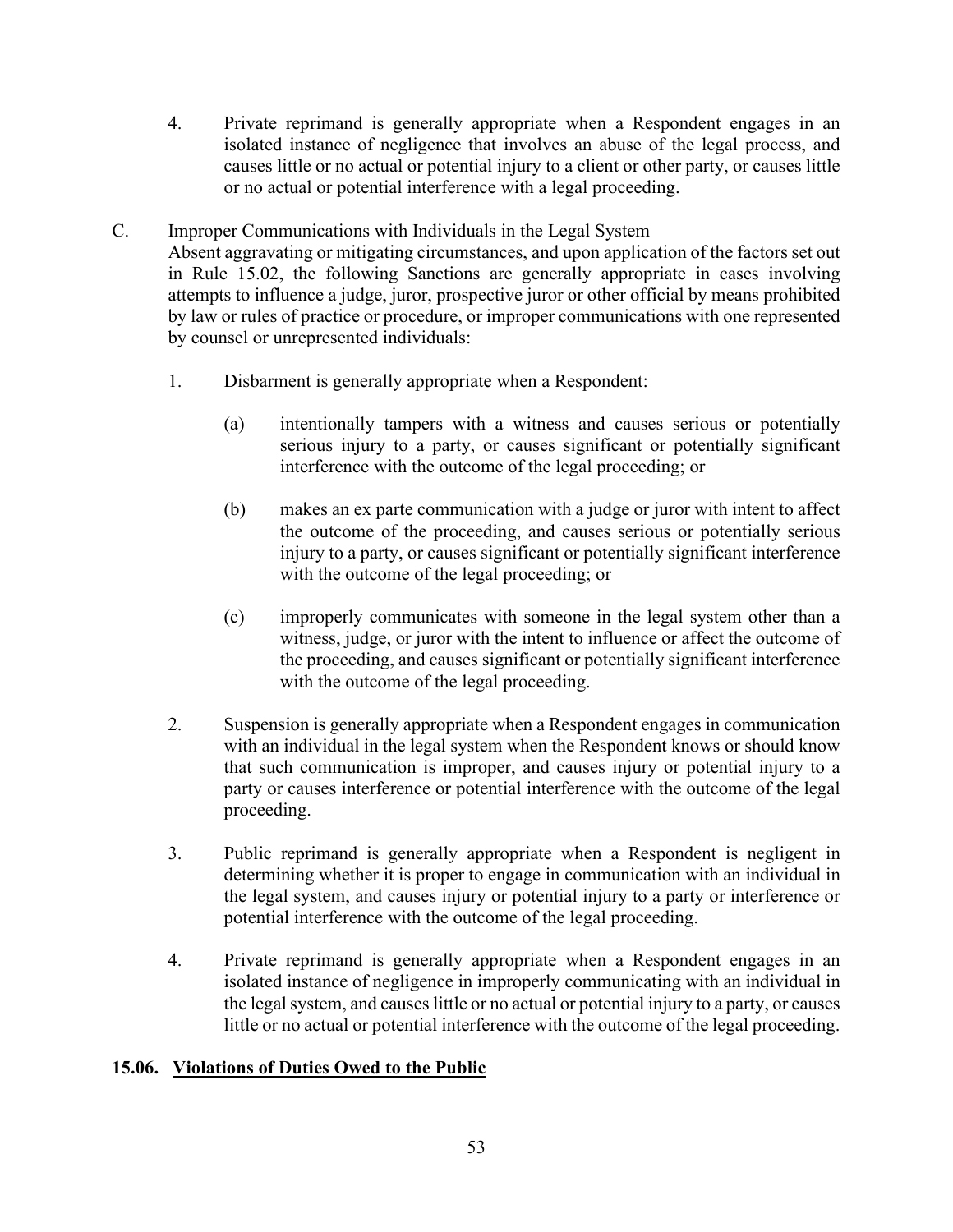4. Private reprimand is generally appropriate when a Respondent engages in an isolated instance of negligence that involves an abuse of the legal process, and causes little or no actual or potential injury to a client or other party, or causes little or no actual or potential interference with a legal proceeding.

C. Improper Communications with Individuals in the Legal System
Absent aggravating or mitigating circumstances, and upon application of the factors set out in Rule 15.02, the following Sanctions are generally appropriate in cases involving attempts to influence a judge, juror, prospective juror or other official by means prohibited by law or rules of practice or procedure, or improper communications with one represented by counsel or unrepresented individuals:

1. Disbarment is generally appropriate when a Respondent:

   (a) intentionally tampers with a witness and causes serious or potentially serious injury to a party, or causes significant or potentially significant interference with the outcome of the legal proceeding; or

   (b) makes an ex parte communication with a judge or juror with intent to affect the outcome of the proceeding, and causes serious or potentially serious injury to a party, or causes significant or potentially significant interference with the outcome of the legal proceeding; or

   (c) improperly communicates with someone in the legal system other than a witness, judge, or juror with the intent to influence or affect the outcome of the proceeding, and causes significant or potentially significant interference with the outcome of the legal proceeding.

2. Suspension is generally appropriate when a Respondent engages in communication with an individual in the legal system when the Respondent knows or should know that such communication is improper, and causes injury or potential injury to a party or causes interference or potential interference with the outcome of the legal proceeding.

3. Public reprimand is generally appropriate when a Respondent is negligent in determining whether it is proper to engage in communication with an individual in the legal system, and causes injury or potential injury to a party or interference or potential interference with the outcome of the legal proceeding.

4. Private reprimand is generally appropriate when a Respondent engages in an isolated instance of negligence in improperly communicating with an individual in the legal system, and causes little or no actual or potential injury to a party, or causes little or no actual or potential interference with the outcome of the legal proceeding.

**15.06. <u>Violations of Duties Owed to the Public</u>**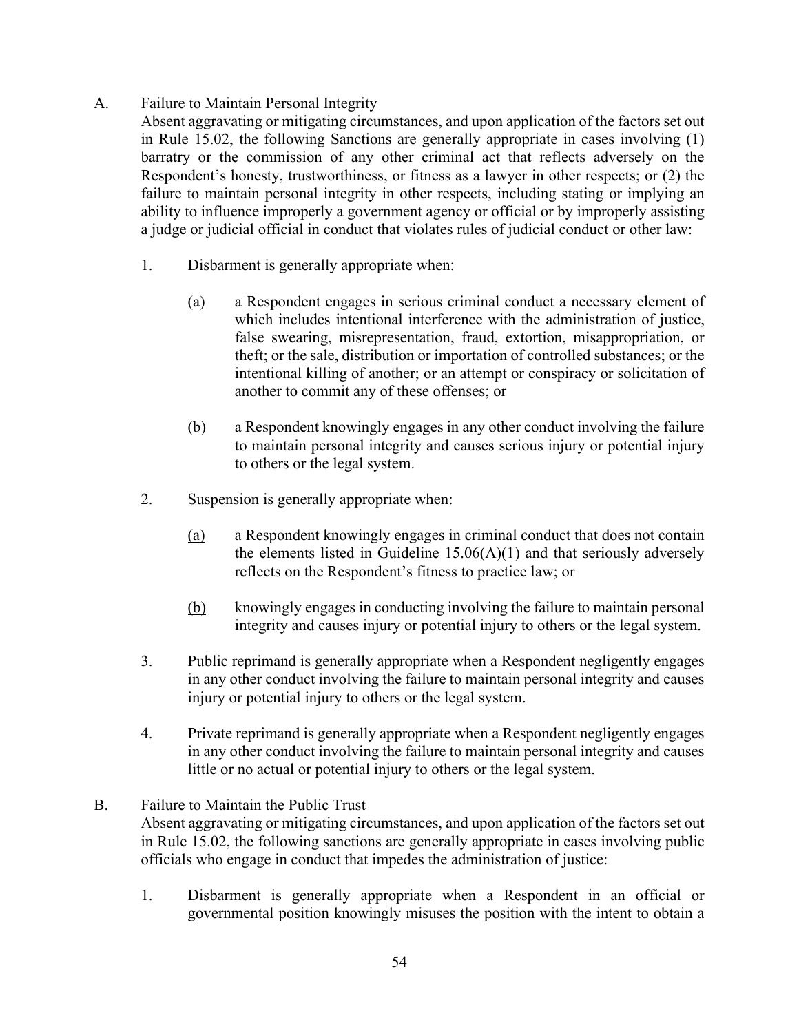A. Failure to Maintain Personal Integrity

Absent aggravating or mitigating circumstances, and upon application of the factors set out in Rule 15.02, the following Sanctions are generally appropriate in cases involving (1) barratry or the commission of any other criminal act that reflects adversely on the Respondent's honesty, trustworthiness, or fitness as a lawyer in other respects; or (2) the failure to maintain personal integrity in other respects, including stating or implying an ability to influence improperly a government agency or official or by improperly assisting a judge or judicial official in conduct that violates rules of judicial conduct or other law:

1. Disbarment is generally appropriate when:

   (a) a Respondent engages in serious criminal conduct a necessary element of which includes intentional interference with the administration of justice, false swearing, misrepresentation, fraud, extortion, misappropriation, or theft; or the sale, distribution or importation of controlled substances; or the intentional killing of another; or an attempt or conspiracy or solicitation of another to commit any of these offenses; or

   (b) a Respondent knowingly engages in any other conduct involving the failure to maintain personal integrity and causes serious injury or potential injury to others or the legal system.

2. Suspension is generally appropriate when:

   <u>(a)</u> a Respondent knowingly engages in criminal conduct that does not contain the elements listed in Guideline 15.06(A)(1) and that seriously adversely reflects on the Respondent's fitness to practice law; or

   <u>(b)</u> knowingly engages in conducting involving the failure to maintain personal integrity and causes injury or potential injury to others or the legal system.

3. Public reprimand is generally appropriate when a Respondent negligently engages in any other conduct involving the failure to maintain personal integrity and causes injury or potential injury to others or the legal system.

4. Private reprimand is generally appropriate when a Respondent negligently engages in any other conduct involving the failure to maintain personal integrity and causes little or no actual or potential injury to others or the legal system.

B. Failure to Maintain the Public Trust

Absent aggravating or mitigating circumstances, and upon application of the factors set out in Rule 15.02, the following sanctions are generally appropriate in cases involving public officials who engage in conduct that impedes the administration of justice:

1. Disbarment is generally appropriate when a Respondent in an official or governmental position knowingly misuses the position with the intent to obtain a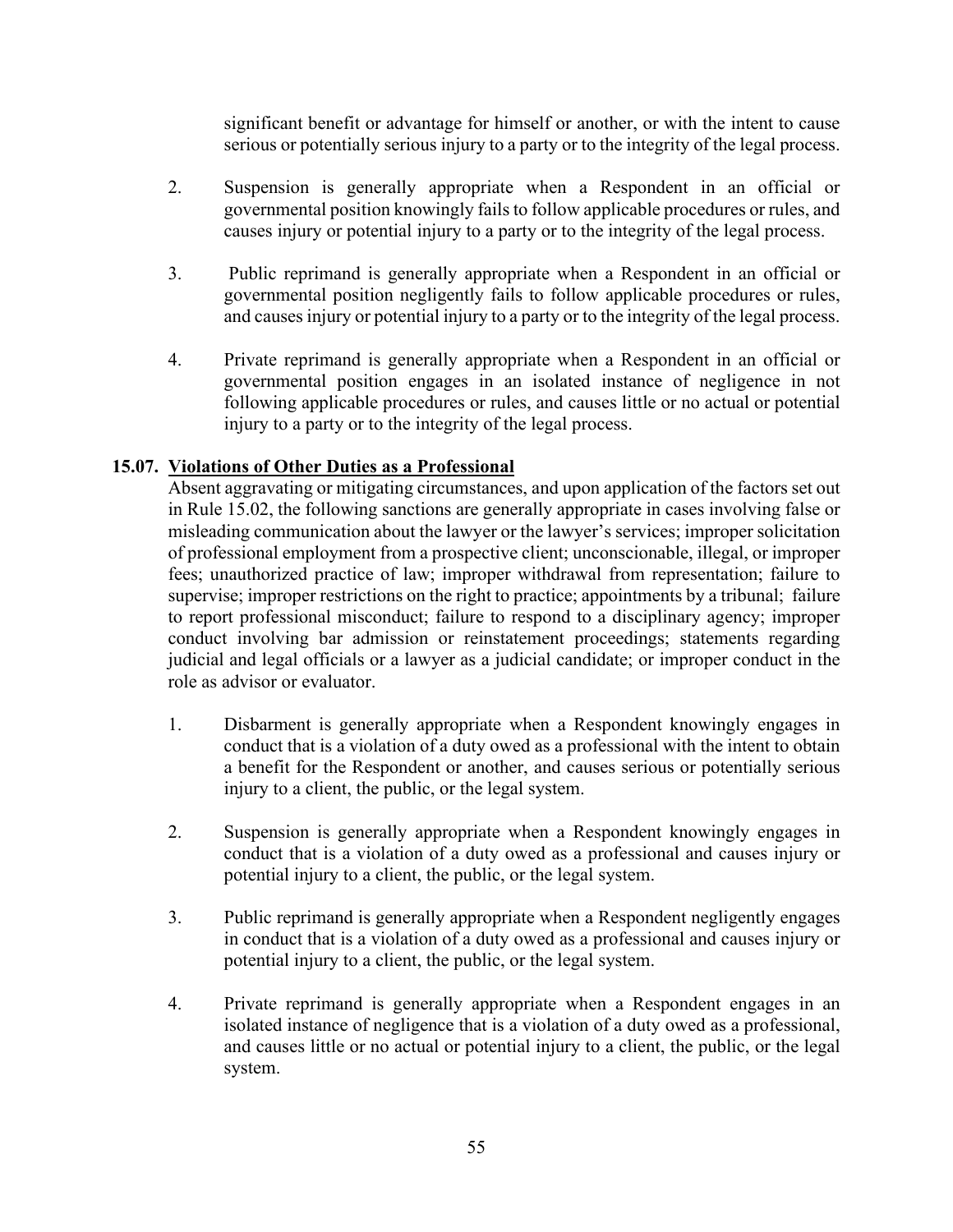significant benefit or advantage for himself or another, or with the intent to cause serious or potentially serious injury to a party or to the integrity of the legal process.

2. Suspension is generally appropriate when a Respondent in an official or governmental position knowingly fails to follow applicable procedures or rules, and causes injury or potential injury to a party or to the integrity of the legal process.

3. Public reprimand is generally appropriate when a Respondent in an official or governmental position negligently fails to follow applicable procedures or rules, and causes injury or potential injury to a party or to the integrity of the legal process.

4. Private reprimand is generally appropriate when a Respondent in an official or governmental position engages in an isolated instance of negligence in not following applicable procedures or rules, and causes little or no actual or potential injury to a party or to the integrity of the legal process.

### 15.07. Violations of Other Duties as a Professional

Absent aggravating or mitigating circumstances, and upon application of the factors set out in Rule 15.02, the following sanctions are generally appropriate in cases involving false or misleading communication about the lawyer or the lawyer's services; improper solicitation of professional employment from a prospective client; unconscionable, illegal, or improper fees; unauthorized practice of law; improper withdrawal from representation; failure to supervise; improper restrictions on the right to practice; appointments by a tribunal; failure to report professional misconduct; failure to respond to a disciplinary agency; improper conduct involving bar admission or reinstatement proceedings; statements regarding judicial and legal officials or a lawyer as a judicial candidate; or improper conduct in the role as advisor or evaluator.

1. Disbarment is generally appropriate when a Respondent knowingly engages in conduct that is a violation of a duty owed as a professional with the intent to obtain a benefit for the Respondent or another, and causes serious or potentially serious injury to a client, the public, or the legal system.

2. Suspension is generally appropriate when a Respondent knowingly engages in conduct that is a violation of a duty owed as a professional and causes injury or potential injury to a client, the public, or the legal system.

3. Public reprimand is generally appropriate when a Respondent negligently engages in conduct that is a violation of a duty owed as a professional and causes injury or potential injury to a client, the public, or the legal system.

4. Private reprimand is generally appropriate when a Respondent engages in an isolated instance of negligence that is a violation of a duty owed as a professional, and causes little or no actual or potential injury to a client, the public, or the legal system.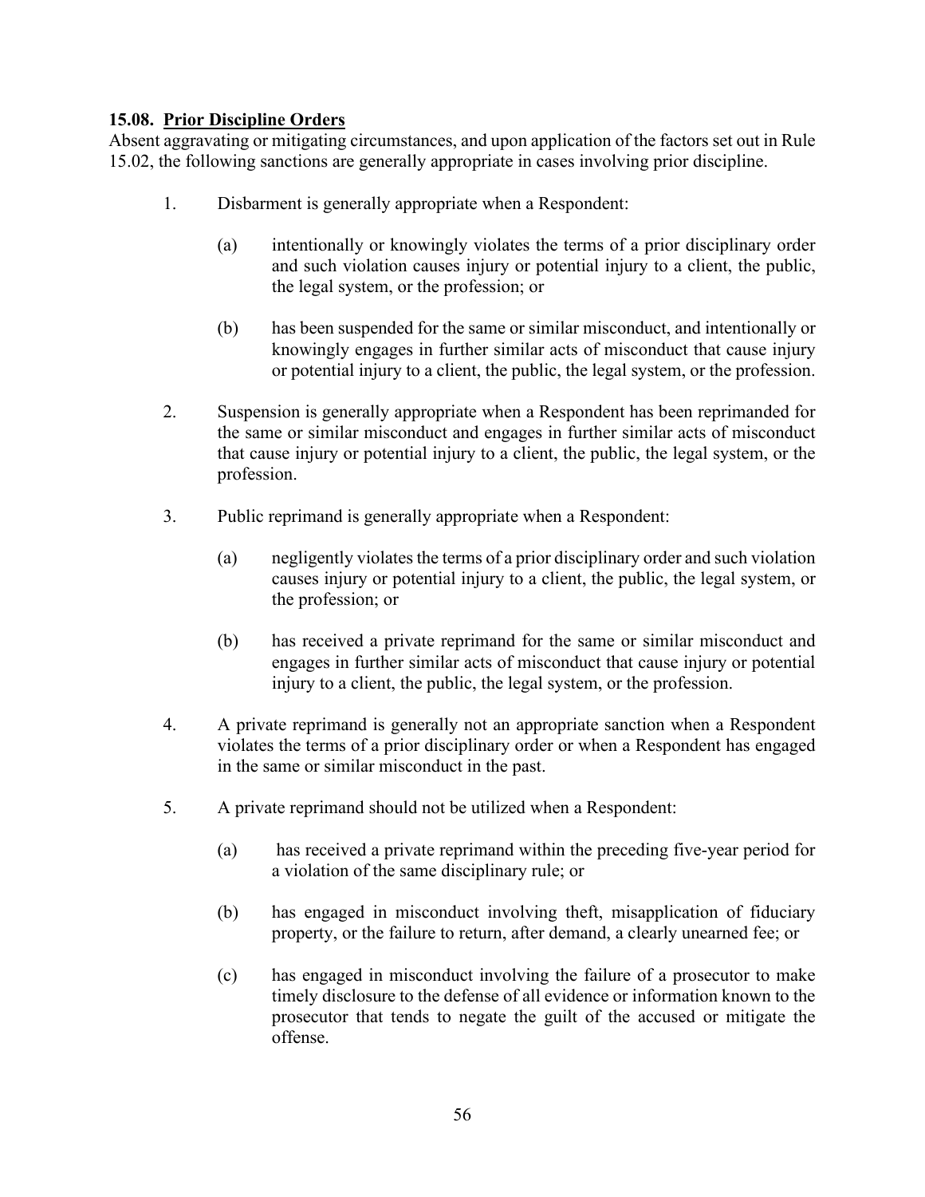### 15.08. <u>Prior Discipline Orders</u>

Absent aggravating or mitigating circumstances, and upon application of the factors set out in Rule 15.02, the following sanctions are generally appropriate in cases involving prior discipline.

1. Disbarment is generally appropriate when a Respondent:

   (a) intentionally or knowingly violates the terms of a prior disciplinary order and such violation causes injury or potential injury to a client, the public, the legal system, or the profession; or

   (b) has been suspended for the same or similar misconduct, and intentionally or knowingly engages in further similar acts of misconduct that cause injury or potential injury to a client, the public, the legal system, or the profession.

2. Suspension is generally appropriate when a Respondent has been reprimanded for the same or similar misconduct and engages in further similar acts of misconduct that cause injury or potential injury to a client, the public, the legal system, or the profession.

3. Public reprimand is generally appropriate when a Respondent:

   (a) negligently violates the terms of a prior disciplinary order and such violation causes injury or potential injury to a client, the public, the legal system, or the profession; or

   (b) has received a private reprimand for the same or similar misconduct and engages in further similar acts of misconduct that cause injury or potential injury to a client, the public, the legal system, or the profession.

4. A private reprimand is generally not an appropriate sanction when a Respondent violates the terms of a prior disciplinary order or when a Respondent has engaged in the same or similar misconduct in the past.

5. A private reprimand should not be utilized when a Respondent:

   (a) has received a private reprimand within the preceding five-year period for a violation of the same disciplinary rule; or

   (b) has engaged in misconduct involving theft, misapplication of fiduciary property, or the failure to return, after demand, a clearly unearned fee; or

   (c) has engaged in misconduct involving the failure of a prosecutor to make timely disclosure to the defense of all evidence or information known to the prosecutor that tends to negate the guilt of the accused or mitigate the offense.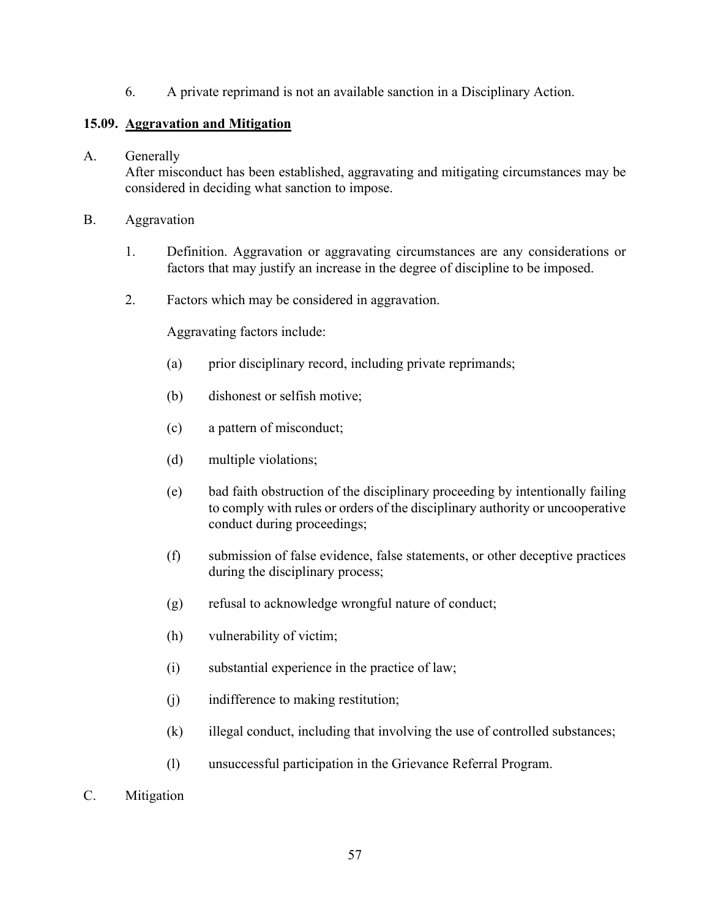6. A private reprimand is not an available sanction in a Disciplinary Action.

## 15.09. **Aggravation and Mitigation**

A. Generally

After misconduct has been established, aggravating and mitigating circumstances may be considered in deciding what sanction to impose.

B. Aggravation

1. Definition. Aggravation or aggravating circumstances are any considerations or factors that may justify an increase in the degree of discipline to be imposed.

2. Factors which may be considered in aggravation.

   Aggravating factors include:

   (a) prior disciplinary record, including private reprimands;

   (b) dishonest or selfish motive;

   (c) a pattern of misconduct;

   (d) multiple violations;

   (e) bad faith obstruction of the disciplinary proceeding by intentionally failing to comply with rules or orders of the disciplinary authority or uncooperative conduct during proceedings;

   (f) submission of false evidence, false statements, or other deceptive practices during the disciplinary process;

   (g) refusal to acknowledge wrongful nature of conduct;

   (h) vulnerability of victim;

   (i) substantial experience in the practice of law;

   (j) indifference to making restitution;

   (k) illegal conduct, including that involving the use of controlled substances;

   (l) unsuccessful participation in the Grievance Referral Program.

C. Mitigation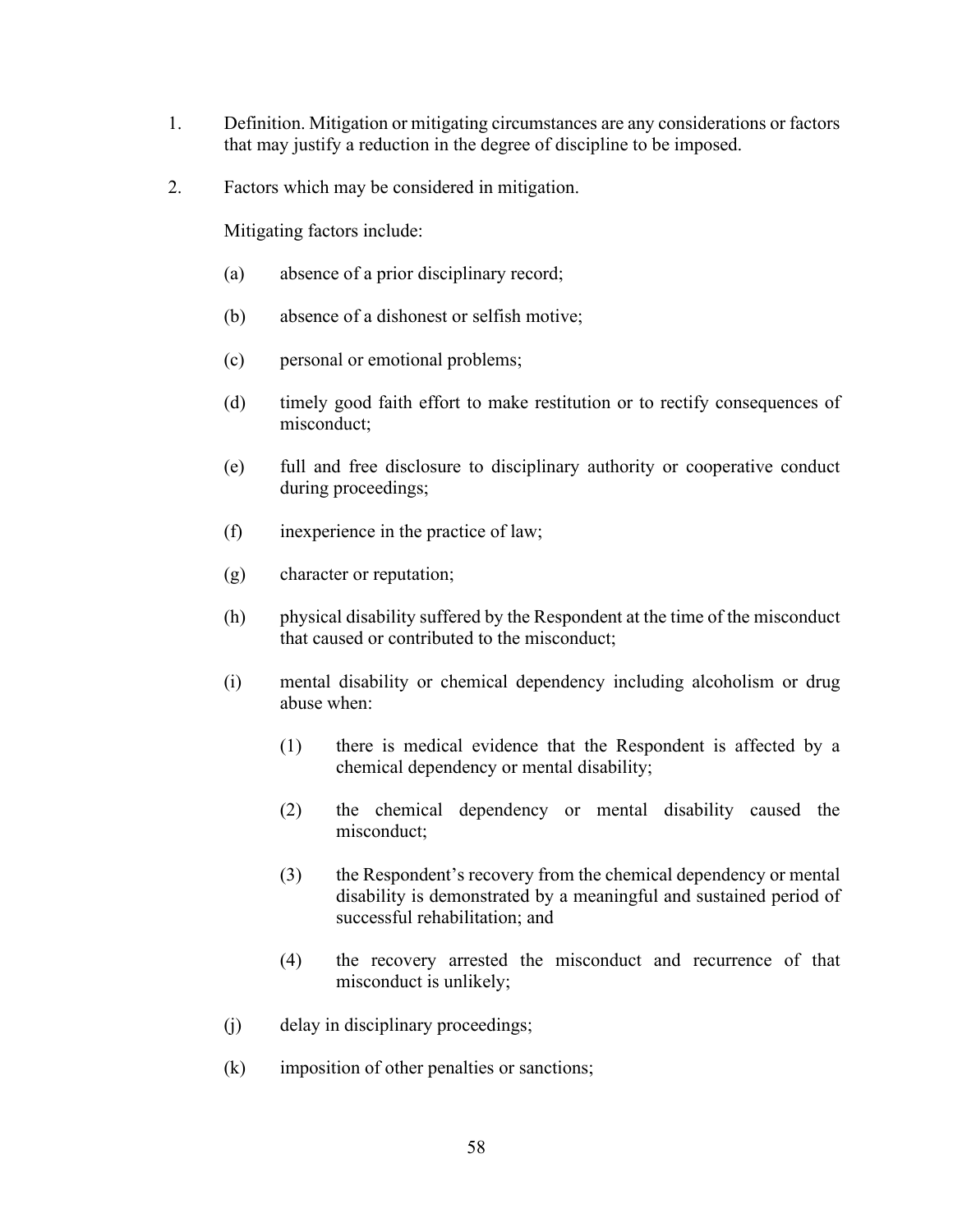1. Definition. Mitigation or mitigating circumstances are any considerations or factors that may justify a reduction in the degree of discipline to be imposed.

2. Factors which may be considered in mitigation.

   Mitigating factors include:

   (a) absence of a prior disciplinary record;

   (b) absence of a dishonest or selfish motive;

   (c) personal or emotional problems;

   (d) timely good faith effort to make restitution or to rectify consequences of misconduct;

   (e) full and free disclosure to disciplinary authority or cooperative conduct during proceedings;

   (f) inexperience in the practice of law;

   (g) character or reputation;

   (h) physical disability suffered by the Respondent at the time of the misconduct that caused or contributed to the misconduct;

   (i) mental disability or chemical dependency including alcoholism or drug abuse when:

      (1) there is medical evidence that the Respondent is affected by a chemical dependency or mental disability;

      (2) the chemical dependency or mental disability caused the misconduct;

      (3) the Respondent's recovery from the chemical dependency or mental disability is demonstrated by a meaningful and sustained period of successful rehabilitation; and

      (4) the recovery arrested the misconduct and recurrence of that misconduct is unlikely;

   (j) delay in disciplinary proceedings;

   (k) imposition of other penalties or sanctions;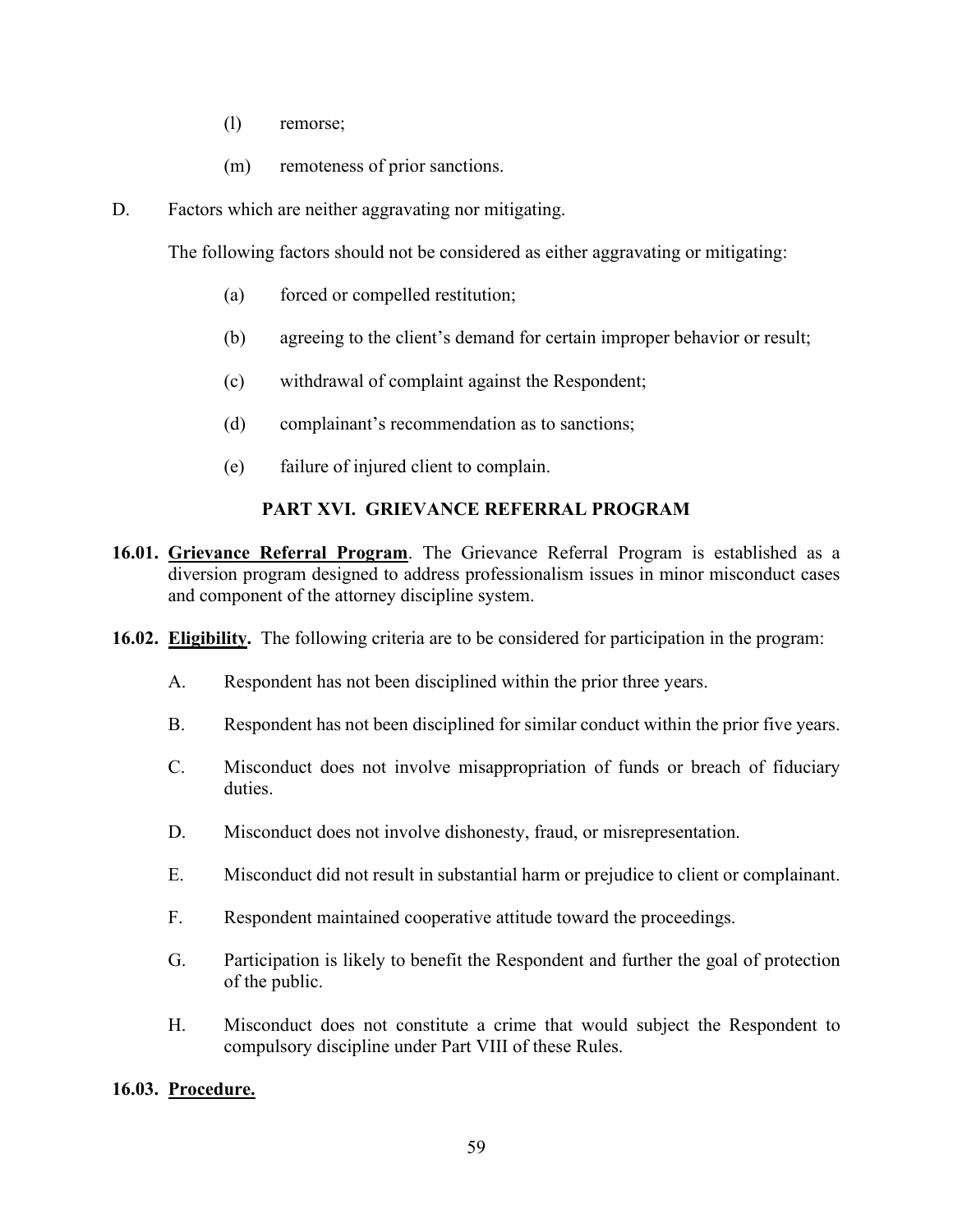(l) remorse;

(m) remoteness of prior sanctions.

D. Factors which are neither aggravating nor mitigating.

The following factors should not be considered as either aggravating or mitigating:

(a) forced or compelled restitution;

(b) agreeing to the client's demand for certain improper behavior or result;

(c) withdrawal of complaint against the Respondent;

(d) complainant's recommendation as to sanctions;

(e) failure of injured client to complain.

## PART XVI. GRIEVANCE REFERRAL PROGRAM

**16.01. Grievance Referral Program**. The Grievance Referral Program is established as a diversion program designed to address professionalism issues in minor misconduct cases and component of the attorney discipline system.

**16.02. Eligibility.** The following criteria are to be considered for participation in the program:

A. Respondent has not been disciplined within the prior three years.

B. Respondent has not been disciplined for similar conduct within the prior five years.

C. Misconduct does not involve misappropriation of funds or breach of fiduciary duties.

D. Misconduct does not involve dishonesty, fraud, or misrepresentation.

E. Misconduct did not result in substantial harm or prejudice to client or complainant.

F. Respondent maintained cooperative attitude toward the proceedings.

G. Participation is likely to benefit the Respondent and further the goal of protection of the public.

H. Misconduct does not constitute a crime that would subject the Respondent to compulsory discipline under Part VIII of these Rules.

**16.03. Procedure.**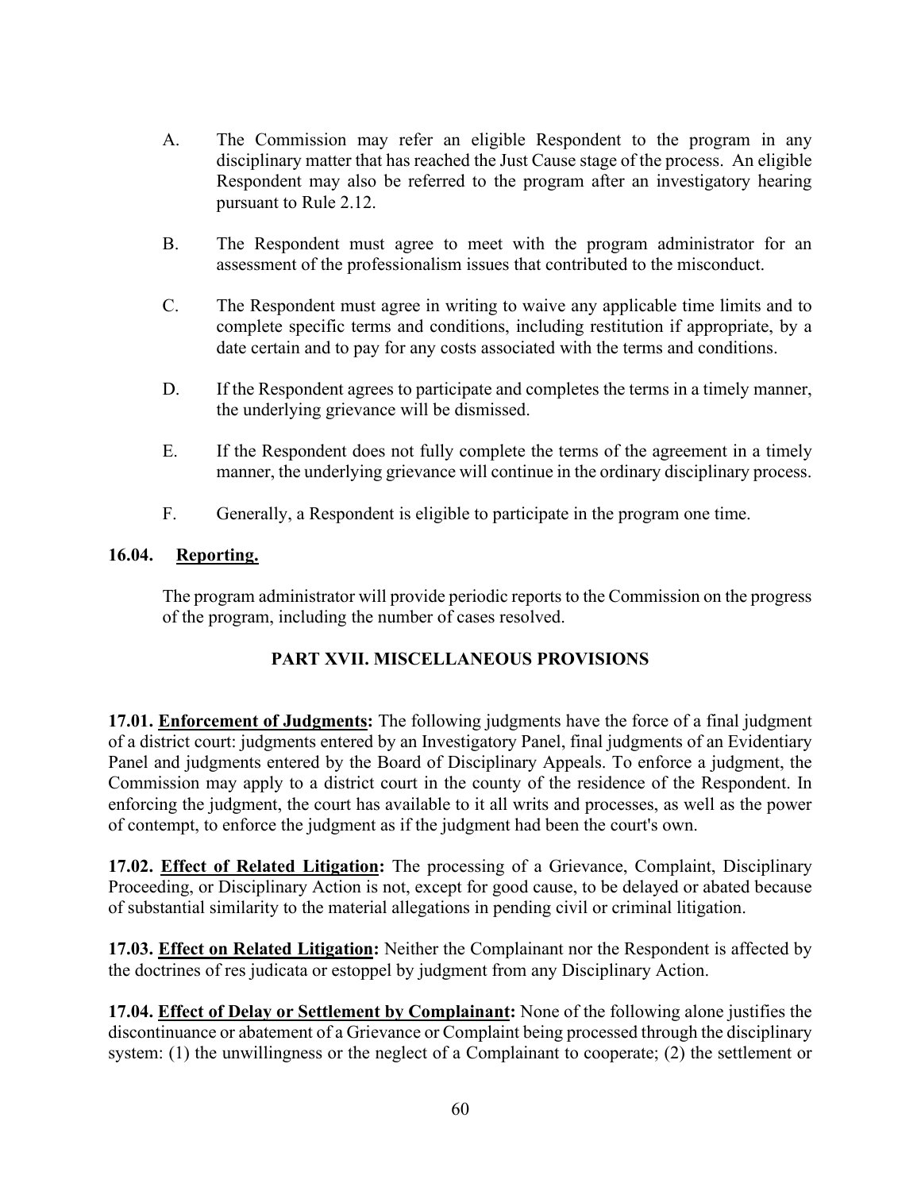A. The Commission may refer an eligible Respondent to the program in any disciplinary matter that has reached the Just Cause stage of the process. An eligible Respondent may also be referred to the program after an investigatory hearing pursuant to Rule 2.12.

B. The Respondent must agree to meet with the program administrator for an assessment of the professionalism issues that contributed to the misconduct.

C. The Respondent must agree in writing to waive any applicable time limits and to complete specific terms and conditions, including restitution if appropriate, by a date certain and to pay for any costs associated with the terms and conditions.

D. If the Respondent agrees to participate and completes the terms in a timely manner, the underlying grievance will be dismissed.

E. If the Respondent does not fully complete the terms of the agreement in a timely manner, the underlying grievance will continue in the ordinary disciplinary process.

F. Generally, a Respondent is eligible to participate in the program one time.

**16.04. Reporting.**

The program administrator will provide periodic reports to the Commission on the progress of the program, including the number of cases resolved.

## PART XVII. MISCELLANEOUS PROVISIONS

**17.01. Enforcement of Judgments:** The following judgments have the force of a final judgment of a district court: judgments entered by an Investigatory Panel, final judgments of an Evidentiary Panel and judgments entered by the Board of Disciplinary Appeals. To enforce a judgment, the Commission may apply to a district court in the county of the residence of the Respondent. In enforcing the judgment, the court has available to it all writs and processes, as well as the power of contempt, to enforce the judgment as if the judgment had been the court's own.

**17.02. Effect of Related Litigation:** The processing of a Grievance, Complaint, Disciplinary Proceeding, or Disciplinary Action is not, except for good cause, to be delayed or abated because of substantial similarity to the material allegations in pending civil or criminal litigation.

**17.03. Effect on Related Litigation:** Neither the Complainant nor the Respondent is affected by the doctrines of res judicata or estoppel by judgment from any Disciplinary Action.

**17.04. Effect of Delay or Settlement by Complainant:** None of the following alone justifies the discontinuance or abatement of a Grievance or Complaint being processed through the disciplinary system: (1) the unwillingness or the neglect of a Complainant to cooperate; (2) the settlement or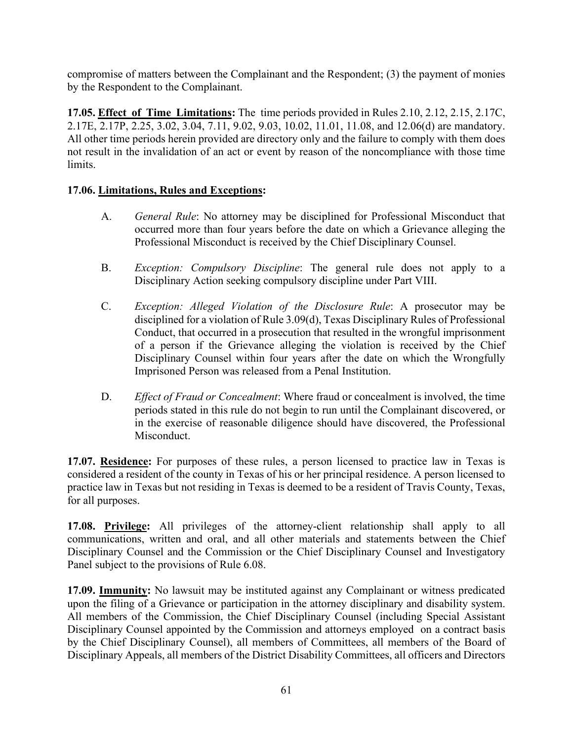compromise of matters between the Complainant and the Respondent; (3) the payment of monies by the Respondent to the Complainant.

**17.05. Effect of Time Limitations:** The time periods provided in Rules 2.10, 2.12, 2.15, 2.17C, 2.17E, 2.17P, 2.25, 3.02, 3.04, 7.11, 9.02, 9.03, 10.02, 11.01, 11.08, and 12.06(d) are mandatory. All other time periods herein provided are directory only and the failure to comply with them does not result in the invalidation of an act or event by reason of the noncompliance with those time limits.

**17.06. Limitations, Rules and Exceptions:**

A. *General Rule*: No attorney may be disciplined for Professional Misconduct that occurred more than four years before the date on which a Grievance alleging the Professional Misconduct is received by the Chief Disciplinary Counsel.

B. *Exception: Compulsory Discipline*: The general rule does not apply to a Disciplinary Action seeking compulsory discipline under Part VIII.

C. *Exception: Alleged Violation of the Disclosure Rule*: A prosecutor may be disciplined for a violation of Rule 3.09(d), Texas Disciplinary Rules of Professional Conduct, that occurred in a prosecution that resulted in the wrongful imprisonment of a person if the Grievance alleging the violation is received by the Chief Disciplinary Counsel within four years after the date on which the Wrongfully Imprisoned Person was released from a Penal Institution.

D. *Effect of Fraud or Concealment*: Where fraud or concealment is involved, the time periods stated in this rule do not begin to run until the Complainant discovered, or in the exercise of reasonable diligence should have discovered, the Professional Misconduct.

**17.07. Residence:** For purposes of these rules, a person licensed to practice law in Texas is considered a resident of the county in Texas of his or her principal residence. A person licensed to practice law in Texas but not residing in Texas is deemed to be a resident of Travis County, Texas, for all purposes.

**17.08. Privilege:** All privileges of the attorney-client relationship shall apply to all communications, written and oral, and all other materials and statements between the Chief Disciplinary Counsel and the Commission or the Chief Disciplinary Counsel and Investigatory Panel subject to the provisions of Rule 6.08.

**17.09. Immunity:** No lawsuit may be instituted against any Complainant or witness predicated upon the filing of a Grievance or participation in the attorney disciplinary and disability system. All members of the Commission, the Chief Disciplinary Counsel (including Special Assistant Disciplinary Counsel appointed by the Commission and attorneys employed on a contract basis by the Chief Disciplinary Counsel), all members of Committees, all members of the Board of Disciplinary Appeals, all members of the District Disability Committees, all officers and Directors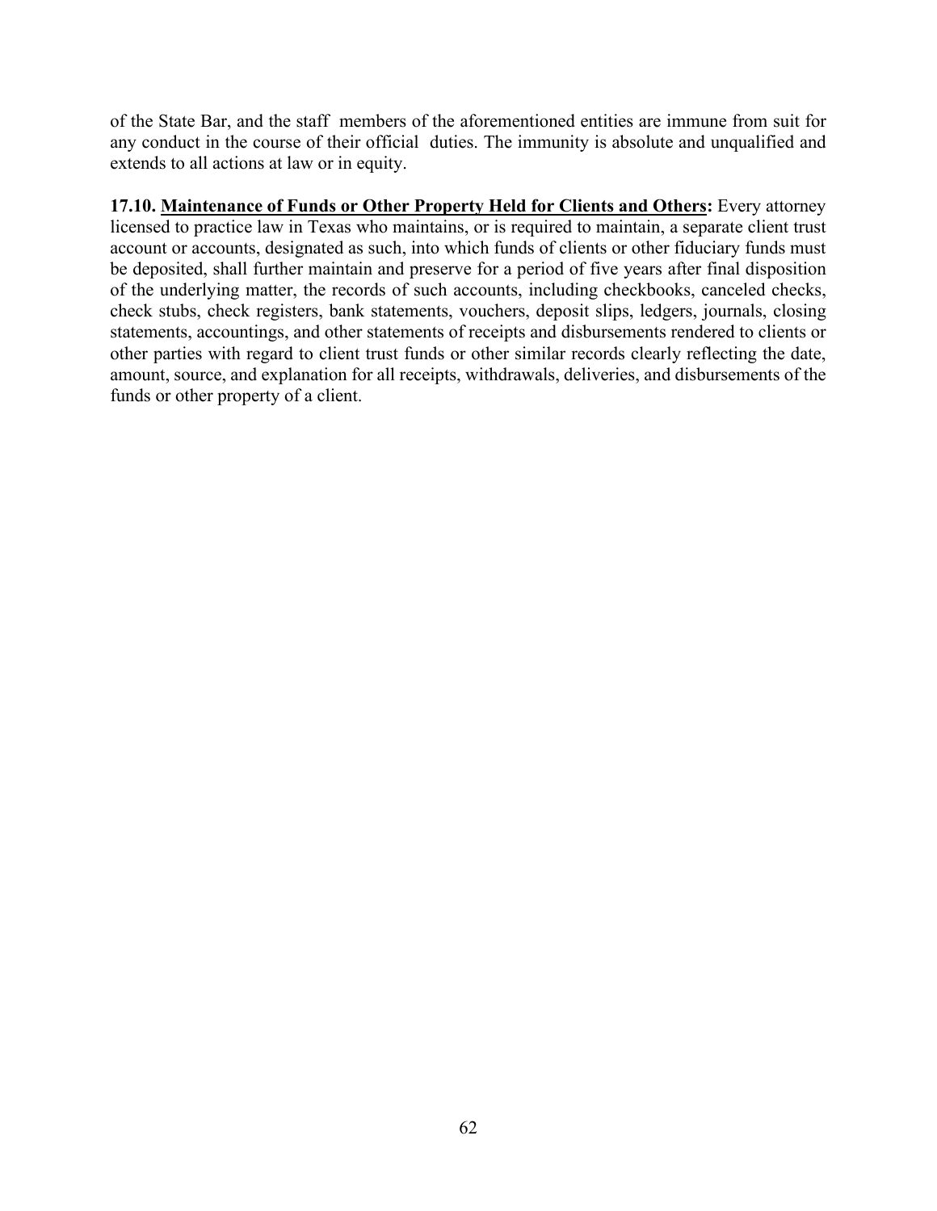of the State Bar, and the staff members of the aforementioned entities are immune from suit for any conduct in the course of their official duties. The immunity is absolute and unqualified and extends to all actions at law or in equity.

**17.10. <u>Maintenance of Funds or Other Property Held for Clients and Others</u>:** Every attorney licensed to practice law in Texas who maintains, or is required to maintain, a separate client trust account or accounts, designated as such, into which funds of clients or other fiduciary funds must be deposited, shall further maintain and preserve for a period of five years after final disposition of the underlying matter, the records of such accounts, including checkbooks, canceled checks, check stubs, check registers, bank statements, vouchers, deposit slips, ledgers, journals, closing statements, accountings, and other statements of receipts and disbursements rendered to clients or other parties with regard to client trust funds or other similar records clearly reflecting the date, amount, source, and explanation for all receipts, withdrawals, deliveries, and disbursements of the funds or other property of a client.